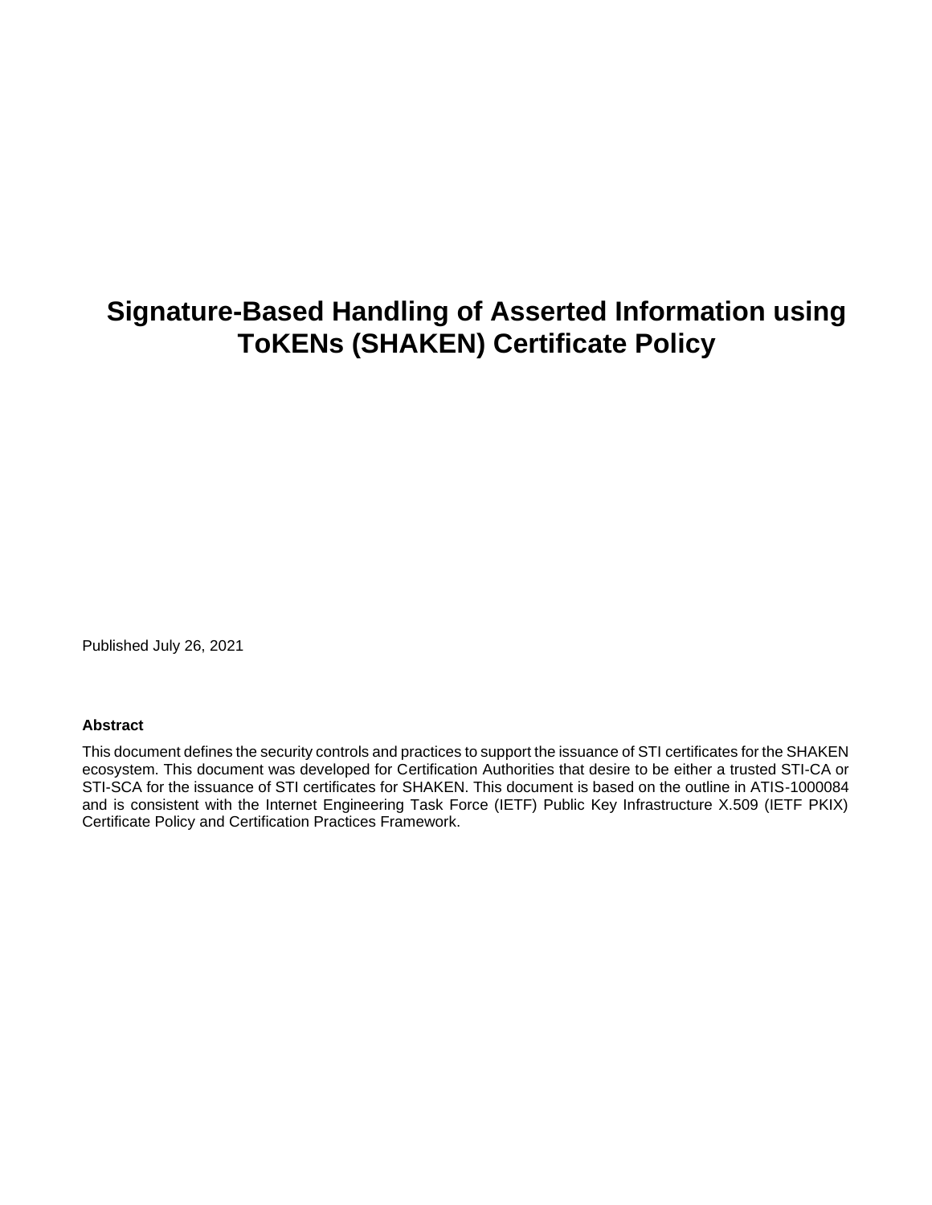# Signature-Based Handling of Asserted Information using ToKENs (SHAKEN) Certificate Policy

Published July 26, 2021

**Abstract**

This document defines the security controls and practices to support the issuance of STI certificates for the SHAKEN ecosystem. This document was developed for Certification Authorities that desire to be either a trusted STI-CA or STI-SCA for the issuance of STI certificates for SHAKEN. This document is based on the outline in ATIS-1000084 and is consistent with the Internet Engineering Task Force (IETF) Public Key Infrastructure X.509 (IETF PKIX) Certificate Policy and Certification Practices Framework.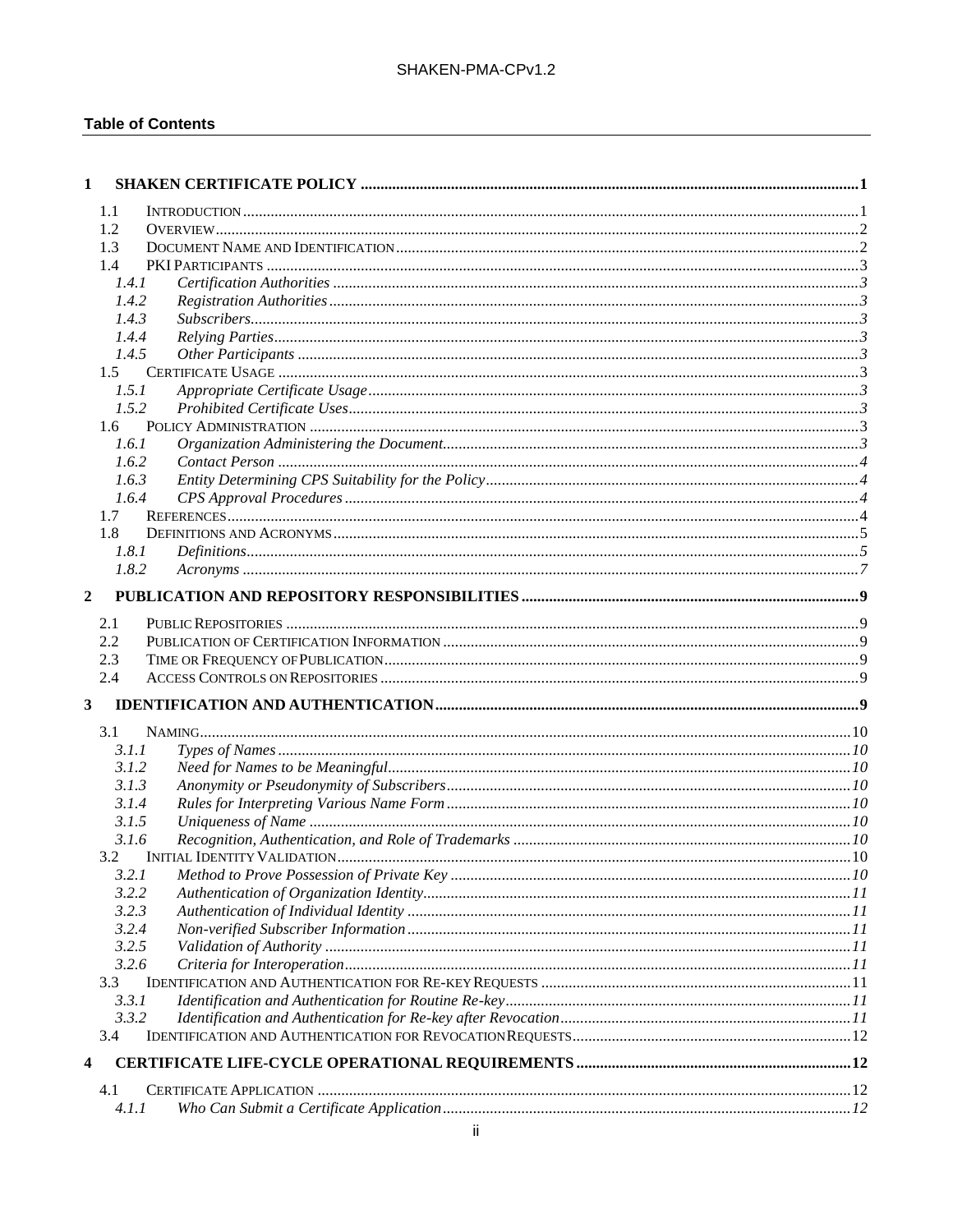**Table of Contents**

1 SHAKEN CERTIFICATE POLICY ..... 1
- 1.1 INTRODUCTION ..... 1
- 1.2 OVERVIEW ..... 2
- 1.3 DOCUMENT NAME AND IDENTIFICATION ..... 2
- 1.4 PKI PARTICIPANTS ..... 3
  - *1.4.1 Certification Authorities ..... 3*
  - *1.4.2 Registration Authorities ..... 3*
  - *1.4.3 Subscribers ..... 3*
  - *1.4.4 Relying Parties ..... 3*
  - *1.4.5 Other Participants ..... 3*
- 1.5 CERTIFICATE USAGE ..... 3
  - *1.5.1 Appropriate Certificate Usage ..... 3*
  - *1.5.2 Prohibited Certificate Uses ..... 3*
- 1.6 POLICY ADMINISTRATION ..... 3
  - *1.6.1 Organization Administering the Document ..... 3*
  - *1.6.2 Contact Person ..... 4*
  - *1.6.3 Entity Determining CPS Suitability for the Policy ..... 4*
  - *1.6.4 CPS Approval Procedures ..... 4*
- 1.7 REFERENCES ..... 4
- 1.8 DEFINITIONS AND ACRONYMS ..... 5
  - *1.8.1 Definitions ..... 5*
  - *1.8.2 Acronyms ..... 7*

2 PUBLICATION AND REPOSITORY RESPONSIBILITIES ..... 9
- 2.1 PUBLIC REPOSITORIES ..... 9
- 2.2 PUBLICATION OF CERTIFICATION INFORMATION ..... 9
- 2.3 TIME OR FREQUENCY OF PUBLICATION ..... 9
- 2.4 ACCESS CONTROLS ON REPOSITORIES ..... 9

3 IDENTIFICATION AND AUTHENTICATION ..... 9
- 3.1 NAMING ..... 10
  - *3.1.1 Types of Names ..... 10*
  - *3.1.2 Need for Names to be Meaningful ..... 10*
  - *3.1.3 Anonymity or Pseudonymity of Subscribers ..... 10*
  - *3.1.4 Rules for Interpreting Various Name Form ..... 10*
  - *3.1.5 Uniqueness of Name ..... 10*
  - *3.1.6 Recognition, Authentication, and Role of Trademarks ..... 10*
- 3.2 INITIAL IDENTITY VALIDATION ..... 10
  - *3.2.1 Method to Prove Possession of Private Key ..... 10*
  - *3.2.2 Authentication of Organization Identity ..... 11*
  - *3.2.3 Authentication of Individual Identity ..... 11*
  - *3.2.4 Non-verified Subscriber Information ..... 11*
  - *3.2.5 Validation of Authority ..... 11*
  - *3.2.6 Criteria for Interoperation ..... 11*
- 3.3 IDENTIFICATION AND AUTHENTICATION FOR RE-KEY REQUESTS ..... 11
  - *3.3.1 Identification and Authentication for Routine Re-key ..... 11*
  - *3.3.2 Identification and Authentication for Re-key after Revocation ..... 11*
- 3.4 IDENTIFICATION AND AUTHENTICATION FOR REVOCATION REQUESTS ..... 12

4 CERTIFICATE LIFE-CYCLE OPERATIONAL REQUIREMENTS ..... 12
- 4.1 CERTIFICATE APPLICATION ..... 12
  - *4.1.1 Who Can Submit a Certificate Application ..... 12*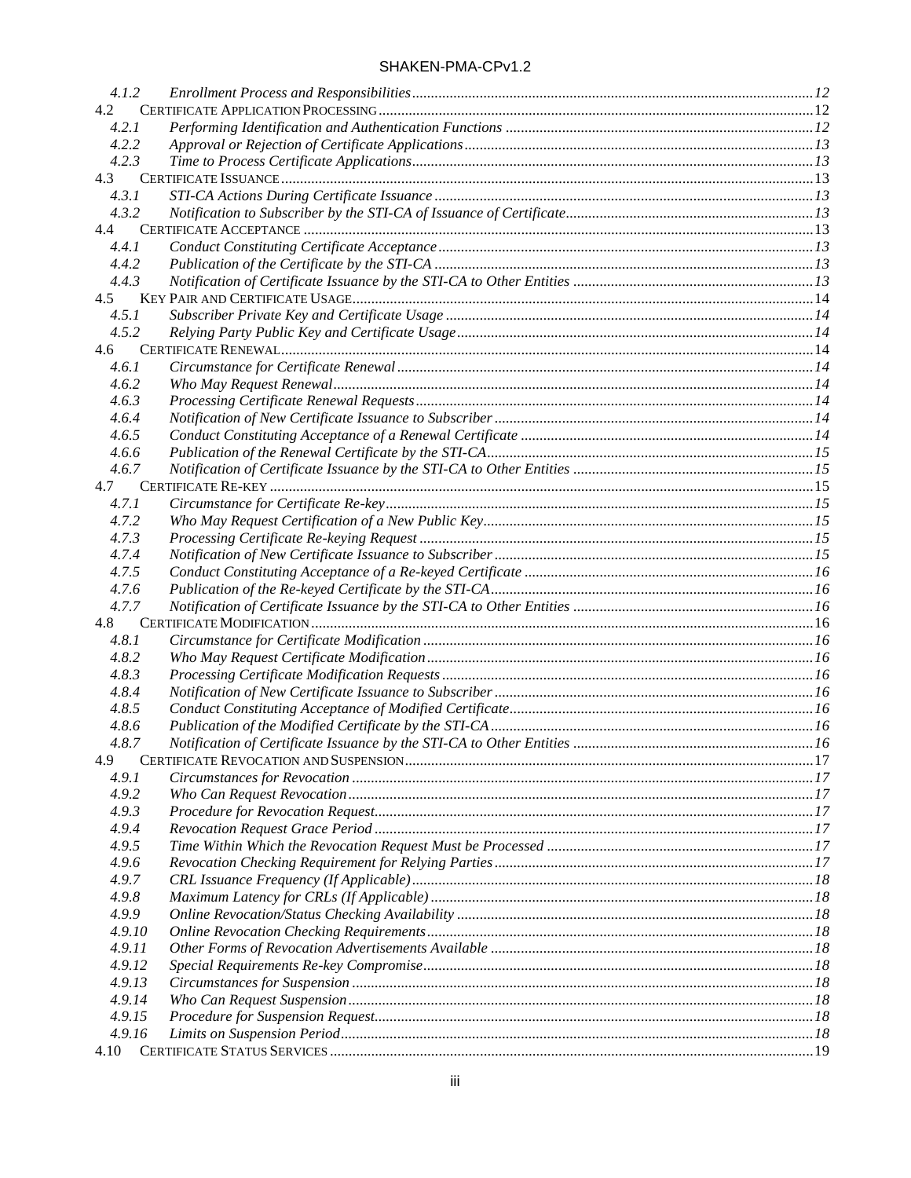| | | |
|---|---|---|
| 4.1.2 | *Enrollment Process and Responsibilities* | 12 |
| 4.2 | CERTIFICATE APPLICATION PROCESSING | 12 |
| 4.2.1 | *Performing Identification and Authentication Functions* | 12 |
| 4.2.2 | *Approval or Rejection of Certificate Applications* | 13 |
| 4.2.3 | *Time to Process Certificate Applications* | 13 |
| 4.3 | CERTIFICATE ISSUANCE | 13 |
| 4.3.1 | *STI-CA Actions During Certificate Issuance* | 13 |
| 4.3.2 | *Notification to Subscriber by the STI-CA of Issuance of Certificate* | 13 |
| 4.4 | CERTIFICATE ACCEPTANCE | 13 |
| 4.4.1 | *Conduct Constituting Certificate Acceptance* | 13 |
| 4.4.2 | *Publication of the Certificate by the STI-CA* | 13 |
| 4.4.3 | *Notification of Certificate Issuance by the STI-CA to Other Entities* | 13 |
| 4.5 | KEY PAIR AND CERTIFICATE USAGE | 14 |
| 4.5.1 | *Subscriber Private Key and Certificate Usage* | 14 |
| 4.5.2 | *Relying Party Public Key and Certificate Usage* | 14 |
| 4.6 | CERTIFICATE RENEWAL | 14 |
| 4.6.1 | *Circumstance for Certificate Renewal* | 14 |
| 4.6.2 | *Who May Request Renewal* | 14 |
| 4.6.3 | *Processing Certificate Renewal Requests* | 14 |
| 4.6.4 | *Notification of New Certificate Issuance to Subscriber* | 14 |
| 4.6.5 | *Conduct Constituting Acceptance of a Renewal Certificate* | 14 |
| 4.6.6 | *Publication of the Renewal Certificate by the STI-CA* | 15 |
| 4.6.7 | *Notification of Certificate Issuance by the STI-CA to Other Entities* | 15 |
| 4.7 | CERTIFICATE RE-KEY | 15 |
| 4.7.1 | *Circumstance for Certificate Re-key* | 15 |
| 4.7.2 | *Who May Request Certification of a New Public Key* | 15 |
| 4.7.3 | *Processing Certificate Re-keying Request* | 15 |
| 4.7.4 | *Notification of New Certificate Issuance to Subscriber* | 15 |
| 4.7.5 | *Conduct Constituting Acceptance of a Re-keyed Certificate* | 16 |
| 4.7.6 | *Publication of the Re-keyed Certificate by the STI-CA* | 16 |
| 4.7.7 | *Notification of Certificate Issuance by the STI-CA to Other Entities* | 16 |
| 4.8 | CERTIFICATE MODIFICATION | 16 |
| 4.8.1 | *Circumstance for Certificate Modification* | 16 |
| 4.8.2 | *Who May Request Certificate Modification* | 16 |
| 4.8.3 | *Processing Certificate Modification Requests* | 16 |
| 4.8.4 | *Notification of New Certificate Issuance to Subscriber* | 16 |
| 4.8.5 | *Conduct Constituting Acceptance of Modified Certificate* | 16 |
| 4.8.6 | *Publication of the Modified Certificate by the STI-CA* | 16 |
| 4.8.7 | *Notification of Certificate Issuance by the STI-CA to Other Entities* | 16 |
| 4.9 | CERTIFICATE REVOCATION AND SUSPENSION | 17 |
| 4.9.1 | *Circumstances for Revocation* | 17 |
| 4.9.2 | *Who Can Request Revocation* | 17 |
| 4.9.3 | *Procedure for Revocation Request* | 17 |
| 4.9.4 | *Revocation Request Grace Period* | 17 |
| 4.9.5 | *Time Within Which the Revocation Request Must be Processed* | 17 |
| 4.9.6 | *Revocation Checking Requirement for Relying Parties* | 17 |
| 4.9.7 | *CRL Issuance Frequency (If Applicable)* | 18 |
| 4.9.8 | *Maximum Latency for CRLs (If Applicable)* | 18 |
| 4.9.9 | *Online Revocation/Status Checking Availability* | 18 |
| 4.9.10 | *Online Revocation Checking Requirements* | 18 |
| 4.9.11 | *Other Forms of Revocation Advertisements Available* | 18 |
| 4.9.12 | *Special Requirements Re-key Compromise* | 18 |
| 4.9.13 | *Circumstances for Suspension* | 18 |
| 4.9.14 | *Who Can Request Suspension* | 18 |
| 4.9.15 | *Procedure for Suspension Request* | 18 |
| 4.9.16 | *Limits on Suspension Period* | 18 |
| 4.10 | CERTIFICATE STATUS SERVICES | 19 |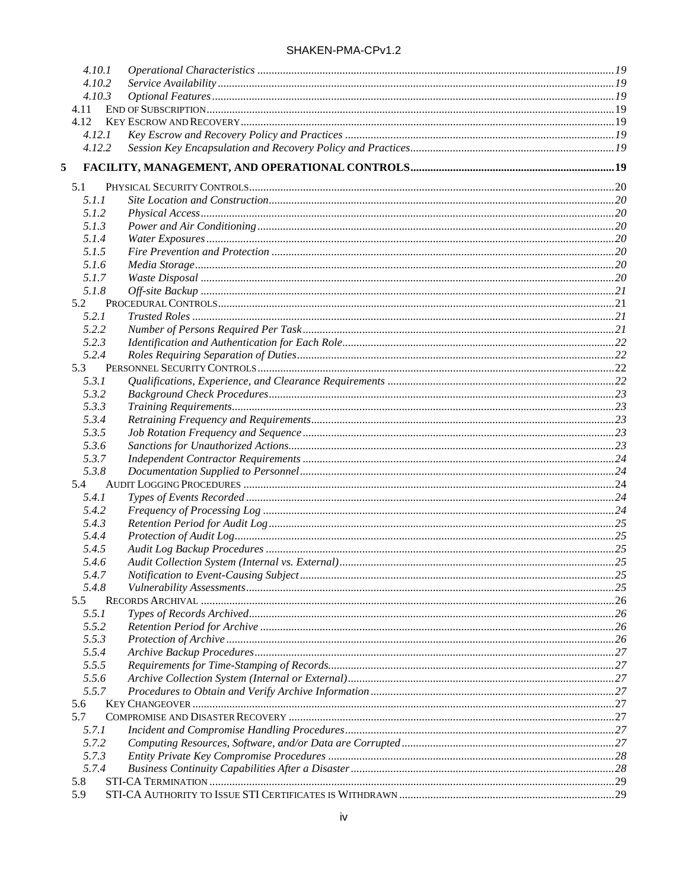4.10.1 Operational Characteristics ....................................................................................................19
4.10.2 Service Availability ..................................................................................................................19
4.10.3 Optional Features .....................................................................................................................19
4.11 END OF SUBSCRIPTION ............................................................................................................................19
4.12 KEY ESCROW AND RECOVERY ................................................................................................................19
4.12.1 Key Escrow and Recovery Policy and Practices ......................................................................19
4.12.2 Session Key Encapsulation and Recovery Policy and Practices ...............................................19

5 FACILITY, MANAGEMENT, AND OPERATIONAL CONTROLS ...............................................................19

5.1 PHYSICAL SECURITY CONTROLS ..............................................................................................................20
5.1.1 Site Location and Construction ................................................................................................20
5.1.2 Physical Access ........................................................................................................................20
5.1.3 Power and Air Conditioning .....................................................................................................20
5.1.4 Water Exposures .......................................................................................................................20
5.1.5 Fire Prevention and Protection ................................................................................................20
5.1.6 Media Storage ..........................................................................................................................20
5.1.7 Waste Disposal .........................................................................................................................20
5.1.8 Off-site Backup .........................................................................................................................21
5.2 PROCEDURAL CONTROLS .........................................................................................................................21
5.2.1 Trusted Roles ............................................................................................................................21
5.2.2 Number of Persons Required Per Task .....................................................................................21
5.2.3 Identification and Authentication for Each Role ......................................................................22
5.2.4 Roles Requiring Separation of Duties .......................................................................................22
5.3 PERSONNEL SECURITY CONTROLS ...........................................................................................................22
5.3.1 Qualifications, Experience, and Clearance Requirements .......................................................22
5.3.2 Background Check Procedures .................................................................................................23
5.3.3 Training Requirements ..............................................................................................................23
5.3.4 Retraining Frequency and Requirements ..................................................................................23
5.3.5 Job Rotation Frequency and Sequence .....................................................................................23
5.3.6 Sanctions for Unauthorized Actions ..........................................................................................23
5.3.7 Independent Contractor Requirements .....................................................................................24
5.3.8 Documentation Supplied to Personnel ......................................................................................24
5.4 AUDIT LOGGING PROCEDURES ................................................................................................................24
5.4.1 Types of Events Recorded .........................................................................................................24
5.4.2 Frequency of Processing Log ...................................................................................................24
5.4.3 Retention Period for Audit Log .................................................................................................25
5.4.4 Protection of Audit Log .............................................................................................................25
5.4.5 Audit Log Backup Procedures ..................................................................................................25
5.4.6 Audit Collection System (Internal vs. External) ........................................................................25
5.4.7 Notification to Event-Causing Subject ......................................................................................25
5.4.8 Vulnerability Assessments .........................................................................................................25
5.5 RECORDS ARCHIVAL ...............................................................................................................................26
5.5.1 Types of Records Archived .......................................................................................................26
5.5.2 Retention Period for Archive ....................................................................................................26
5.5.3 Protection of Archive ................................................................................................................26
5.5.4 Archive Backup Procedures ......................................................................................................27
5.5.5 Requirements for Time-Stamping of Records ............................................................................27
5.5.6 Archive Collection System (Internal or External) .....................................................................27
5.5.7 Procedures to Obtain and Verify Archive Information .............................................................27
5.6 KEY CHANGEOVER ..................................................................................................................................27
5.7 COMPROMISE AND DISASTER RECOVERY ................................................................................................27
5.7.1 Incident and Compromise Handling Procedures .......................................................................27
5.7.2 Computing Resources, Software, and/or Data are Corrupted ...................................................27
5.7.3 Entity Private Key Compromise Procedures .............................................................................28
5.7.4 Business Continuity Capabilities After a Disaster .....................................................................28
5.8 STI-CA TERMINATION ............................................................................................................................29
5.9 STI-CA AUTHORITY TO ISSUE STI CERTIFICATES IS WITHDRAWN ..........................................................29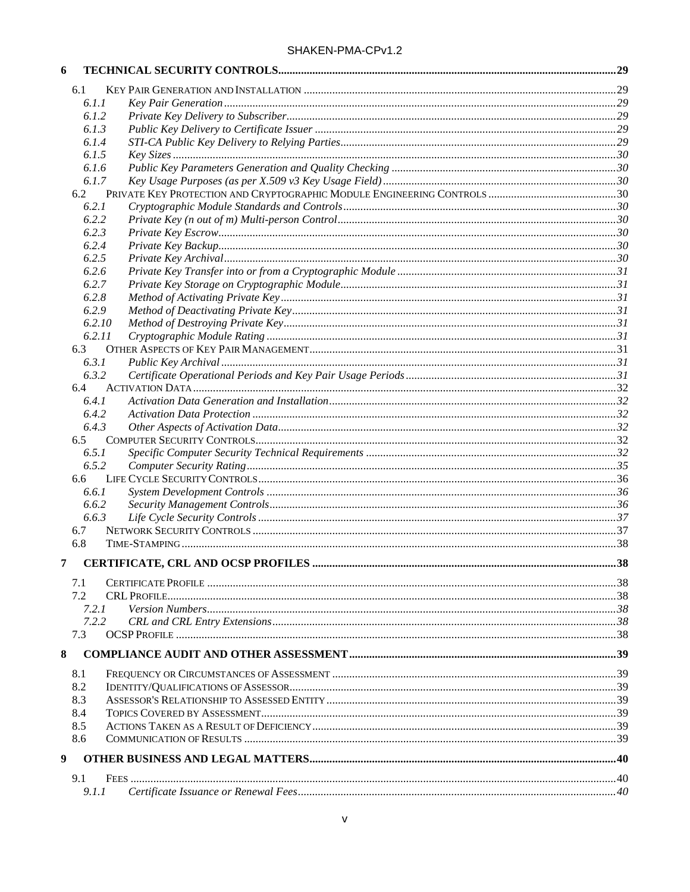**6 TECHNICAL SECURITY CONTROLS......29**

- 6.1 KEY PAIR GENERATION AND INSTALLATION......29
  - *6.1.1 Key Pair Generation......29*
  - *6.1.2 Private Key Delivery to Subscriber......29*
  - *6.1.3 Public Key Delivery to Certificate Issuer......29*
  - *6.1.4 STI-CA Public Key Delivery to Relying Parties......29*
  - *6.1.5 Key Sizes......30*
  - *6.1.6 Public Key Parameters Generation and Quality Checking......30*
  - *6.1.7 Key Usage Purposes (as per X.509 v3 Key Usage Field)......30*
- 6.2 PRIVATE KEY PROTECTION AND CRYPTOGRAPHIC MODULE ENGINEERING CONTROLS......30
  - *6.2.1 Cryptographic Module Standards and Controls......30*
  - *6.2.2 Private Key (n out of m) Multi-person Control......30*
  - *6.2.3 Private Key Escrow......30*
  - *6.2.4 Private Key Backup......30*
  - *6.2.5 Private Key Archival......30*
  - *6.2.6 Private Key Transfer into or from a Cryptographic Module......31*
  - *6.2.7 Private Key Storage on Cryptographic Module......31*
  - *6.2.8 Method of Activating Private Key......31*
  - *6.2.9 Method of Deactivating Private Key......31*
  - *6.2.10 Method of Destroying Private Key......31*
  - *6.2.11 Cryptographic Module Rating......31*
- 6.3 OTHER ASPECTS OF KEY PAIR MANAGEMENT......31
  - *6.3.1 Public Key Archival......31*
  - *6.3.2 Certificate Operational Periods and Key Pair Usage Periods......31*
- 6.4 ACTIVATION DATA......32
  - *6.4.1 Activation Data Generation and Installation......32*
  - *6.4.2 Activation Data Protection......32*
  - *6.4.3 Other Aspects of Activation Data......32*
- 6.5 COMPUTER SECURITY CONTROLS......32
  - *6.5.1 Specific Computer Security Technical Requirements......32*
  - *6.5.2 Computer Security Rating......35*
- 6.6 LIFE CYCLE SECURITY CONTROLS......36
  - *6.6.1 System Development Controls......36*
  - *6.6.2 Security Management Controls......36*
  - *6.6.3 Life Cycle Security Controls......37*
- 6.7 NETWORK SECURITY CONTROLS......37
- 6.8 TIME-STAMPING......38

**7 CERTIFICATE, CRL AND OCSP PROFILES......38**

- 7.1 CERTIFICATE PROFILE......38
- 7.2 CRL PROFILE......38
  - *7.2.1 Version Numbers......38*
  - *7.2.2 CRL and CRL Entry Extensions......38*
- 7.3 OCSP PROFILE......38

**8 COMPLIANCE AUDIT AND OTHER ASSESSMENT......39**

- 8.1 FREQUENCY OR CIRCUMSTANCES OF ASSESSMENT......39
- 8.2 IDENTITY/QUALIFICATIONS OF ASSESSOR......39
- 8.3 ASSESSOR'S RELATIONSHIP TO ASSESSED ENTITY......39
- 8.4 TOPICS COVERED BY ASSESSMENT......39
- 8.5 ACTIONS TAKEN AS A RESULT OF DEFICIENCY......39
- 8.6 COMMUNICATION OF RESULTS......39

**9 OTHER BUSINESS AND LEGAL MATTERS......40**

- 9.1 FEES......40
  - *9.1.1 Certificate Issuance or Renewal Fees......40*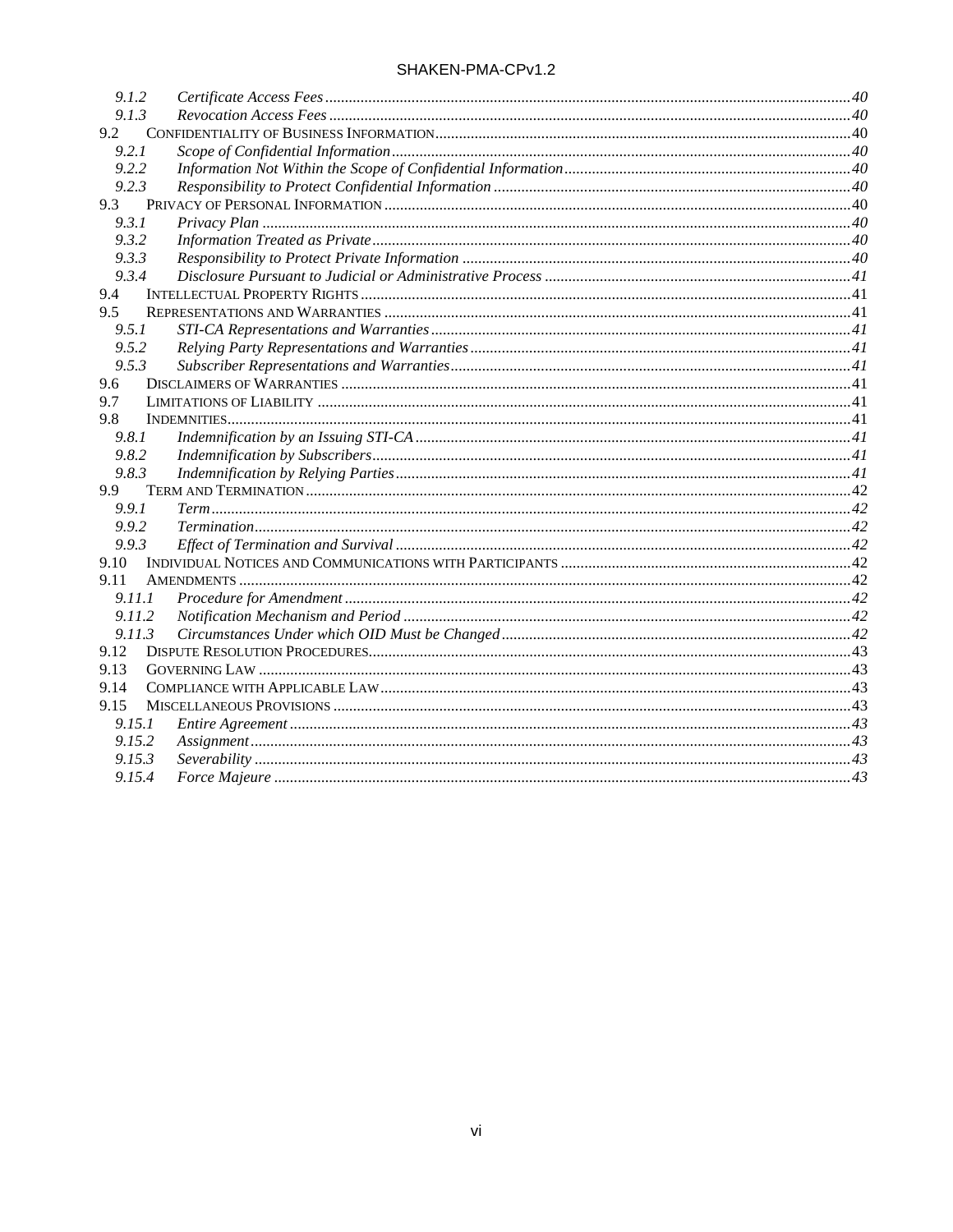9.1.2 *Certificate Access Fees* ... 40
9.1.3 *Revocation Access Fees* ... 40
9.2 CONFIDENTIALITY OF BUSINESS INFORMATION ... 40
9.2.1 *Scope of Confidential Information* ... 40
9.2.2 *Information Not Within the Scope of Confidential Information* ... 40
9.2.3 *Responsibility to Protect Confidential Information* ... 40
9.3 PRIVACY OF PERSONAL INFORMATION ... 40
9.3.1 *Privacy Plan* ... 40
9.3.2 *Information Treated as Private* ... 40
9.3.3 *Responsibility to Protect Private Information* ... 40
9.3.4 *Disclosure Pursuant to Judicial or Administrative Process* ... 41
9.4 INTELLECTUAL PROPERTY RIGHTS ... 41
9.5 REPRESENTATIONS AND WARRANTIES ... 41
9.5.1 *STI-CA Representations and Warranties* ... 41
9.5.2 *Relying Party Representations and Warranties* ... 41
9.5.3 *Subscriber Representations and Warranties* ... 41
9.6 DISCLAIMERS OF WARRANTIES ... 41
9.7 LIMITATIONS OF LIABILITY ... 41
9.8 INDEMNITIES ... 41
9.8.1 *Indemnification by an Issuing STI-CA* ... 41
9.8.2 *Indemnification by Subscribers* ... 41
9.8.3 *Indemnification by Relying Parties* ... 41
9.9 TERM AND TERMINATION ... 42
9.9.1 *Term* ... 42
9.9.2 *Termination* ... 42
9.9.3 *Effect of Termination and Survival* ... 42
9.10 INDIVIDUAL NOTICES AND COMMUNICATIONS WITH PARTICIPANTS ... 42
9.11 AMENDMENTS ... 42
9.11.1 *Procedure for Amendment* ... 42
9.11.2 *Notification Mechanism and Period* ... 42
9.11.3 *Circumstances Under which OID Must be Changed* ... 42
9.12 DISPUTE RESOLUTION PROCEDURES ... 43
9.13 GOVERNING LAW ... 43
9.14 COMPLIANCE WITH APPLICABLE LAW ... 43
9.15 MISCELLANEOUS PROVISIONS ... 43
9.15.1 *Entire Agreement* ... 43
9.15.2 *Assignment* ... 43
9.15.3 *Severability* ... 43
9.15.4 *Force Majeure* ... 43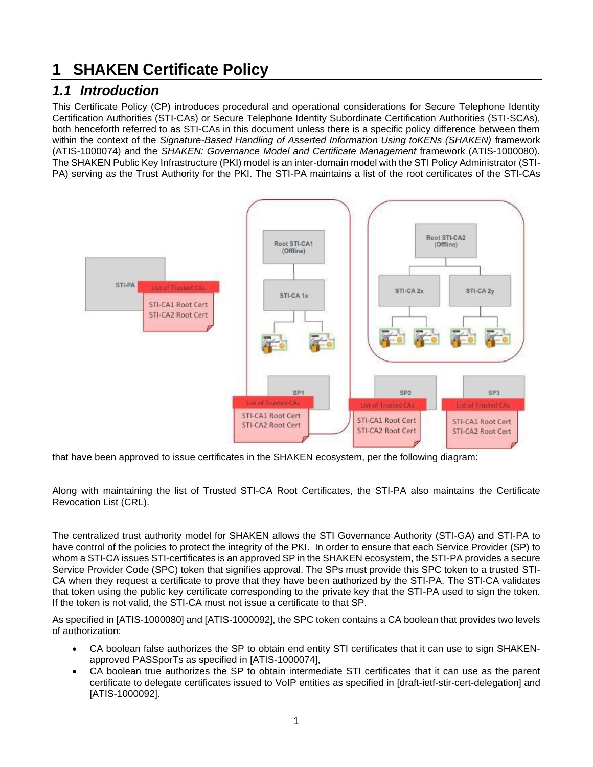# 1 SHAKEN Certificate Policy

## *1.1 Introduction*

This Certificate Policy (CP) introduces procedural and operational considerations for Secure Telephone Identity Certification Authorities (STI-CAs) or Secure Telephone Identity Subordinate Certification Authorities (STI-SCAs), both henceforth referred to as STI-CAs in this document unless there is a specific policy difference between them within the context of the *Signature-Based Handling of Asserted Information Using toKENs (SHAKEN)* framework (ATIS-1000074) and the *SHAKEN: Governance Model and Certificate Management* framework (ATIS-1000080). The SHAKEN Public Key Infrastructure (PKI) model is an inter-domain model with the STI Policy Administrator (STI-PA) serving as the Trust Authority for the PKI. The STI-PA maintains a list of the root certificates of the STI-CAs that have been approved to issue certificates in the SHAKEN ecosystem, per the following diagram:

Along with maintaining the list of Trusted STI-CA Root Certificates, the STI-PA also maintains the Certificate Revocation List (CRL).

The centralized trust authority model for SHAKEN allows the STI Governance Authority (STI-GA) and STI-PA to have control of the policies to protect the integrity of the PKI. In order to ensure that each Service Provider (SP) to whom a STI-CA issues STI-certificates is an approved SP in the SHAKEN ecosystem, the STI-PA provides a secure Service Provider Code (SPC) token that signifies approval. The SPs must provide this SPC token to a trusted STI-CA when they request a certificate to prove that they have been authorized by the STI-PA. The STI-CA validates that token using the public key certificate corresponding to the private key that the STI-PA used to sign the token. If the token is not valid, the STI-CA must not issue a certificate to that SP.

As specified in [ATIS-1000080] and [ATIS-1000092], the SPC token contains a CA boolean that provides two levels of authorization:

- CA boolean false authorizes the SP to obtain end entity STI certificates that it can use to sign SHAKEN-approved PASSporTs as specified in [ATIS-1000074],
- CA boolean true authorizes the SP to obtain intermediate STI certificates that it can use as the parent certificate to delegate certificates issued to VoIP entities as specified in [draft-ietf-stir-cert-delegation] and [ATIS-1000092].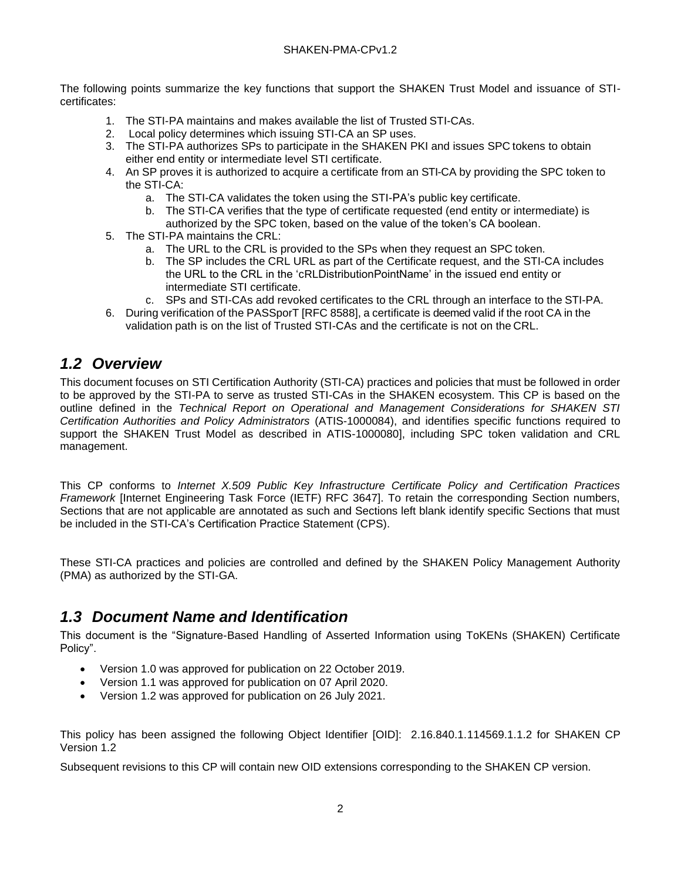The following points summarize the key functions that support the SHAKEN Trust Model and issuance of STI-certificates:

1. The STI-PA maintains and makes available the list of Trusted STI-CAs.
2. Local policy determines which issuing STI-CA an SP uses.
3. The STI-PA authorizes SPs to participate in the SHAKEN PKI and issues SPC tokens to obtain either end entity or intermediate level STI certificate.
4. An SP proves it is authorized to acquire a certificate from an STI-CA by providing the SPC token to the STI-CA:
    a. The STI-CA validates the token using the STI-PA's public key certificate.
    b. The STI-CA verifies that the type of certificate requested (end entity or intermediate) is authorized by the SPC token, based on the value of the token's CA boolean.
5. The STI-PA maintains the CRL:
    a. The URL to the CRL is provided to the SPs when they request an SPC token.
    b. The SP includes the CRL URL as part of the Certificate request, and the STI-CA includes the URL to the CRL in the 'cRLDistributionPointName' in the issued end entity or intermediate STI certificate.
    c. SPs and STI-CAs add revoked certificates to the CRL through an interface to the STI-PA.
6. During verification of the PASSporT [RFC 8588], a certificate is deemed valid if the root CA in the validation path is on the list of Trusted STI-CAs and the certificate is not on the CRL.

## *1.2 Overview*

This document focuses on STI Certification Authority (STI-CA) practices and policies that must be followed in order to be approved by the STI-PA to serve as trusted STI-CAs in the SHAKEN ecosystem. This CP is based on the outline defined in the *Technical Report on Operational and Management Considerations for SHAKEN STI Certification Authorities and Policy Administrators* (ATIS-1000084), and identifies specific functions required to support the SHAKEN Trust Model as described in ATIS-1000080], including SPC token validation and CRL management.

This CP conforms to *Internet X.509 Public Key Infrastructure Certificate Policy and Certification Practices Framework* [Internet Engineering Task Force (IETF) RFC 3647]. To retain the corresponding Section numbers, Sections that are not applicable are annotated as such and Sections left blank identify specific Sections that must be included in the STI-CA's Certification Practice Statement (CPS).

These STI-CA practices and policies are controlled and defined by the SHAKEN Policy Management Authority (PMA) as authorized by the STI-GA.

## *1.3 Document Name and Identification*

This document is the "Signature-Based Handling of Asserted Information using ToKENs (SHAKEN) Certificate Policy".

- Version 1.0 was approved for publication on 22 October 2019.
- Version 1.1 was approved for publication on 07 April 2020.
- Version 1.2 was approved for publication on 26 July 2021.

This policy has been assigned the following Object Identifier [OID]: 2.16.840.1.114569.1.1.2 for SHAKEN CP Version 1.2

Subsequent revisions to this CP will contain new OID extensions corresponding to the SHAKEN CP version.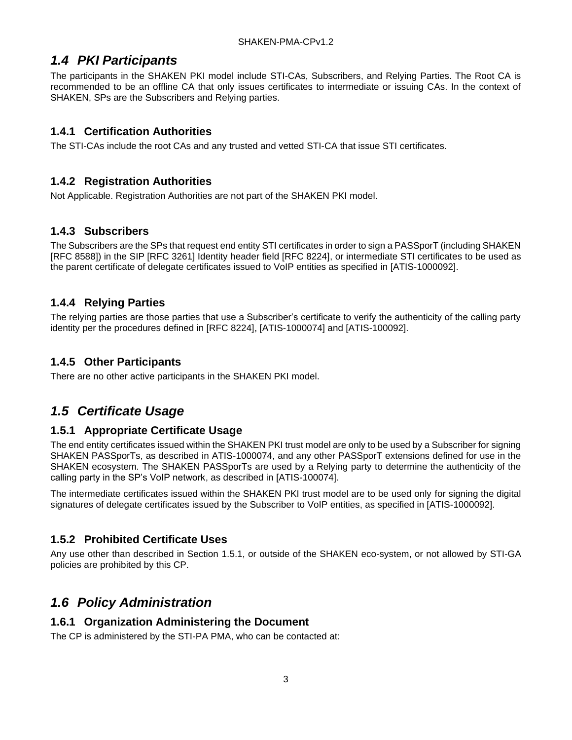## 1.4 PKI Participants

The participants in the SHAKEN PKI model include STI-CAs, Subscribers, and Relying Parties. The Root CA is recommended to be an offline CA that only issues certificates to intermediate or issuing CAs. In the context of SHAKEN, SPs are the Subscribers and Relying parties.

### 1.4.1 Certification Authorities

The STI-CAs include the root CAs and any trusted and vetted STI-CA that issue STI certificates.

### 1.4.2 Registration Authorities

Not Applicable. Registration Authorities are not part of the SHAKEN PKI model.

### 1.4.3 Subscribers

The Subscribers are the SPs that request end entity STI certificates in order to sign a PASSporT (including SHAKEN [RFC 8588]) in the SIP [RFC 3261] Identity header field [RFC 8224], or intermediate STI certificates to be used as the parent certificate of delegate certificates issued to VoIP entities as specified in [ATIS-1000092].

### 1.4.4 Relying Parties

The relying parties are those parties that use a Subscriber's certificate to verify the authenticity of the calling party identity per the procedures defined in [RFC 8224], [ATIS-1000074] and [ATIS-100092].

### 1.4.5 Other Participants

There are no other active participants in the SHAKEN PKI model.

## 1.5 Certificate Usage

### 1.5.1 Appropriate Certificate Usage

The end entity certificates issued within the SHAKEN PKI trust model are only to be used by a Subscriber for signing SHAKEN PASSporTs, as described in ATIS-1000074, and any other PASSporT extensions defined for use in the SHAKEN ecosystem. The SHAKEN PASSporTs are used by a Relying party to determine the authenticity of the calling party in the SP's VoIP network, as described in [ATIS-100074].

The intermediate certificates issued within the SHAKEN PKI trust model are to be used only for signing the digital signatures of delegate certificates issued by the Subscriber to VoIP entities, as specified in [ATIS-1000092].

### 1.5.2 Prohibited Certificate Uses

Any use other than described in Section 1.5.1, or outside of the SHAKEN eco-system, or not allowed by STI-GA policies are prohibited by this CP.

## 1.6 Policy Administration

### 1.6.1 Organization Administering the Document

The CP is administered by the STI-PA PMA, who can be contacted at: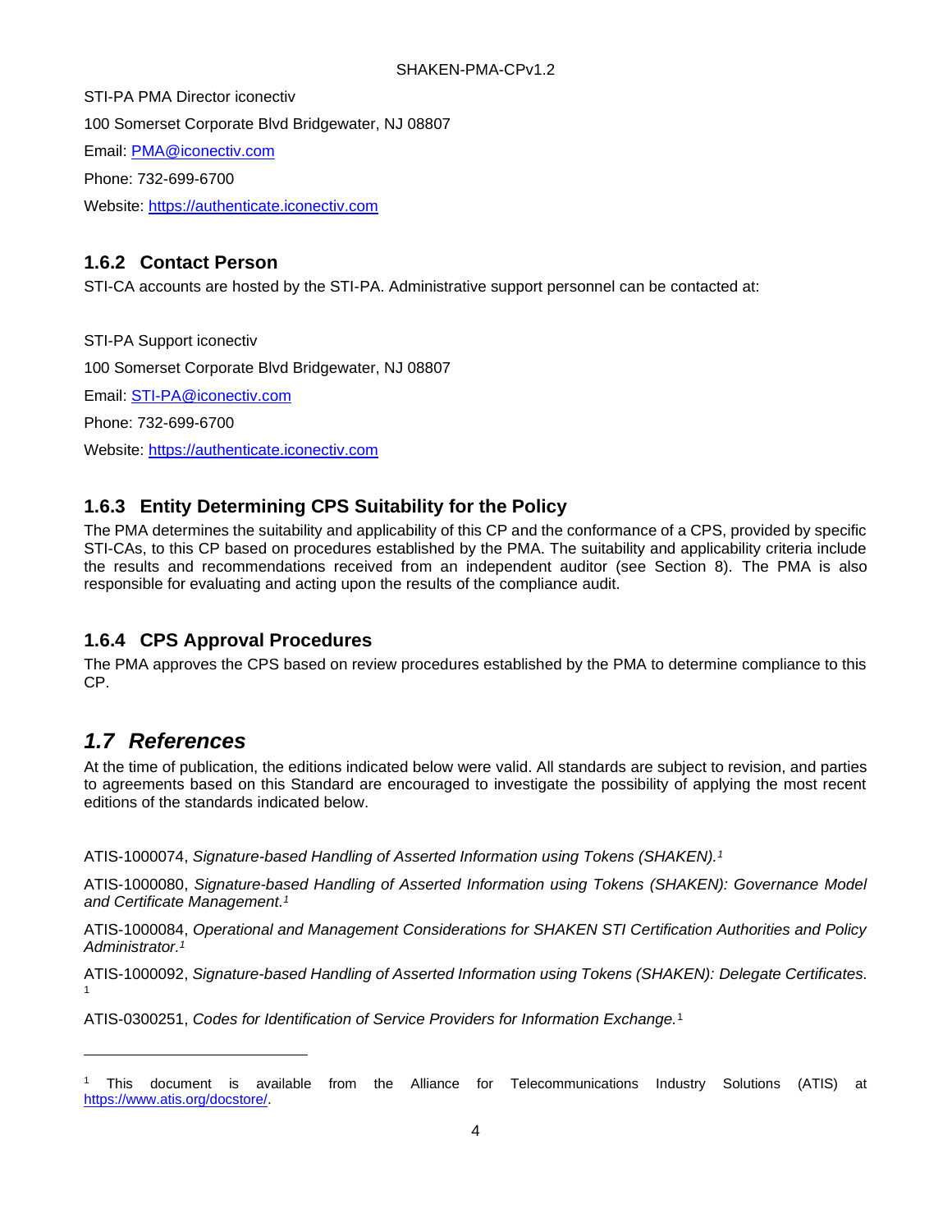STI-PA PMA Director iconectiv

100 Somerset Corporate Blvd Bridgewater, NJ 08807

Email: PMA@iconectiv.com

Phone: 732-699-6700

Website: https://authenticate.iconectiv.com

### 1.6.2 Contact Person

STI-CA accounts are hosted by the STI-PA. Administrative support personnel can be contacted at:

STI-PA Support iconectiv

100 Somerset Corporate Blvd Bridgewater, NJ 08807

Email: STI-PA@iconectiv.com

Phone: 732-699-6700

Website: https://authenticate.iconectiv.com

### 1.6.3 Entity Determining CPS Suitability for the Policy

The PMA determines the suitability and applicability of this CP and the conformance of a CPS, provided by specific STI-CAs, to this CP based on procedures established by the PMA. The suitability and applicability criteria include the results and recommendations received from an independent auditor (see Section 8). The PMA is also responsible for evaluating and acting upon the results of the compliance audit.

### 1.6.4 CPS Approval Procedures

The PMA approves the CPS based on review procedures established by the PMA to determine compliance to this CP.

## *1.7 References*

At the time of publication, the editions indicated below were valid. All standards are subject to revision, and parties to agreements based on this Standard are encouraged to investigate the possibility of applying the most recent editions of the standards indicated below.

ATIS-1000074, *Signature-based Handling of Asserted Information using Tokens (SHAKEN).*[1]

ATIS-1000080, *Signature-based Handling of Asserted Information using Tokens (SHAKEN): Governance Model and Certificate Management.*[1]

ATIS-1000084, *Operational and Management Considerations for SHAKEN STI Certification Authorities and Policy Administrator.*[1]

ATIS-1000092, *Signature-based Handling of Asserted Information using Tokens (SHAKEN): Delegate Certificates.*[1]

ATIS-0300251, *Codes for Identification of Service Providers for Information Exchange.*[1]

---

[1] This document is available from the Alliance for Telecommunications Industry Solutions (ATIS) at https://www.atis.org/docstore/.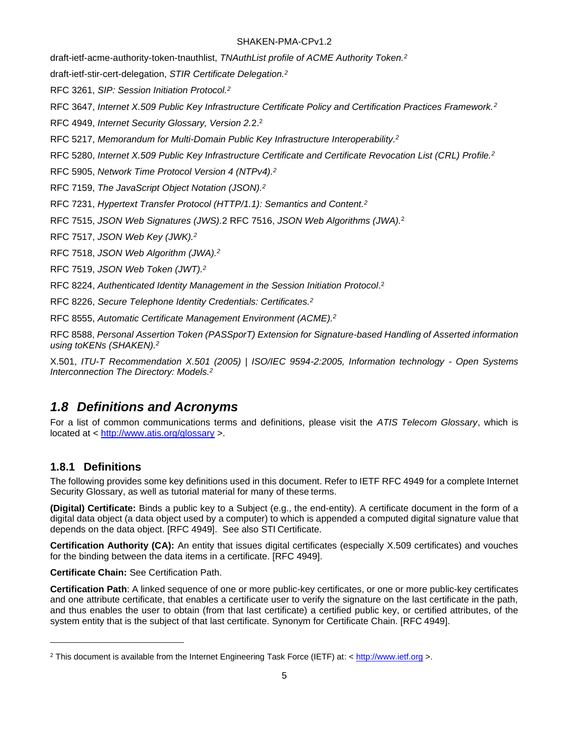draft-ietf-acme-authority-token-tnauthlist, *TNAuthList profile of ACME Authority Token.*[2]

draft-ietf-stir-cert-delegation, *STIR Certificate Delegation.*[2]

RFC 3261, *SIP: Session Initiation Protocol.*[2]

RFC 3647, *Internet X.509 Public Key Infrastructure Certificate Policy and Certification Practices Framework.*[2]

RFC 4949, *Internet Security Glossary, Version 2.*2.[2]

RFC 5217, *Memorandum for Multi-Domain Public Key Infrastructure Interoperability.*[2]

RFC 5280, *Internet X.509 Public Key Infrastructure Certificate and Certificate Revocation List (CRL) Profile.*[2]

RFC 5905, *Network Time Protocol Version 4 (NTPv4).*[2]

RFC 7159, *The JavaScript Object Notation (JSON).*[2]

RFC 7231, *Hypertext Transfer Protocol (HTTP/1.1): Semantics and Content.*[2]

RFC 7515, *JSON Web Signatures (JWS).*2 RFC 7516, *JSON Web Algorithms (JWA).*[2]

RFC 7517, *JSON Web Key (JWK).*[2]

RFC 7518, *JSON Web Algorithm (JWA).*[2]

RFC 7519, *JSON Web Token (JWT).*[2]

RFC 8224, *Authenticated Identity Management in the Session Initiation Protocol*.[2]

RFC 8226, *Secure Telephone Identity Credentials: Certificates.*[2]

RFC 8555, *Automatic Certificate Management Environment (ACME).*[2]

RFC 8588, *Personal Assertion Token (PASSporT) Extension for Signature-based Handling of Asserted information using toKENs (SHAKEN).*[2]

X.501, *ITU-T Recommendation X.501 (2005) | ISO/IEC 9594-2:2005, Information technology - Open Systems Interconnection The Directory: Models.*[2]

## 1.8 Definitions and Acronyms

For a list of common communications terms and definitions, please visit the *ATIS Telecom Glossary*, which is located at < http://www.atis.org/glossary >.

### 1.8.1 Definitions

The following provides some key definitions used in this document. Refer to IETF RFC 4949 for a complete Internet Security Glossary, as well as tutorial material for many of these terms.

**(Digital) Certificate:** Binds a public key to a Subject (e.g., the end-entity). A certificate document in the form of a digital data object (a data object used by a computer) to which is appended a computed digital signature value that depends on the data object. [RFC 4949]. See also STI Certificate.

**Certification Authority (CA):** An entity that issues digital certificates (especially X.509 certificates) and vouches for the binding between the data items in a certificate. [RFC 4949].

**Certificate Chain:** See Certification Path.

**Certification Path**: A linked sequence of one or more public-key certificates, or one or more public-key certificates and one attribute certificate, that enables a certificate user to verify the signature on the last certificate in the path, and thus enables the user to obtain (from that last certificate) a certified public key, or certified attributes, of the system entity that is the subject of that last certificate. Synonym for Certificate Chain. [RFC 4949].

---

[2] This document is available from the Internet Engineering Task Force (IETF) at: < http://www.ietf.org >.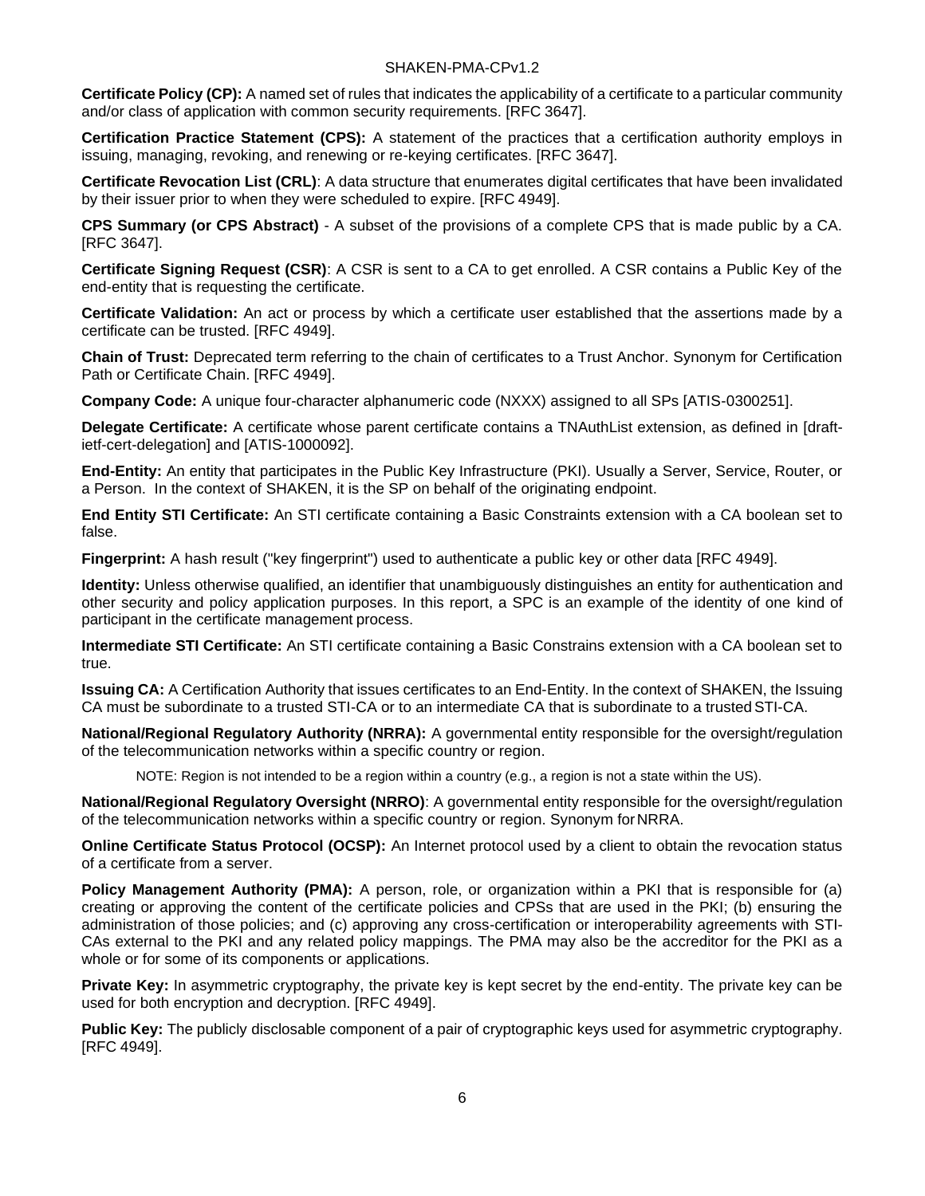**Certificate Policy (CP):** A named set of rules that indicates the applicability of a certificate to a particular community and/or class of application with common security requirements. [RFC 3647].

**Certification Practice Statement (CPS):** A statement of the practices that a certification authority employs in issuing, managing, revoking, and renewing or re-keying certificates. [RFC 3647].

**Certificate Revocation List (CRL)**: A data structure that enumerates digital certificates that have been invalidated by their issuer prior to when they were scheduled to expire. [RFC 4949].

**CPS Summary (or CPS Abstract)** - A subset of the provisions of a complete CPS that is made public by a CA. [RFC 3647].

**Certificate Signing Request (CSR)**: A CSR is sent to a CA to get enrolled. A CSR contains a Public Key of the end-entity that is requesting the certificate.

**Certificate Validation:** An act or process by which a certificate user established that the assertions made by a certificate can be trusted. [RFC 4949].

**Chain of Trust:** Deprecated term referring to the chain of certificates to a Trust Anchor. Synonym for Certification Path or Certificate Chain. [RFC 4949].

**Company Code:** A unique four-character alphanumeric code (NXXX) assigned to all SPs [ATIS-0300251].

**Delegate Certificate:** A certificate whose parent certificate contains a TNAuthList extension, as defined in [draft-ietf-cert-delegation] and [ATIS-1000092].

**End-Entity:** An entity that participates in the Public Key Infrastructure (PKI). Usually a Server, Service, Router, or a Person. In the context of SHAKEN, it is the SP on behalf of the originating endpoint.

**End Entity STI Certificate:** An STI certificate containing a Basic Constraints extension with a CA boolean set to false.

**Fingerprint:** A hash result ("key fingerprint") used to authenticate a public key or other data [RFC 4949].

**Identity:** Unless otherwise qualified, an identifier that unambiguously distinguishes an entity for authentication and other security and policy application purposes. In this report, a SPC is an example of the identity of one kind of participant in the certificate management process.

**Intermediate STI Certificate:** An STI certificate containing a Basic Constrains extension with a CA boolean set to true.

**Issuing CA:** A Certification Authority that issues certificates to an End-Entity. In the context of SHAKEN, the Issuing CA must be subordinate to a trusted STI-CA or to an intermediate CA that is subordinate to a trusted STI-CA.

**National/Regional Regulatory Authority (NRRA):** A governmental entity responsible for the oversight/regulation of the telecommunication networks within a specific country or region.

NOTE: Region is not intended to be a region within a country (e.g., a region is not a state within the US).

**National/Regional Regulatory Oversight (NRRO)**: A governmental entity responsible for the oversight/regulation of the telecommunication networks within a specific country or region. Synonym for NRRA.

**Online Certificate Status Protocol (OCSP):** An Internet protocol used by a client to obtain the revocation status of a certificate from a server.

**Policy Management Authority (PMA):** A person, role, or organization within a PKI that is responsible for (a) creating or approving the content of the certificate policies and CPSs that are used in the PKI; (b) ensuring the administration of those policies; and (c) approving any cross-certification or interoperability agreements with STI-CAs external to the PKI and any related policy mappings. The PMA may also be the accreditor for the PKI as a whole or for some of its components or applications.

**Private Key:** In asymmetric cryptography, the private key is kept secret by the end-entity. The private key can be used for both encryption and decryption. [RFC 4949].

**Public Key:** The publicly disclosable component of a pair of cryptographic keys used for asymmetric cryptography. [RFC 4949].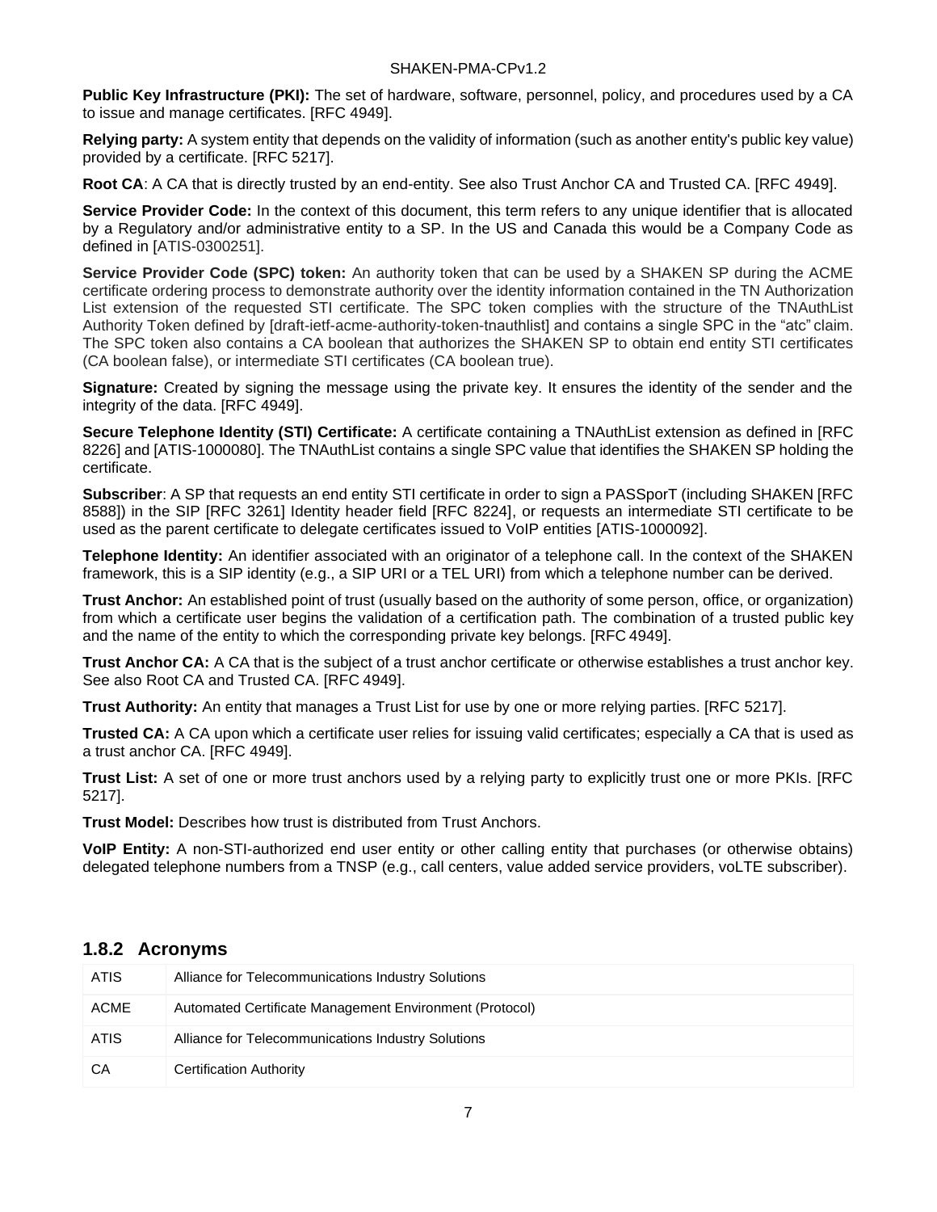**Public Key Infrastructure (PKI):** The set of hardware, software, personnel, policy, and procedures used by a CA to issue and manage certificates. [RFC 4949].

**Relying party:** A system entity that depends on the validity of information (such as another entity's public key value) provided by a certificate. [RFC 5217].

**Root CA**: A CA that is directly trusted by an end-entity. See also Trust Anchor CA and Trusted CA. [RFC 4949].

**Service Provider Code:** In the context of this document, this term refers to any unique identifier that is allocated by a Regulatory and/or administrative entity to a SP. In the US and Canada this would be a Company Code as defined in [ATIS-0300251].

**Service Provider Code (SPC) token:** An authority token that can be used by a SHAKEN SP during the ACME certificate ordering process to demonstrate authority over the identity information contained in the TN Authorization List extension of the requested STI certificate. The SPC token complies with the structure of the TNAuthList Authority Token defined by [draft-ietf-acme-authority-token-tnauthlist] and contains a single SPC in the "atc" claim. The SPC token also contains a CA boolean that authorizes the SHAKEN SP to obtain end entity STI certificates (CA boolean false), or intermediate STI certificates (CA boolean true).

**Signature:** Created by signing the message using the private key. It ensures the identity of the sender and the integrity of the data. [RFC 4949].

**Secure Telephone Identity (STI) Certificate:** A certificate containing a TNAuthList extension as defined in [RFC 8226] and [ATIS-1000080]. The TNAuthList contains a single SPC value that identifies the SHAKEN SP holding the certificate.

**Subscriber**: A SP that requests an end entity STI certificate in order to sign a PASSporT (including SHAKEN [RFC 8588]) in the SIP [RFC 3261] Identity header field [RFC 8224], or requests an intermediate STI certificate to be used as the parent certificate to delegate certificates issued to VoIP entities [ATIS-1000092].

**Telephone Identity:** An identifier associated with an originator of a telephone call. In the context of the SHAKEN framework, this is a SIP identity (e.g., a SIP URI or a TEL URI) from which a telephone number can be derived.

**Trust Anchor:** An established point of trust (usually based on the authority of some person, office, or organization) from which a certificate user begins the validation of a certification path. The combination of a trusted public key and the name of the entity to which the corresponding private key belongs. [RFC 4949].

**Trust Anchor CA:** A CA that is the subject of a trust anchor certificate or otherwise establishes a trust anchor key. See also Root CA and Trusted CA. [RFC 4949].

**Trust Authority:** An entity that manages a Trust List for use by one or more relying parties. [RFC 5217].

**Trusted CA:** A CA upon which a certificate user relies for issuing valid certificates; especially a CA that is used as a trust anchor CA. [RFC 4949].

**Trust List:** A set of one or more trust anchors used by a relying party to explicitly trust one or more PKIs. [RFC 5217].

**Trust Model:** Describes how trust is distributed from Trust Anchors.

**VoIP Entity:** A non-STI-authorized end user entity or other calling entity that purchases (or otherwise obtains) delegated telephone numbers from a TNSP (e.g., call centers, value added service providers, voLTE subscriber).

### 1.8.2 Acronyms

| | |
|---|---|
| ATIS | Alliance for Telecommunications Industry Solutions |
| ACME | Automated Certificate Management Environment (Protocol) |
| ATIS | Alliance for Telecommunications Industry Solutions |
| CA | Certification Authority |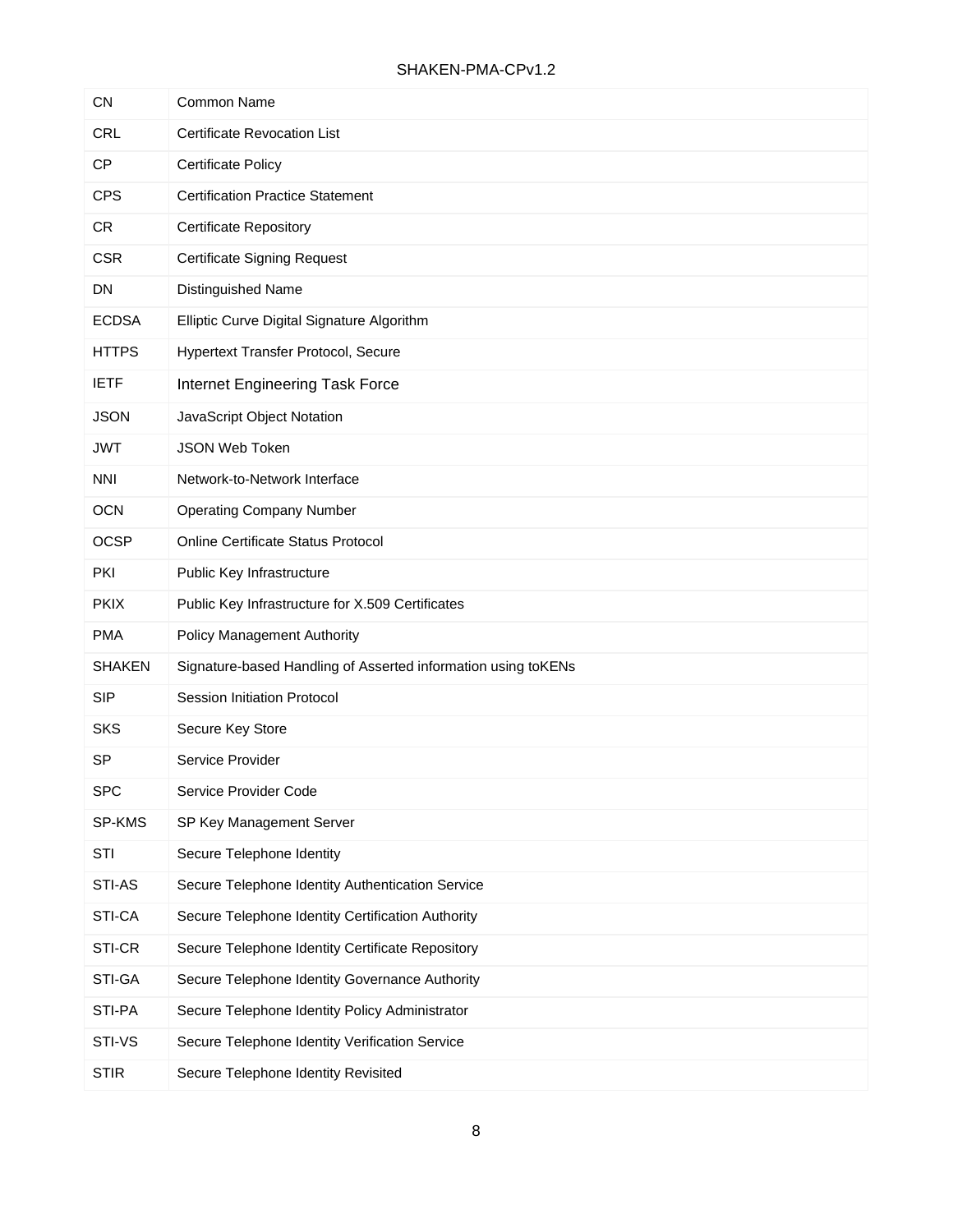| | |
|---|---|
| CN | Common Name |
| CRL | Certificate Revocation List |
| CP | Certificate Policy |
| CPS | Certification Practice Statement |
| CR | Certificate Repository |
| CSR | Certificate Signing Request |
| DN | Distinguished Name |
| ECDSA | Elliptic Curve Digital Signature Algorithm |
| HTTPS | Hypertext Transfer Protocol, Secure |
| IETF | Internet Engineering Task Force |
| JSON | JavaScript Object Notation |
| JWT | JSON Web Token |
| NNI | Network-to-Network Interface |
| OCN | Operating Company Number |
| OCSP | Online Certificate Status Protocol |
| PKI | Public Key Infrastructure |
| PKIX | Public Key Infrastructure for X.509 Certificates |
| PMA | Policy Management Authority |
| SHAKEN | Signature-based Handling of Asserted information using toKENs |
| SIP | Session Initiation Protocol |
| SKS | Secure Key Store |
| SP | Service Provider |
| SPC | Service Provider Code |
| SP-KMS | SP Key Management Server |
| STI | Secure Telephone Identity |
| STI-AS | Secure Telephone Identity Authentication Service |
| STI-CA | Secure Telephone Identity Certification Authority |
| STI-CR | Secure Telephone Identity Certificate Repository |
| STI-GA | Secure Telephone Identity Governance Authority |
| STI-PA | Secure Telephone Identity Policy Administrator |
| STI-VS | Secure Telephone Identity Verification Service |
| STIR | Secure Telephone Identity Revisited |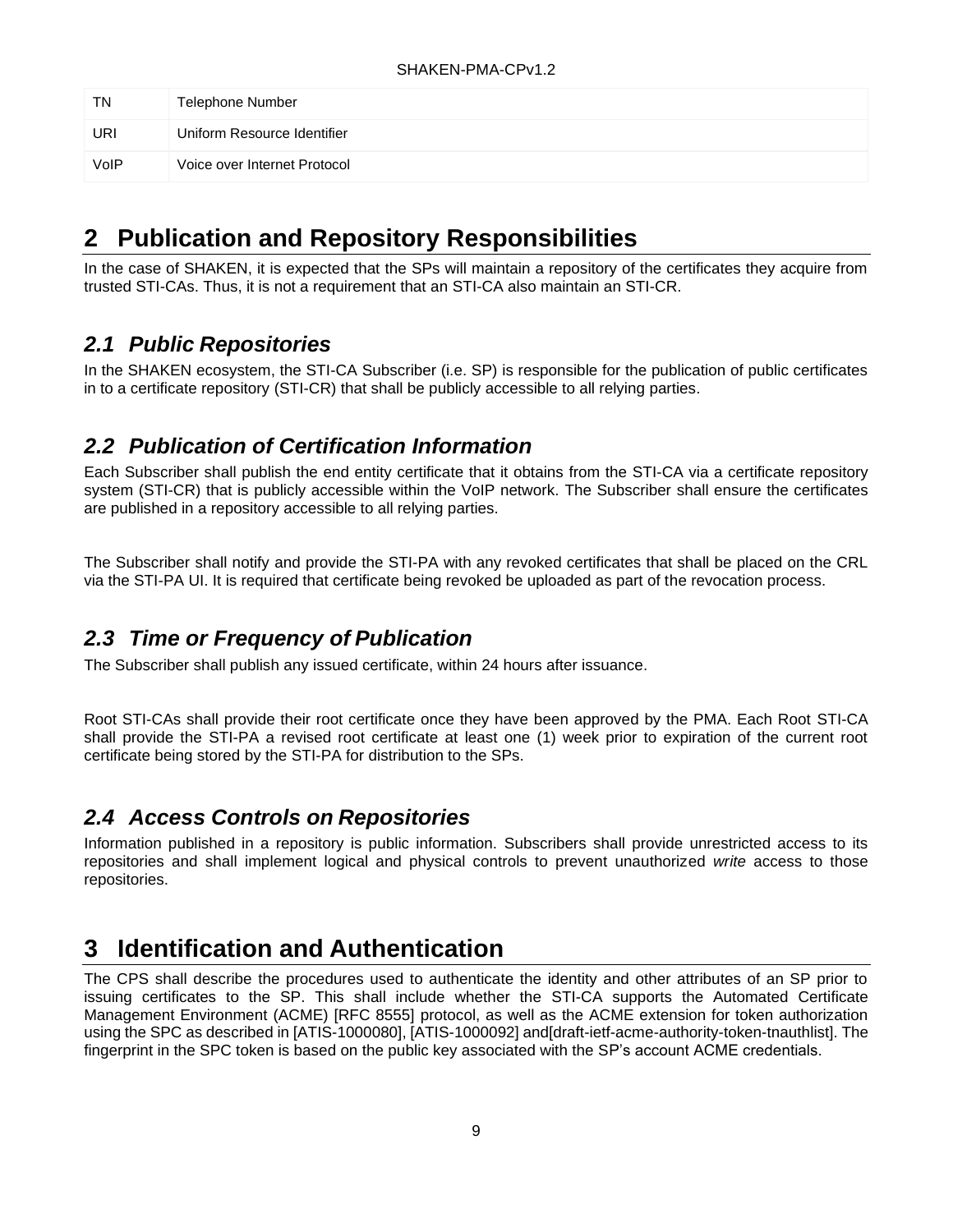| | |
|---|---|
| TN | Telephone Number |
| URI | Uniform Resource Identifier |
| VoIP | Voice over Internet Protocol |

# 2 Publication and Repository Responsibilities

In the case of SHAKEN, it is expected that the SPs will maintain a repository of the certificates they acquire from trusted STI-CAs. Thus, it is not a requirement that an STI-CA also maintain an STI-CR.

## *2.1 Public Repositories*

In the SHAKEN ecosystem, the STI-CA Subscriber (i.e. SP) is responsible for the publication of public certificates in to a certificate repository (STI-CR) that shall be publicly accessible to all relying parties.

## *2.2 Publication of Certification Information*

Each Subscriber shall publish the end entity certificate that it obtains from the STI-CA via a certificate repository system (STI-CR) that is publicly accessible within the VoIP network. The Subscriber shall ensure the certificates are published in a repository accessible to all relying parties.

The Subscriber shall notify and provide the STI-PA with any revoked certificates that shall be placed on the CRL via the STI-PA UI. It is required that certificate being revoked be uploaded as part of the revocation process.

## *2.3 Time or Frequency of Publication*

The Subscriber shall publish any issued certificate, within 24 hours after issuance.

Root STI-CAs shall provide their root certificate once they have been approved by the PMA. Each Root STI-CA shall provide the STI-PA a revised root certificate at least one (1) week prior to expiration of the current root certificate being stored by the STI-PA for distribution to the SPs.

## *2.4 Access Controls on Repositories*

Information published in a repository is public information. Subscribers shall provide unrestricted access to its repositories and shall implement logical and physical controls to prevent unauthorized *write* access to those repositories.

# 3 Identification and Authentication

The CPS shall describe the procedures used to authenticate the identity and other attributes of an SP prior to issuing certificates to the SP. This shall include whether the STI-CA supports the Automated Certificate Management Environment (ACME) [RFC 8555] protocol, as well as the ACME extension for token authorization using the SPC as described in [ATIS-1000080], [ATIS-1000092] and[draft-ietf-acme-authority-token-tnauthlist]. The fingerprint in the SPC token is based on the public key associated with the SP's account ACME credentials.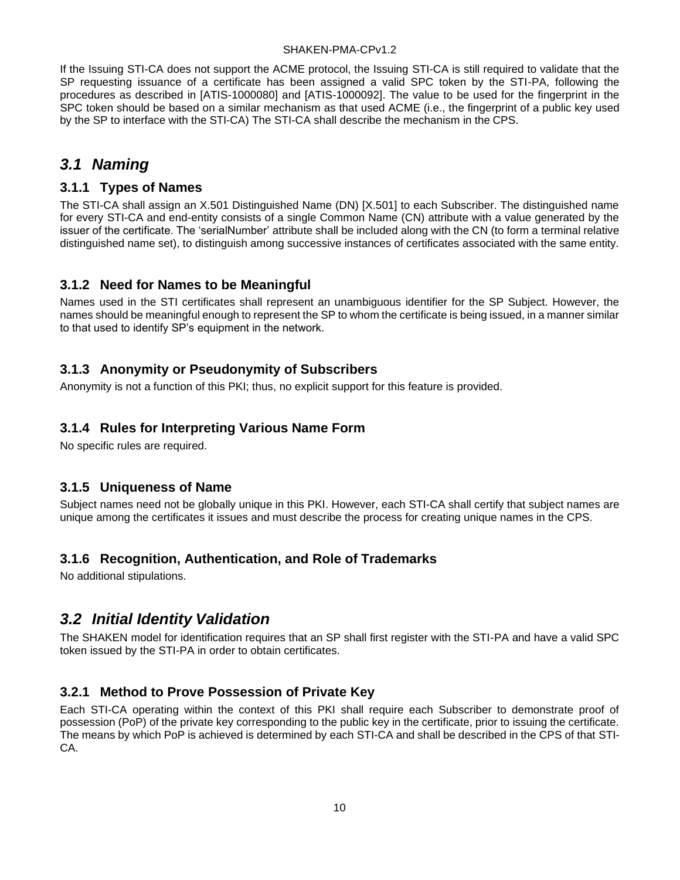If the Issuing STI-CA does not support the ACME protocol, the Issuing STI-CA is still required to validate that the SP requesting issuance of a certificate has been assigned a valid SPC token by the STI-PA, following the procedures as described in [ATIS-1000080] and [ATIS-1000092]. The value to be used for the fingerprint in the SPC token should be based on a similar mechanism as that used ACME (i.e., the fingerprint of a public key used by the SP to interface with the STI-CA) The STI-CA shall describe the mechanism in the CPS.

## *3.1 Naming*

### 3.1.1 Types of Names

The STI-CA shall assign an X.501 Distinguished Name (DN) [X.501] to each Subscriber. The distinguished name for every STI-CA and end-entity consists of a single Common Name (CN) attribute with a value generated by the issuer of the certificate. The 'serialNumber' attribute shall be included along with the CN (to form a terminal relative distinguished name set), to distinguish among successive instances of certificates associated with the same entity.

### 3.1.2 Need for Names to be Meaningful

Names used in the STI certificates shall represent an unambiguous identifier for the SP Subject. However, the names should be meaningful enough to represent the SP to whom the certificate is being issued, in a manner similar to that used to identify SP's equipment in the network.

### 3.1.3 Anonymity or Pseudonymity of Subscribers

Anonymity is not a function of this PKI; thus, no explicit support for this feature is provided.

### 3.1.4 Rules for Interpreting Various Name Form

No specific rules are required.

### 3.1.5 Uniqueness of Name

Subject names need not be globally unique in this PKI. However, each STI-CA shall certify that subject names are unique among the certificates it issues and must describe the process for creating unique names in the CPS.

### 3.1.6 Recognition, Authentication, and Role of Trademarks

No additional stipulations.

## *3.2 Initial Identity Validation*

The SHAKEN model for identification requires that an SP shall first register with the STI-PA and have a valid SPC token issued by the STI-PA in order to obtain certificates.

### 3.2.1 Method to Prove Possession of Private Key

Each STI-CA operating within the context of this PKI shall require each Subscriber to demonstrate proof of possession (PoP) of the private key corresponding to the public key in the certificate, prior to issuing the certificate. The means by which PoP is achieved is determined by each STI-CA and shall be described in the CPS of that STI-CA.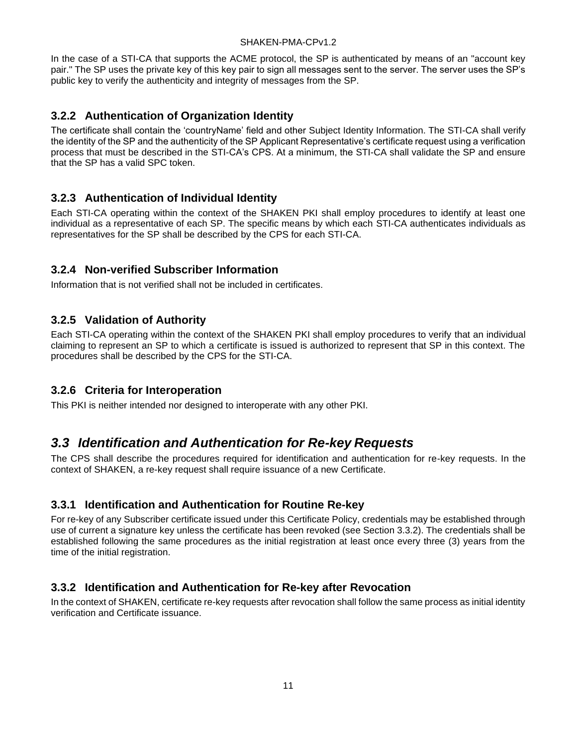In the case of a STI-CA that supports the ACME protocol, the SP is authenticated by means of an "account key pair." The SP uses the private key of this key pair to sign all messages sent to the server. The server uses the SP's public key to verify the authenticity and integrity of messages from the SP.

### 3.2.2 Authentication of Organization Identity

The certificate shall contain the 'countryName' field and other Subject Identity Information. The STI-CA shall verify the identity of the SP and the authenticity of the SP Applicant Representative's certificate request using a verification process that must be described in the STI-CA's CPS. At a minimum, the STI-CA shall validate the SP and ensure that the SP has a valid SPC token.

### 3.2.3 Authentication of Individual Identity

Each STI-CA operating within the context of the SHAKEN PKI shall employ procedures to identify at least one individual as a representative of each SP. The specific means by which each STI-CA authenticates individuals as representatives for the SP shall be described by the CPS for each STI-CA.

### 3.2.4 Non-verified Subscriber Information

Information that is not verified shall not be included in certificates.

### 3.2.5 Validation of Authority

Each STI-CA operating within the context of the SHAKEN PKI shall employ procedures to verify that an individual claiming to represent an SP to which a certificate is issued is authorized to represent that SP in this context. The procedures shall be described by the CPS for the STI-CA.

### 3.2.6 Criteria for Interoperation

This PKI is neither intended nor designed to interoperate with any other PKI.

## *3.3 Identification and Authentication for Re-key Requests*

The CPS shall describe the procedures required for identification and authentication for re-key requests. In the context of SHAKEN, a re-key request shall require issuance of a new Certificate.

### 3.3.1 Identification and Authentication for Routine Re-key

For re-key of any Subscriber certificate issued under this Certificate Policy, credentials may be established through use of current a signature key unless the certificate has been revoked (see Section 3.3.2). The credentials shall be established following the same procedures as the initial registration at least once every three (3) years from the time of the initial registration.

### 3.3.2 Identification and Authentication for Re-key after Revocation

In the context of SHAKEN, certificate re-key requests after revocation shall follow the same process as initial identity verification and Certificate issuance.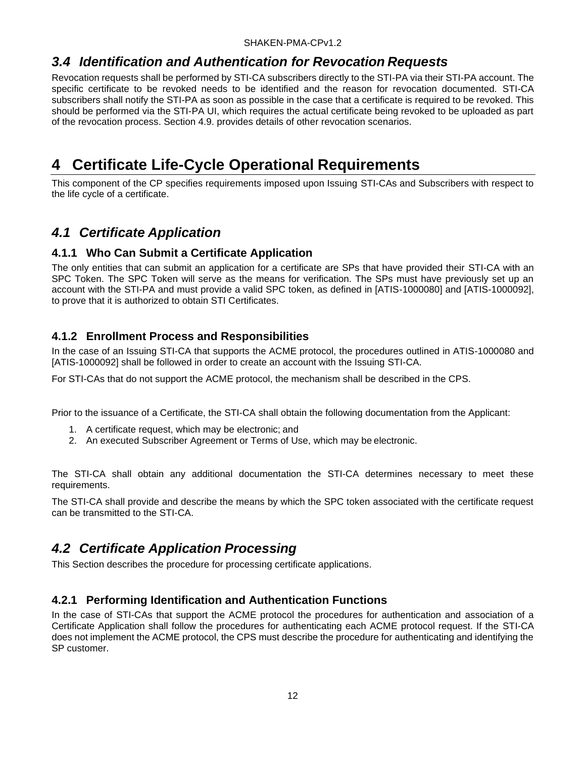## *3.4 Identification and Authentication for Revocation Requests*

Revocation requests shall be performed by STI-CA subscribers directly to the STI-PA via their STI-PA account. The specific certificate to be revoked needs to be identified and the reason for revocation documented. STI-CA subscribers shall notify the STI-PA as soon as possible in the case that a certificate is required to be revoked. This should be performed via the STI-PA UI, which requires the actual certificate being revoked to be uploaded as part of the revocation process. Section 4.9. provides details of other revocation scenarios.

# 4 Certificate Life-Cycle Operational Requirements

This component of the CP specifies requirements imposed upon Issuing STI-CAs and Subscribers with respect to the life cycle of a certificate.

## *4.1 Certificate Application*

### 4.1.1 Who Can Submit a Certificate Application

The only entities that can submit an application for a certificate are SPs that have provided their STI-CA with an SPC Token. The SPC Token will serve as the means for verification. The SPs must have previously set up an account with the STI-PA and must provide a valid SPC token, as defined in [ATIS-1000080] and [ATIS-1000092], to prove that it is authorized to obtain STI Certificates.

### 4.1.2 Enrollment Process and Responsibilities

In the case of an Issuing STI-CA that supports the ACME protocol, the procedures outlined in ATIS-1000080 and [ATIS-1000092] shall be followed in order to create an account with the Issuing STI-CA.

For STI-CAs that do not support the ACME protocol, the mechanism shall be described in the CPS.

Prior to the issuance of a Certificate, the STI-CA shall obtain the following documentation from the Applicant:

1. A certificate request, which may be electronic; and
2. An executed Subscriber Agreement or Terms of Use, which may be electronic.

The STI-CA shall obtain any additional documentation the STI-CA determines necessary to meet these requirements.

The STI-CA shall provide and describe the means by which the SPC token associated with the certificate request can be transmitted to the STI-CA.

## *4.2 Certificate Application Processing*

This Section describes the procedure for processing certificate applications.

### 4.2.1 Performing Identification and Authentication Functions

In the case of STI-CAs that support the ACME protocol the procedures for authentication and association of a Certificate Application shall follow the procedures for authenticating each ACME protocol request. If the STI-CA does not implement the ACME protocol, the CPS must describe the procedure for authenticating and identifying the SP customer.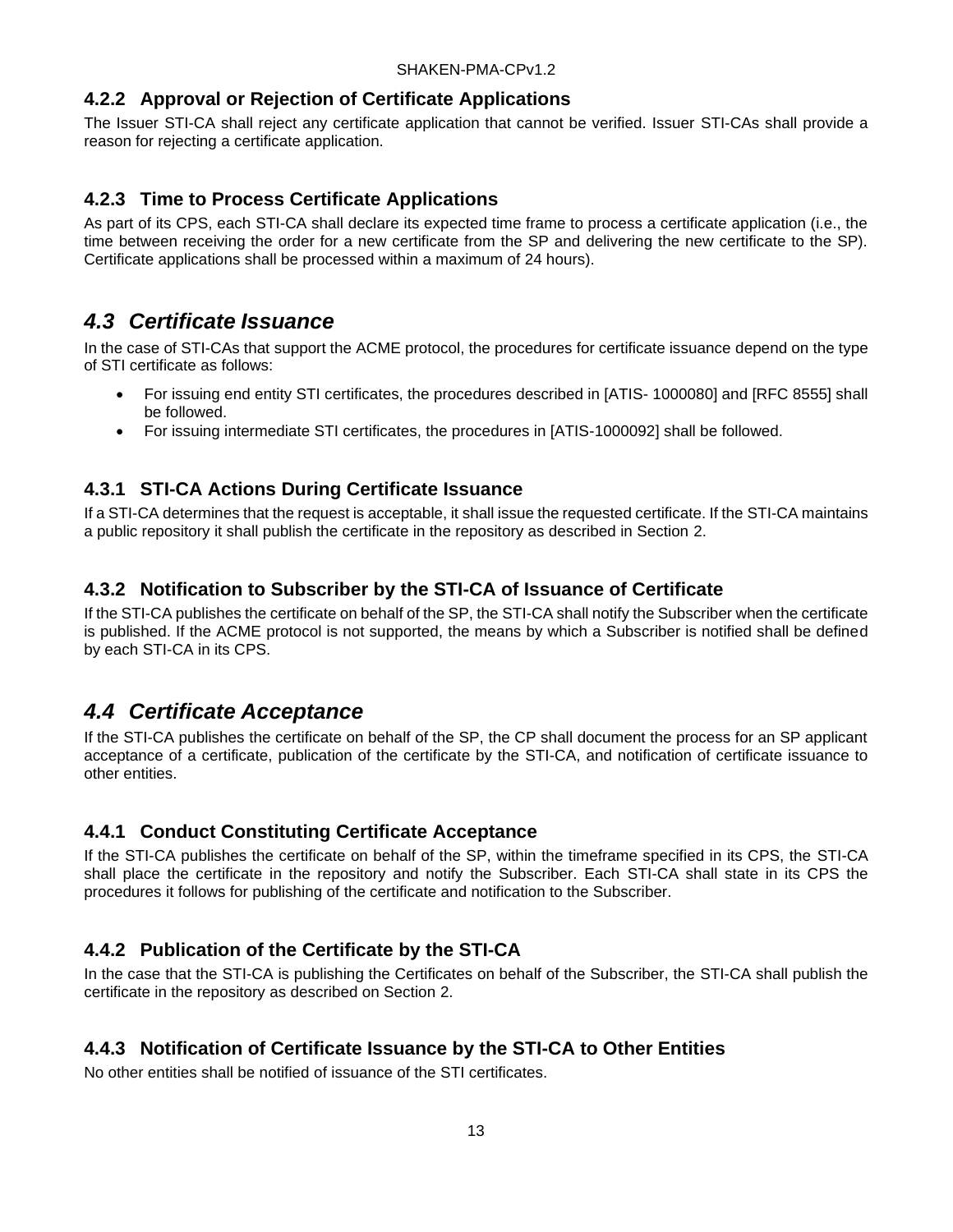### 4.2.2 Approval or Rejection of Certificate Applications

The Issuer STI-CA shall reject any certificate application that cannot be verified. Issuer STI-CAs shall provide a reason for rejecting a certificate application.

### 4.2.3 Time to Process Certificate Applications

As part of its CPS, each STI-CA shall declare its expected time frame to process a certificate application (i.e., the time between receiving the order for a new certificate from the SP and delivering the new certificate to the SP). Certificate applications shall be processed within a maximum of 24 hours).

## *4.3 Certificate Issuance*

In the case of STI-CAs that support the ACME protocol, the procedures for certificate issuance depend on the type of STI certificate as follows:

- For issuing end entity STI certificates, the procedures described in [ATIS- 1000080] and [RFC 8555] shall be followed.
- For issuing intermediate STI certificates, the procedures in [ATIS-1000092] shall be followed.

### 4.3.1 STI-CA Actions During Certificate Issuance

If a STI-CA determines that the request is acceptable, it shall issue the requested certificate. If the STI-CA maintains a public repository it shall publish the certificate in the repository as described in Section 2.

### 4.3.2 Notification to Subscriber by the STI-CA of Issuance of Certificate

If the STI-CA publishes the certificate on behalf of the SP, the STI-CA shall notify the Subscriber when the certificate is published. If the ACME protocol is not supported, the means by which a Subscriber is notified shall be defined by each STI-CA in its CPS.

## *4.4 Certificate Acceptance*

If the STI-CA publishes the certificate on behalf of the SP, the CP shall document the process for an SP applicant acceptance of a certificate, publication of the certificate by the STI-CA, and notification of certificate issuance to other entities.

### 4.4.1 Conduct Constituting Certificate Acceptance

If the STI-CA publishes the certificate on behalf of the SP, within the timeframe specified in its CPS, the STI-CA shall place the certificate in the repository and notify the Subscriber. Each STI-CA shall state in its CPS the procedures it follows for publishing of the certificate and notification to the Subscriber.

### 4.4.2 Publication of the Certificate by the STI-CA

In the case that the STI-CA is publishing the Certificates on behalf of the Subscriber, the STI-CA shall publish the certificate in the repository as described on Section 2.

### 4.4.3 Notification of Certificate Issuance by the STI-CA to Other Entities

No other entities shall be notified of issuance of the STI certificates.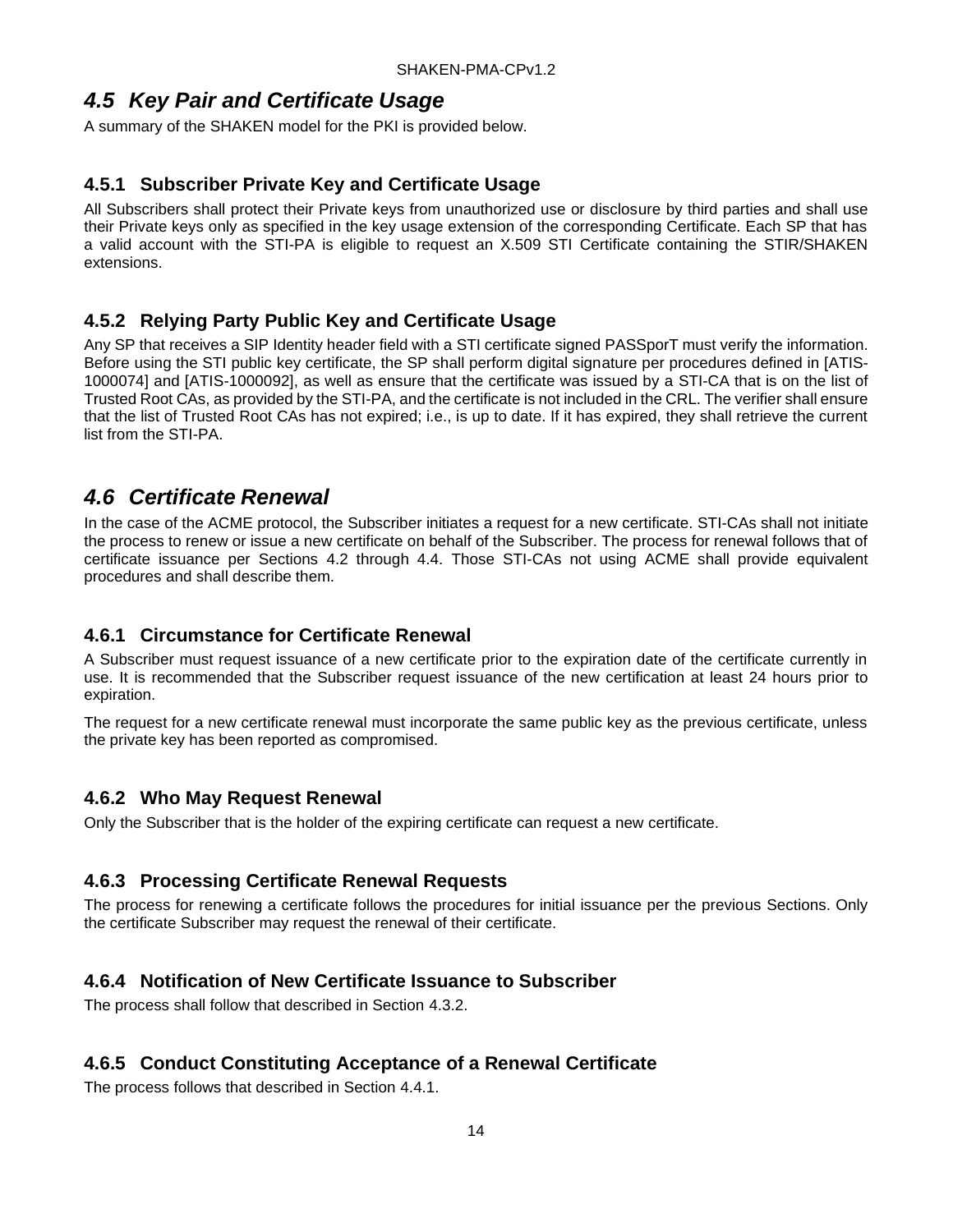## *4.5 Key Pair and Certificate Usage*

A summary of the SHAKEN model for the PKI is provided below.

### 4.5.1 Subscriber Private Key and Certificate Usage

All Subscribers shall protect their Private keys from unauthorized use or disclosure by third parties and shall use their Private keys only as specified in the key usage extension of the corresponding Certificate. Each SP that has a valid account with the STI-PA is eligible to request an X.509 STI Certificate containing the STIR/SHAKEN extensions.

### 4.5.2 Relying Party Public Key and Certificate Usage

Any SP that receives a SIP Identity header field with a STI certificate signed PASSporT must verify the information. Before using the STI public key certificate, the SP shall perform digital signature per procedures defined in [ATIS-1000074] and [ATIS-1000092], as well as ensure that the certificate was issued by a STI-CA that is on the list of Trusted Root CAs, as provided by the STI-PA, and the certificate is not included in the CRL. The verifier shall ensure that the list of Trusted Root CAs has not expired; i.e., is up to date. If it has expired, they shall retrieve the current list from the STI-PA.

## *4.6 Certificate Renewal*

In the case of the ACME protocol, the Subscriber initiates a request for a new certificate. STI-CAs shall not initiate the process to renew or issue a new certificate on behalf of the Subscriber. The process for renewal follows that of certificate issuance per Sections 4.2 through 4.4. Those STI-CAs not using ACME shall provide equivalent procedures and shall describe them.

### 4.6.1 Circumstance for Certificate Renewal

A Subscriber must request issuance of a new certificate prior to the expiration date of the certificate currently in use. It is recommended that the Subscriber request issuance of the new certification at least 24 hours prior to expiration.

The request for a new certificate renewal must incorporate the same public key as the previous certificate, unless the private key has been reported as compromised.

### 4.6.2 Who May Request Renewal

Only the Subscriber that is the holder of the expiring certificate can request a new certificate.

### 4.6.3 Processing Certificate Renewal Requests

The process for renewing a certificate follows the procedures for initial issuance per the previous Sections. Only the certificate Subscriber may request the renewal of their certificate.

### 4.6.4 Notification of New Certificate Issuance to Subscriber

The process shall follow that described in Section 4.3.2.

### 4.6.5 Conduct Constituting Acceptance of a Renewal Certificate

The process follows that described in Section 4.4.1.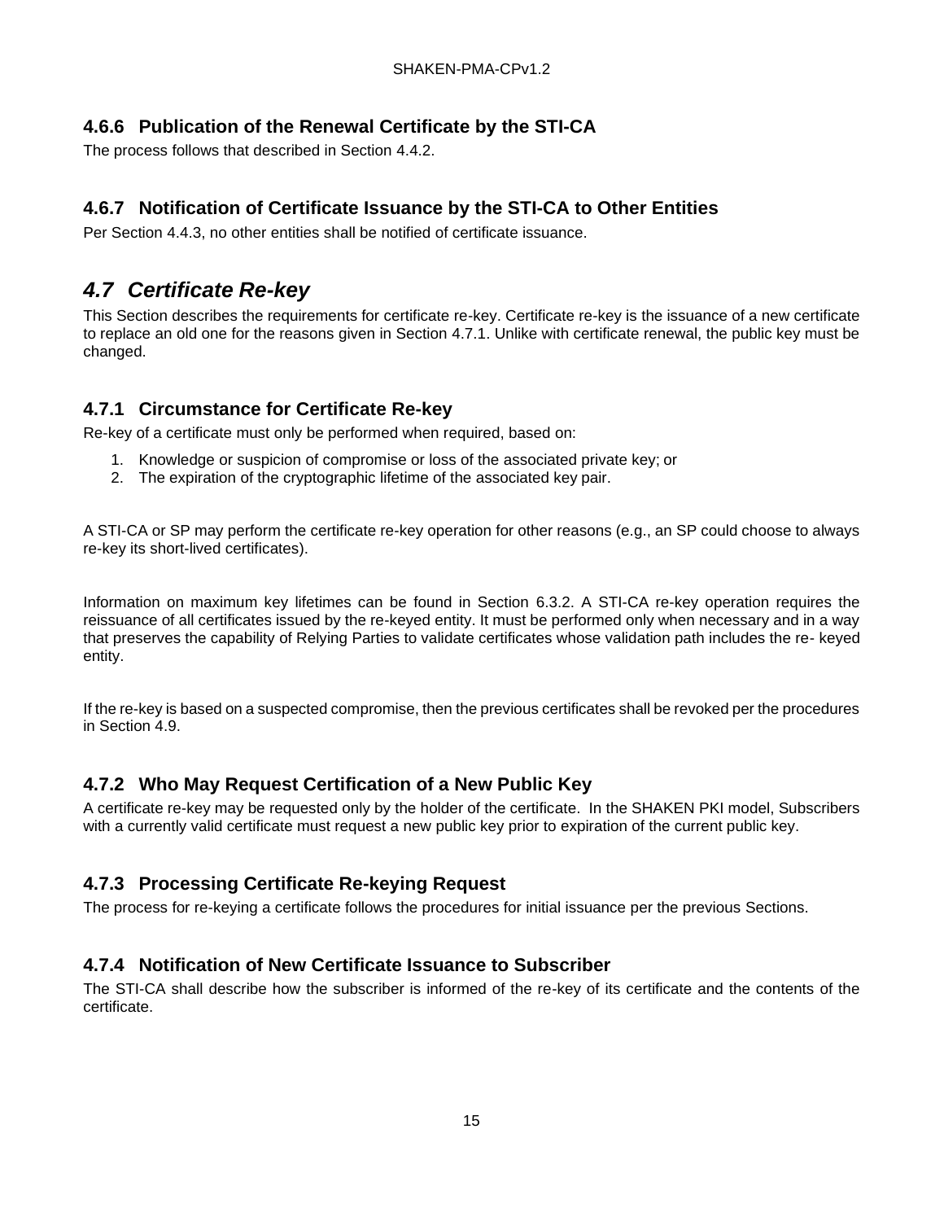### 4.6.6 Publication of the Renewal Certificate by the STI-CA

The process follows that described in Section 4.4.2.

### 4.6.7 Notification of Certificate Issuance by the STI-CA to Other Entities

Per Section 4.4.3, no other entities shall be notified of certificate issuance.

## *4.7 Certificate Re-key*

This Section describes the requirements for certificate re-key. Certificate re-key is the issuance of a new certificate to replace an old one for the reasons given in Section 4.7.1. Unlike with certificate renewal, the public key must be changed.

### 4.7.1 Circumstance for Certificate Re-key

Re-key of a certificate must only be performed when required, based on:

1. Knowledge or suspicion of compromise or loss of the associated private key; or
2. The expiration of the cryptographic lifetime of the associated key pair.

A STI-CA or SP may perform the certificate re-key operation for other reasons (e.g., an SP could choose to always re-key its short-lived certificates).

Information on maximum key lifetimes can be found in Section 6.3.2. A STI-CA re-key operation requires the reissuance of all certificates issued by the re-keyed entity. It must be performed only when necessary and in a way that preserves the capability of Relying Parties to validate certificates whose validation path includes the re- keyed entity.

If the re-key is based on a suspected compromise, then the previous certificates shall be revoked per the procedures in Section 4.9.

### 4.7.2 Who May Request Certification of a New Public Key

A certificate re-key may be requested only by the holder of the certificate. In the SHAKEN PKI model, Subscribers with a currently valid certificate must request a new public key prior to expiration of the current public key.

### 4.7.3 Processing Certificate Re-keying Request

The process for re-keying a certificate follows the procedures for initial issuance per the previous Sections.

### 4.7.4 Notification of New Certificate Issuance to Subscriber

The STI-CA shall describe how the subscriber is informed of the re-key of its certificate and the contents of the certificate.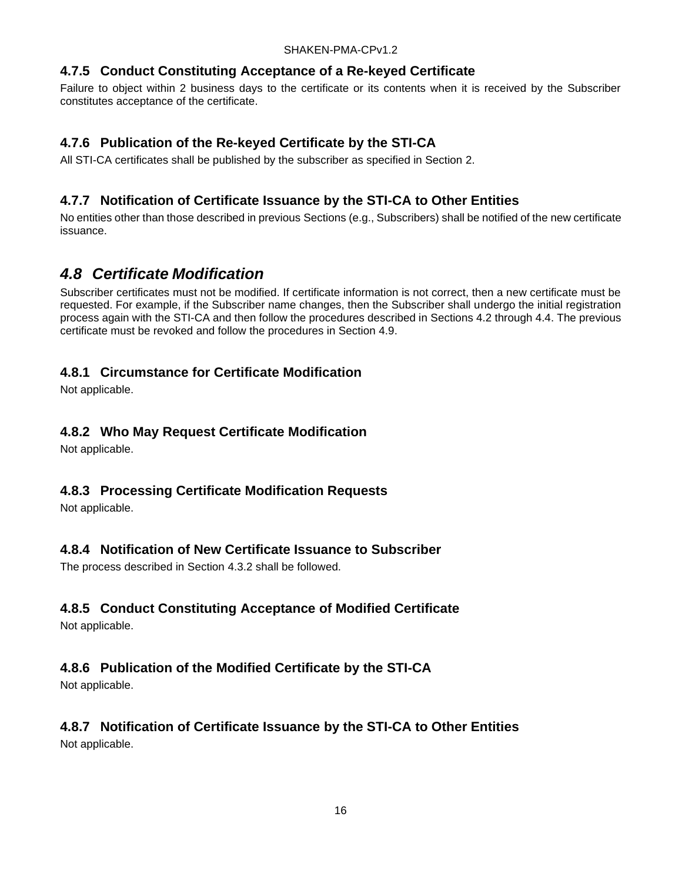### 4.7.5 Conduct Constituting Acceptance of a Re-keyed Certificate

Failure to object within 2 business days to the certificate or its contents when it is received by the Subscriber constitutes acceptance of the certificate.

### 4.7.6 Publication of the Re-keyed Certificate by the STI-CA

All STI-CA certificates shall be published by the subscriber as specified in Section 2.

### 4.7.7 Notification of Certificate Issuance by the STI-CA to Other Entities

No entities other than those described in previous Sections (e.g., Subscribers) shall be notified of the new certificate issuance.

## *4.8 Certificate Modification*

Subscriber certificates must not be modified. If certificate information is not correct, then a new certificate must be requested. For example, if the Subscriber name changes, then the Subscriber shall undergo the initial registration process again with the STI-CA and then follow the procedures described in Sections 4.2 through 4.4. The previous certificate must be revoked and follow the procedures in Section 4.9.

### 4.8.1 Circumstance for Certificate Modification

Not applicable.

### 4.8.2 Who May Request Certificate Modification

Not applicable.

### 4.8.3 Processing Certificate Modification Requests

Not applicable.

### 4.8.4 Notification of New Certificate Issuance to Subscriber

The process described in Section 4.3.2 shall be followed.

### 4.8.5 Conduct Constituting Acceptance of Modified Certificate

Not applicable.

### 4.8.6 Publication of the Modified Certificate by the STI-CA

Not applicable.

### 4.8.7 Notification of Certificate Issuance by the STI-CA to Other Entities

Not applicable.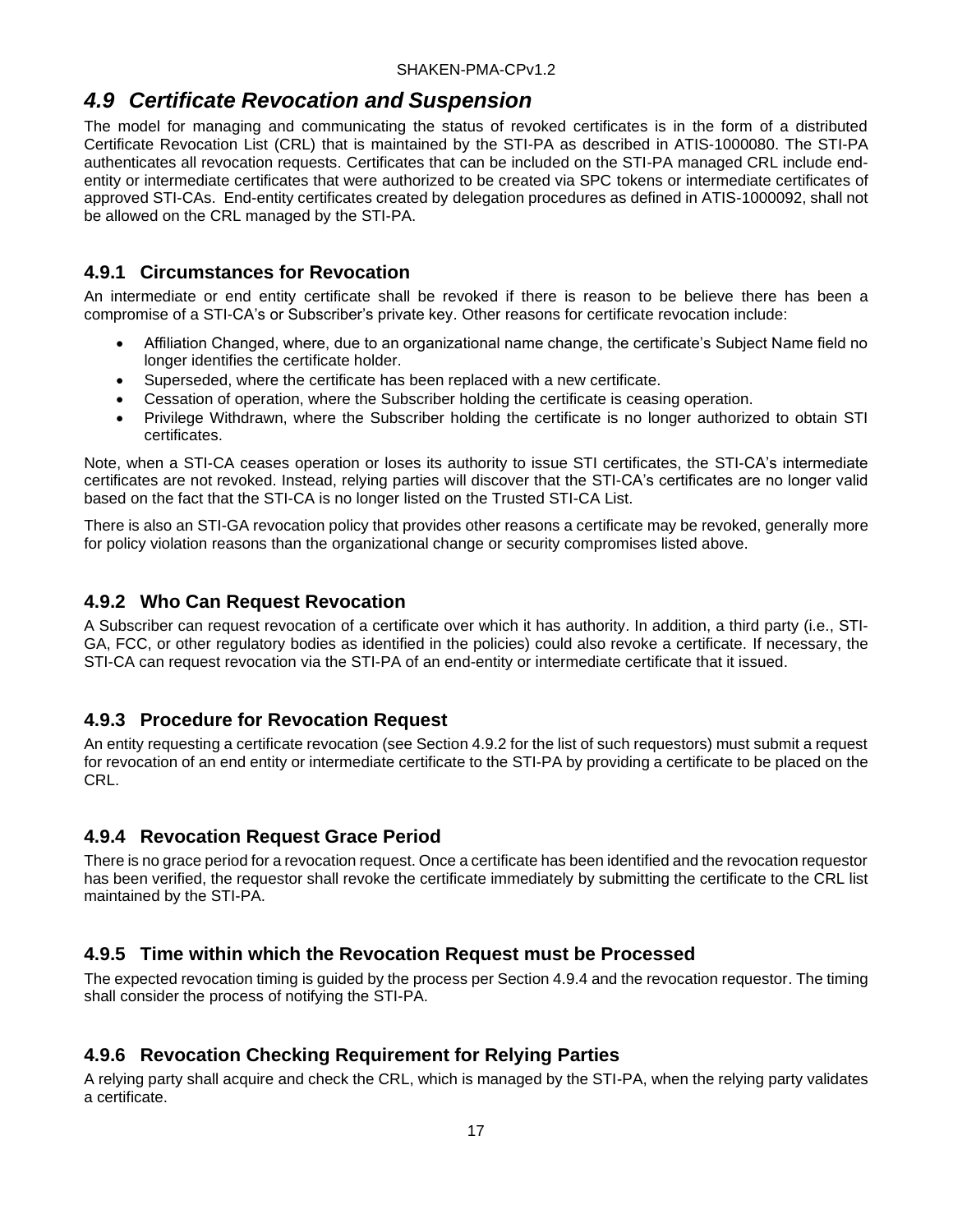## *4.9 Certificate Revocation and Suspension*

The model for managing and communicating the status of revoked certificates is in the form of a distributed Certificate Revocation List (CRL) that is maintained by the STI-PA as described in ATIS-1000080. The STI-PA authenticates all revocation requests. Certificates that can be included on the STI-PA managed CRL include end-entity or intermediate certificates that were authorized to be created via SPC tokens or intermediate certificates of approved STI-CAs. End-entity certificates created by delegation procedures as defined in ATIS-1000092, shall not be allowed on the CRL managed by the STI-PA.

### 4.9.1 Circumstances for Revocation

An intermediate or end entity certificate shall be revoked if there is reason to be believe there has been a compromise of a STI-CA's or Subscriber's private key. Other reasons for certificate revocation include:

- Affiliation Changed, where, due to an organizational name change, the certificate's Subject Name field no longer identifies the certificate holder.
- Superseded, where the certificate has been replaced with a new certificate.
- Cessation of operation, where the Subscriber holding the certificate is ceasing operation.
- Privilege Withdrawn, where the Subscriber holding the certificate is no longer authorized to obtain STI certificates.

Note, when a STI-CA ceases operation or loses its authority to issue STI certificates, the STI-CA's intermediate certificates are not revoked. Instead, relying parties will discover that the STI-CA's certificates are no longer valid based on the fact that the STI-CA is no longer listed on the Trusted STI-CA List.

There is also an STI-GA revocation policy that provides other reasons a certificate may be revoked, generally more for policy violation reasons than the organizational change or security compromises listed above.

### 4.9.2 Who Can Request Revocation

A Subscriber can request revocation of a certificate over which it has authority. In addition, a third party (i.e., STI-GA, FCC, or other regulatory bodies as identified in the policies) could also revoke a certificate. If necessary, the STI-CA can request revocation via the STI-PA of an end-entity or intermediate certificate that it issued.

### 4.9.3 Procedure for Revocation Request

An entity requesting a certificate revocation (see Section 4.9.2 for the list of such requestors) must submit a request for revocation of an end entity or intermediate certificate to the STI-PA by providing a certificate to be placed on the CRL.

### 4.9.4 Revocation Request Grace Period

There is no grace period for a revocation request. Once a certificate has been identified and the revocation requestor has been verified, the requestor shall revoke the certificate immediately by submitting the certificate to the CRL list maintained by the STI-PA.

### 4.9.5 Time within which the Revocation Request must be Processed

The expected revocation timing is guided by the process per Section 4.9.4 and the revocation requestor. The timing shall consider the process of notifying the STI-PA.

### 4.9.6 Revocation Checking Requirement for Relying Parties

A relying party shall acquire and check the CRL, which is managed by the STI-PA, when the relying party validates a certificate.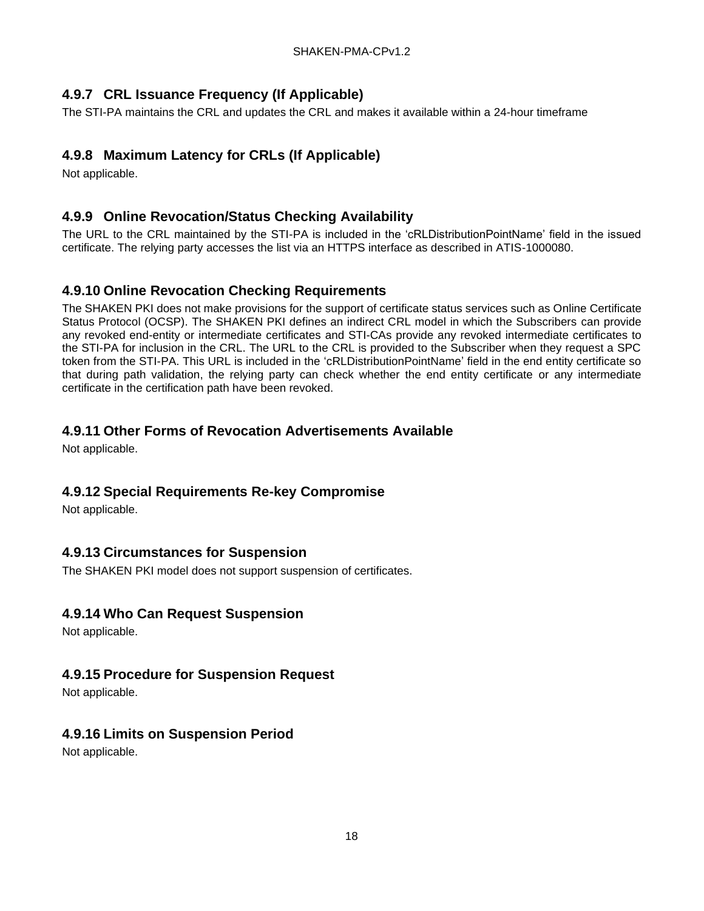### 4.9.7 CRL Issuance Frequency (If Applicable)

The STI-PA maintains the CRL and updates the CRL and makes it available within a 24-hour timeframe

### 4.9.8 Maximum Latency for CRLs (If Applicable)

Not applicable.

### 4.9.9 Online Revocation/Status Checking Availability

The URL to the CRL maintained by the STI-PA is included in the 'cRLDistributionPointName' field in the issued certificate. The relying party accesses the list via an HTTPS interface as described in ATIS-1000080.

### 4.9.10 Online Revocation Checking Requirements

The SHAKEN PKI does not make provisions for the support of certificate status services such as Online Certificate Status Protocol (OCSP). The SHAKEN PKI defines an indirect CRL model in which the Subscribers can provide any revoked end-entity or intermediate certificates and STI-CAs provide any revoked intermediate certificates to the STI-PA for inclusion in the CRL. The URL to the CRL is provided to the Subscriber when they request a SPC token from the STI-PA. This URL is included in the 'cRLDistributionPointName' field in the end entity certificate so that during path validation, the relying party can check whether the end entity certificate or any intermediate certificate in the certification path have been revoked.

### 4.9.11 Other Forms of Revocation Advertisements Available

Not applicable.

### 4.9.12 Special Requirements Re-key Compromise

Not applicable.

### 4.9.13 Circumstances for Suspension

The SHAKEN PKI model does not support suspension of certificates.

### 4.9.14 Who Can Request Suspension

Not applicable.

### 4.9.15 Procedure for Suspension Request

Not applicable.

### 4.9.16 Limits on Suspension Period

Not applicable.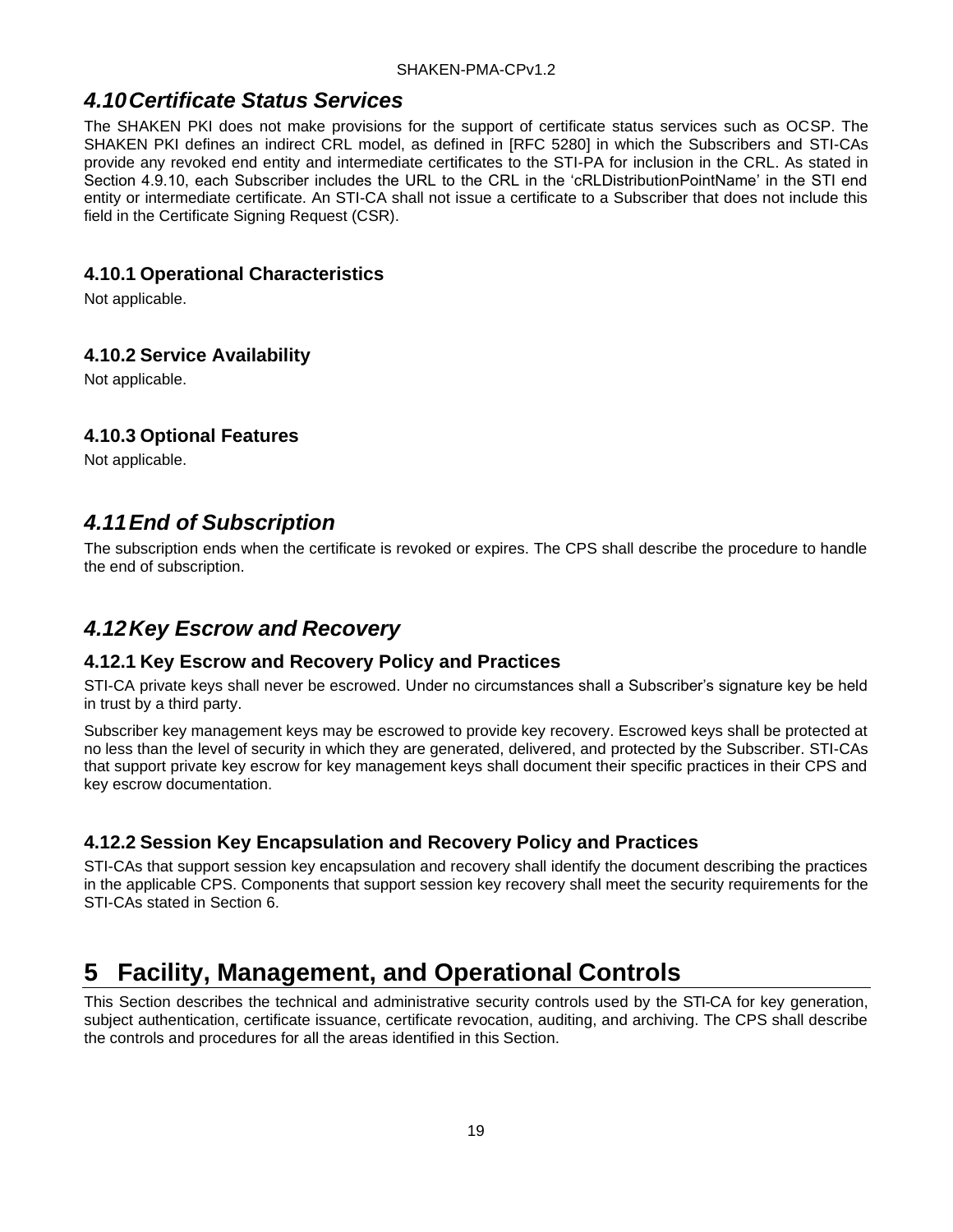## 4.10 Certificate Status Services

The SHAKEN PKI does not make provisions for the support of certificate status services such as OCSP. The SHAKEN PKI defines an indirect CRL model, as defined in [RFC 5280] in which the Subscribers and STI-CAs provide any revoked end entity and intermediate certificates to the STI-PA for inclusion in the CRL. As stated in Section 4.9.10, each Subscriber includes the URL to the CRL in the 'cRLDistributionPointName' in the STI end entity or intermediate certificate. An STI-CA shall not issue a certificate to a Subscriber that does not include this field in the Certificate Signing Request (CSR).

### 4.10.1 Operational Characteristics

Not applicable.

### 4.10.2 Service Availability

Not applicable.

### 4.10.3 Optional Features

Not applicable.

## 4.11 End of Subscription

The subscription ends when the certificate is revoked or expires. The CPS shall describe the procedure to handle the end of subscription.

## 4.12 Key Escrow and Recovery

### 4.12.1 Key Escrow and Recovery Policy and Practices

STI-CA private keys shall never be escrowed. Under no circumstances shall a Subscriber's signature key be held in trust by a third party.

Subscriber key management keys may be escrowed to provide key recovery. Escrowed keys shall be protected at no less than the level of security in which they are generated, delivered, and protected by the Subscriber. STI-CAs that support private key escrow for key management keys shall document their specific practices in their CPS and key escrow documentation.

### 4.12.2 Session Key Encapsulation and Recovery Policy and Practices

STI-CAs that support session key encapsulation and recovery shall identify the document describing the practices in the applicable CPS. Components that support session key recovery shall meet the security requirements for the STI-CAs stated in Section 6.

# 5 Facility, Management, and Operational Controls

This Section describes the technical and administrative security controls used by the STI-CA for key generation, subject authentication, certificate issuance, certificate revocation, auditing, and archiving. The CPS shall describe the controls and procedures for all the areas identified in this Section.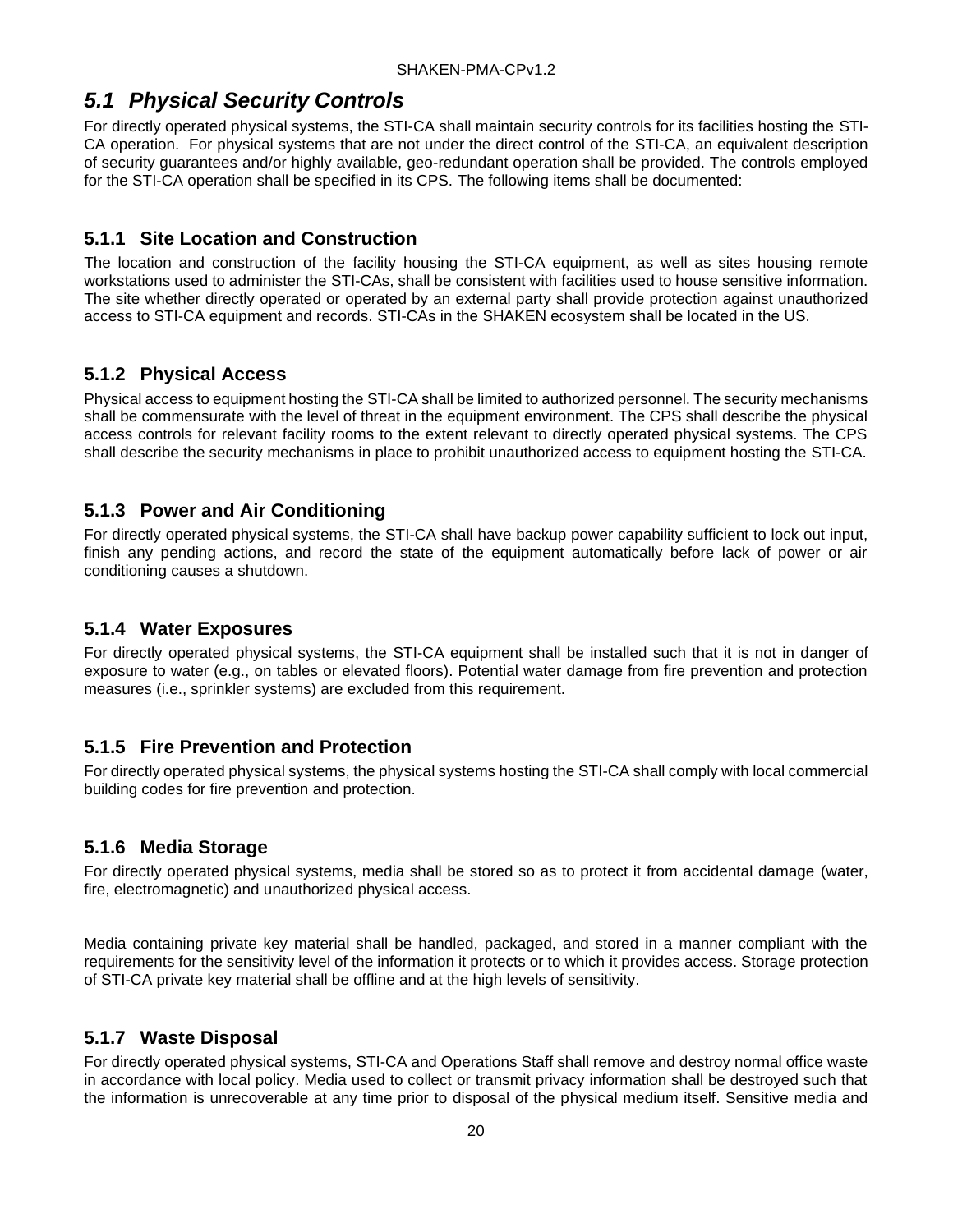## *5.1 Physical Security Controls*

For directly operated physical systems, the STI-CA shall maintain security controls for its facilities hosting the STI-CA operation. For physical systems that are not under the direct control of the STI-CA, an equivalent description of security guarantees and/or highly available, geo-redundant operation shall be provided. The controls employed for the STI-CA operation shall be specified in its CPS. The following items shall be documented:

### 5.1.1 Site Location and Construction

The location and construction of the facility housing the STI-CA equipment, as well as sites housing remote workstations used to administer the STI-CAs, shall be consistent with facilities used to house sensitive information. The site whether directly operated or operated by an external party shall provide protection against unauthorized access to STI-CA equipment and records. STI-CAs in the SHAKEN ecosystem shall be located in the US.

### 5.1.2 Physical Access

Physical access to equipment hosting the STI-CA shall be limited to authorized personnel. The security mechanisms shall be commensurate with the level of threat in the equipment environment. The CPS shall describe the physical access controls for relevant facility rooms to the extent relevant to directly operated physical systems. The CPS shall describe the security mechanisms in place to prohibit unauthorized access to equipment hosting the STI-CA.

### 5.1.3 Power and Air Conditioning

For directly operated physical systems, the STI-CA shall have backup power capability sufficient to lock out input, finish any pending actions, and record the state of the equipment automatically before lack of power or air conditioning causes a shutdown.

### 5.1.4 Water Exposures

For directly operated physical systems, the STI-CA equipment shall be installed such that it is not in danger of exposure to water (e.g., on tables or elevated floors). Potential water damage from fire prevention and protection measures (i.e., sprinkler systems) are excluded from this requirement.

### 5.1.5 Fire Prevention and Protection

For directly operated physical systems, the physical systems hosting the STI-CA shall comply with local commercial building codes for fire prevention and protection.

### 5.1.6 Media Storage

For directly operated physical systems, media shall be stored so as to protect it from accidental damage (water, fire, electromagnetic) and unauthorized physical access.

Media containing private key material shall be handled, packaged, and stored in a manner compliant with the requirements for the sensitivity level of the information it protects or to which it provides access. Storage protection of STI-CA private key material shall be offline and at the high levels of sensitivity.

### 5.1.7 Waste Disposal

For directly operated physical systems, STI-CA and Operations Staff shall remove and destroy normal office waste in accordance with local policy. Media used to collect or transmit privacy information shall be destroyed such that the information is unrecoverable at any time prior to disposal of the physical medium itself. Sensitive media and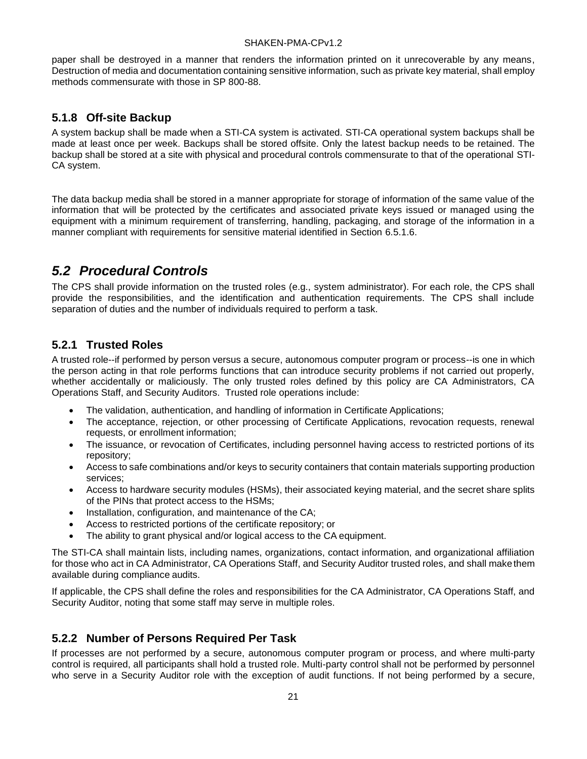paper shall be destroyed in a manner that renders the information printed on it unrecoverable by any means, Destruction of media and documentation containing sensitive information, such as private key material, shall employ methods commensurate with those in SP 800-88.

### 5.1.8 Off-site Backup

A system backup shall be made when a STI-CA system is activated. STI-CA operational system backups shall be made at least once per week. Backups shall be stored offsite. Only the latest backup needs to be retained. The backup shall be stored at a site with physical and procedural controls commensurate to that of the operational STI-CA system.

The data backup media shall be stored in a manner appropriate for storage of information of the same value of the information that will be protected by the certificates and associated private keys issued or managed using the equipment with a minimum requirement of transferring, handling, packaging, and storage of the information in a manner compliant with requirements for sensitive material identified in Section 6.5.1.6.

## *5.2 Procedural Controls*

The CPS shall provide information on the trusted roles (e.g., system administrator). For each role, the CPS shall provide the responsibilities, and the identification and authentication requirements. The CPS shall include separation of duties and the number of individuals required to perform a task.

### 5.2.1 Trusted Roles

A trusted role--if performed by person versus a secure, autonomous computer program or process--is one in which the person acting in that role performs functions that can introduce security problems if not carried out properly, whether accidentally or maliciously. The only trusted roles defined by this policy are CA Administrators, CA Operations Staff, and Security Auditors. Trusted role operations include:

- The validation, authentication, and handling of information in Certificate Applications;
- The acceptance, rejection, or other processing of Certificate Applications, revocation requests, renewal requests, or enrollment information;
- The issuance, or revocation of Certificates, including personnel having access to restricted portions of its repository;
- Access to safe combinations and/or keys to security containers that contain materials supporting production services;
- Access to hardware security modules (HSMs), their associated keying material, and the secret share splits of the PINs that protect access to the HSMs;
- Installation, configuration, and maintenance of the CA;
- Access to restricted portions of the certificate repository; or
- The ability to grant physical and/or logical access to the CA equipment.

The STI-CA shall maintain lists, including names, organizations, contact information, and organizational affiliation for those who act in CA Administrator, CA Operations Staff, and Security Auditor trusted roles, and shall make them available during compliance audits.

If applicable, the CPS shall define the roles and responsibilities for the CA Administrator, CA Operations Staff, and Security Auditor, noting that some staff may serve in multiple roles.

### 5.2.2 Number of Persons Required Per Task

If processes are not performed by a secure, autonomous computer program or process, and where multi-party control is required, all participants shall hold a trusted role. Multi-party control shall not be performed by personnel who serve in a Security Auditor role with the exception of audit functions. If not being performed by a secure,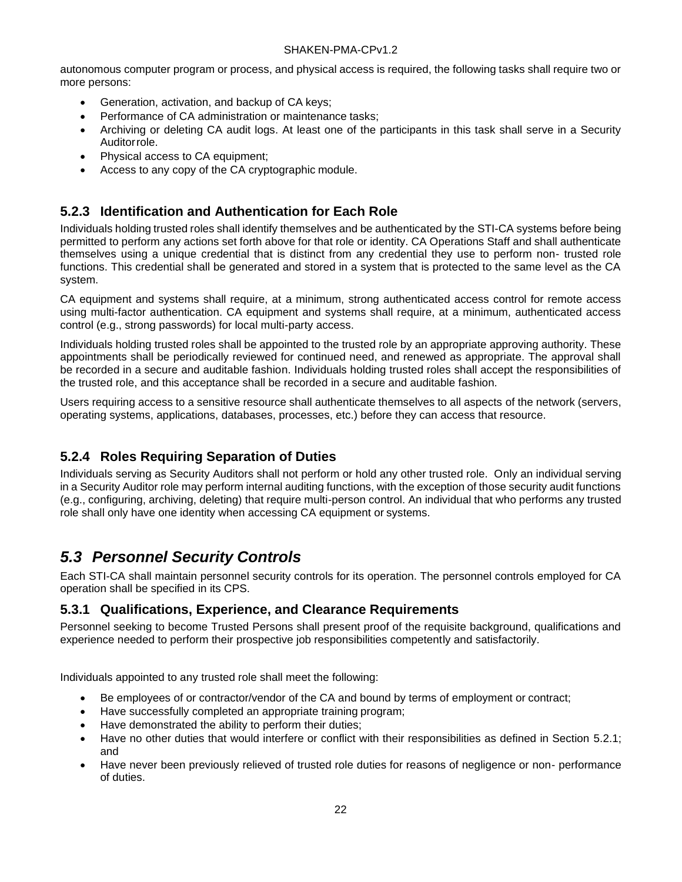autonomous computer program or process, and physical access is required, the following tasks shall require two or more persons:

- Generation, activation, and backup of CA keys;
- Performance of CA administration or maintenance tasks;
- Archiving or deleting CA audit logs. At least one of the participants in this task shall serve in a Security Auditor role.
- Physical access to CA equipment;
- Access to any copy of the CA cryptographic module.

### 5.2.3 Identification and Authentication for Each Role

Individuals holding trusted roles shall identify themselves and be authenticated by the STI-CA systems before being permitted to perform any actions set forth above for that role or identity. CA Operations Staff and shall authenticate themselves using a unique credential that is distinct from any credential they use to perform non- trusted role functions. This credential shall be generated and stored in a system that is protected to the same level as the CA system.

CA equipment and systems shall require, at a minimum, strong authenticated access control for remote access using multi-factor authentication. CA equipment and systems shall require, at a minimum, authenticated access control (e.g., strong passwords) for local multi-party access.

Individuals holding trusted roles shall be appointed to the trusted role by an appropriate approving authority. These appointments shall be periodically reviewed for continued need, and renewed as appropriate. The approval shall be recorded in a secure and auditable fashion. Individuals holding trusted roles shall accept the responsibilities of the trusted role, and this acceptance shall be recorded in a secure and auditable fashion.

Users requiring access to a sensitive resource shall authenticate themselves to all aspects of the network (servers, operating systems, applications, databases, processes, etc.) before they can access that resource.

### 5.2.4 Roles Requiring Separation of Duties

Individuals serving as Security Auditors shall not perform or hold any other trusted role. Only an individual serving in a Security Auditor role may perform internal auditing functions, with the exception of those security audit functions (e.g., configuring, archiving, deleting) that require multi-person control. An individual that who performs any trusted role shall only have one identity when accessing CA equipment or systems.

## *5.3 Personnel Security Controls*

Each STI-CA shall maintain personnel security controls for its operation. The personnel controls employed for CA operation shall be specified in its CPS.

### 5.3.1 Qualifications, Experience, and Clearance Requirements

Personnel seeking to become Trusted Persons shall present proof of the requisite background, qualifications and experience needed to perform their prospective job responsibilities competently and satisfactorily.

Individuals appointed to any trusted role shall meet the following:

- Be employees of or contractor/vendor of the CA and bound by terms of employment or contract;
- Have successfully completed an appropriate training program;
- Have demonstrated the ability to perform their duties;
- Have no other duties that would interfere or conflict with their responsibilities as defined in Section 5.2.1; and
- Have never been previously relieved of trusted role duties for reasons of negligence or non- performance of duties.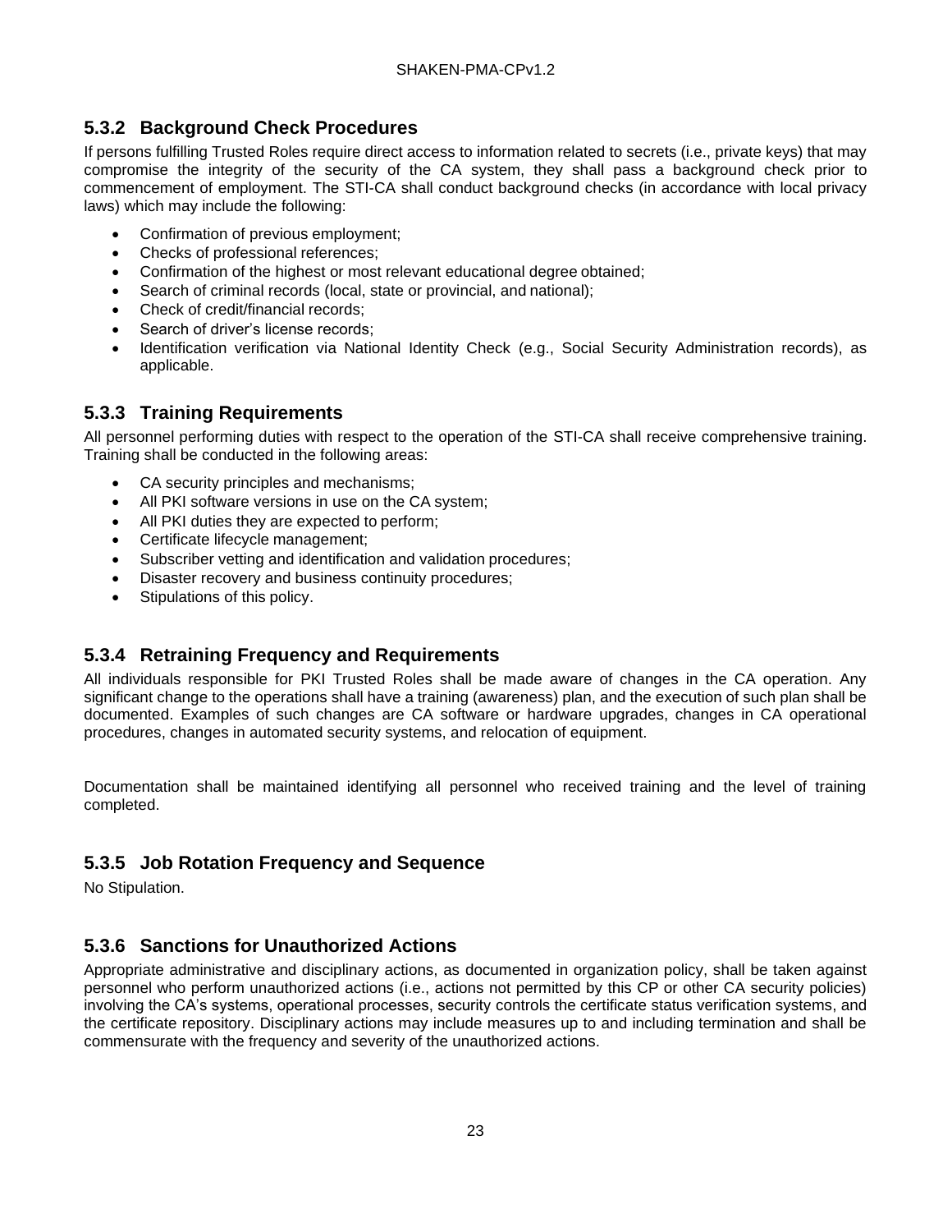### 5.3.2 Background Check Procedures

If persons fulfilling Trusted Roles require direct access to information related to secrets (i.e., private keys) that may compromise the integrity of the security of the CA system, they shall pass a background check prior to commencement of employment. The STI-CA shall conduct background checks (in accordance with local privacy laws) which may include the following:

- Confirmation of previous employment;
- Checks of professional references;
- Confirmation of the highest or most relevant educational degree obtained;
- Search of criminal records (local, state or provincial, and national);
- Check of credit/financial records;
- Search of driver's license records;
- Identification verification via National Identity Check (e.g., Social Security Administration records), as applicable.

### 5.3.3 Training Requirements

All personnel performing duties with respect to the operation of the STI-CA shall receive comprehensive training. Training shall be conducted in the following areas:

- CA security principles and mechanisms;
- All PKI software versions in use on the CA system;
- All PKI duties they are expected to perform;
- Certificate lifecycle management;
- Subscriber vetting and identification and validation procedures;
- Disaster recovery and business continuity procedures;
- Stipulations of this policy.

### 5.3.4 Retraining Frequency and Requirements

All individuals responsible for PKI Trusted Roles shall be made aware of changes in the CA operation. Any significant change to the operations shall have a training (awareness) plan, and the execution of such plan shall be documented. Examples of such changes are CA software or hardware upgrades, changes in CA operational procedures, changes in automated security systems, and relocation of equipment.

Documentation shall be maintained identifying all personnel who received training and the level of training completed.

### 5.3.5 Job Rotation Frequency and Sequence

No Stipulation.

### 5.3.6 Sanctions for Unauthorized Actions

Appropriate administrative and disciplinary actions, as documented in organization policy, shall be taken against personnel who perform unauthorized actions (i.e., actions not permitted by this CP or other CA security policies) involving the CA's systems, operational processes, security controls the certificate status verification systems, and the certificate repository. Disciplinary actions may include measures up to and including termination and shall be commensurate with the frequency and severity of the unauthorized actions.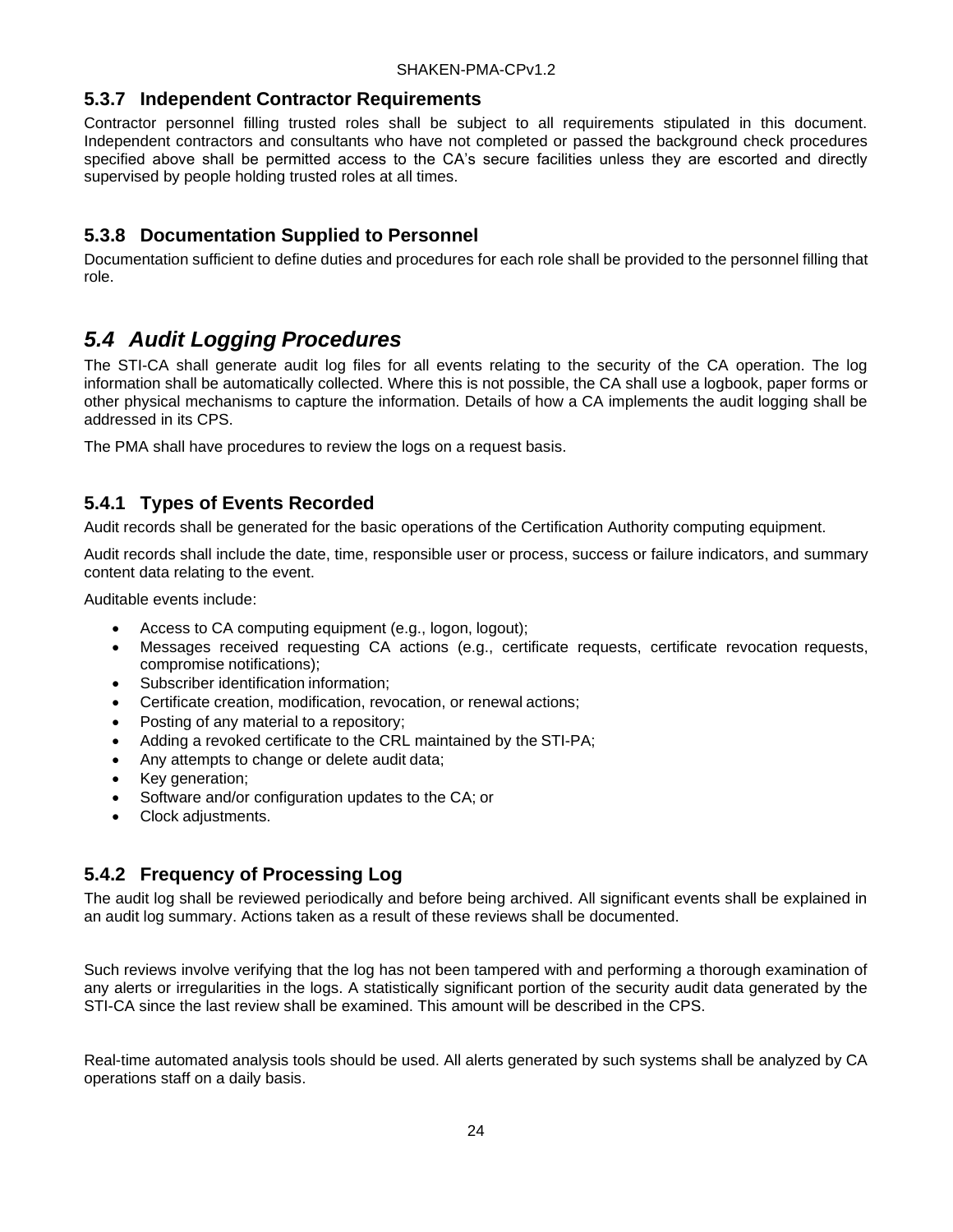### 5.3.7 Independent Contractor Requirements

Contractor personnel filling trusted roles shall be subject to all requirements stipulated in this document. Independent contractors and consultants who have not completed or passed the background check procedures specified above shall be permitted access to the CA's secure facilities unless they are escorted and directly supervised by people holding trusted roles at all times.

### 5.3.8 Documentation Supplied to Personnel

Documentation sufficient to define duties and procedures for each role shall be provided to the personnel filling that role.

## *5.4 Audit Logging Procedures*

The STI-CA shall generate audit log files for all events relating to the security of the CA operation. The log information shall be automatically collected. Where this is not possible, the CA shall use a logbook, paper forms or other physical mechanisms to capture the information. Details of how a CA implements the audit logging shall be addressed in its CPS.

The PMA shall have procedures to review the logs on a request basis.

### 5.4.1 Types of Events Recorded

Audit records shall be generated for the basic operations of the Certification Authority computing equipment.

Audit records shall include the date, time, responsible user or process, success or failure indicators, and summary content data relating to the event.

Auditable events include:

- Access to CA computing equipment (e.g., logon, logout);
- Messages received requesting CA actions (e.g., certificate requests, certificate revocation requests, compromise notifications);
- Subscriber identification information;
- Certificate creation, modification, revocation, or renewal actions;
- Posting of any material to a repository;
- Adding a revoked certificate to the CRL maintained by the STI-PA;
- Any attempts to change or delete audit data;
- Key generation;
- Software and/or configuration updates to the CA; or
- Clock adjustments.

### 5.4.2 Frequency of Processing Log

The audit log shall be reviewed periodically and before being archived. All significant events shall be explained in an audit log summary. Actions taken as a result of these reviews shall be documented.

Such reviews involve verifying that the log has not been tampered with and performing a thorough examination of any alerts or irregularities in the logs. A statistically significant portion of the security audit data generated by the STI-CA since the last review shall be examined. This amount will be described in the CPS.

Real-time automated analysis tools should be used. All alerts generated by such systems shall be analyzed by CA operations staff on a daily basis.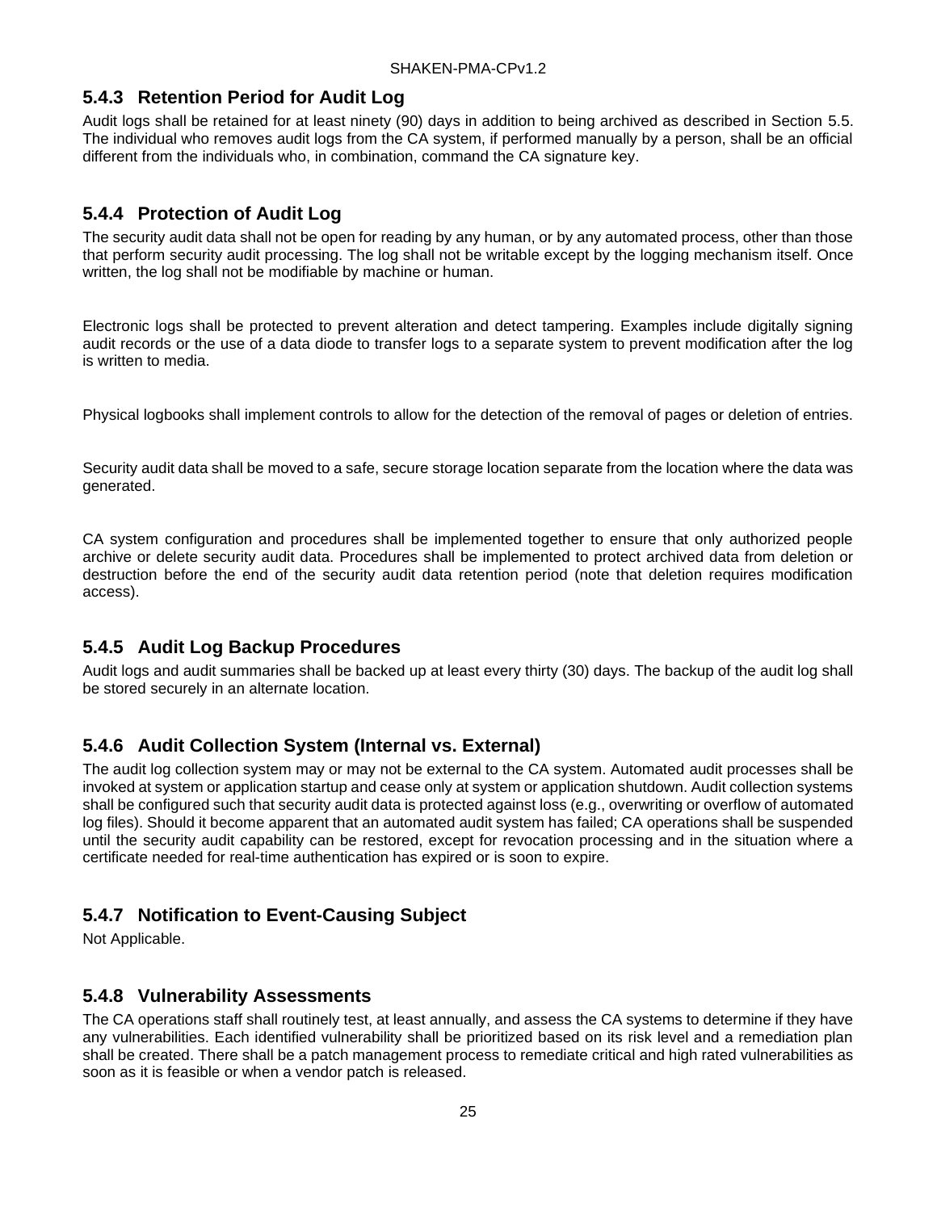### 5.4.3 Retention Period for Audit Log

Audit logs shall be retained for at least ninety (90) days in addition to being archived as described in Section 5.5. The individual who removes audit logs from the CA system, if performed manually by a person, shall be an official different from the individuals who, in combination, command the CA signature key.

### 5.4.4 Protection of Audit Log

The security audit data shall not be open for reading by any human, or by any automated process, other than those that perform security audit processing. The log shall not be writable except by the logging mechanism itself. Once written, the log shall not be modifiable by machine or human.

Electronic logs shall be protected to prevent alteration and detect tampering. Examples include digitally signing audit records or the use of a data diode to transfer logs to a separate system to prevent modification after the log is written to media.

Physical logbooks shall implement controls to allow for the detection of the removal of pages or deletion of entries.

Security audit data shall be moved to a safe, secure storage location separate from the location where the data was generated.

CA system configuration and procedures shall be implemented together to ensure that only authorized people archive or delete security audit data. Procedures shall be implemented to protect archived data from deletion or destruction before the end of the security audit data retention period (note that deletion requires modification access).

### 5.4.5 Audit Log Backup Procedures

Audit logs and audit summaries shall be backed up at least every thirty (30) days. The backup of the audit log shall be stored securely in an alternate location.

### 5.4.6 Audit Collection System (Internal vs. External)

The audit log collection system may or may not be external to the CA system. Automated audit processes shall be invoked at system or application startup and cease only at system or application shutdown. Audit collection systems shall be configured such that security audit data is protected against loss (e.g., overwriting or overflow of automated log files). Should it become apparent that an automated audit system has failed; CA operations shall be suspended until the security audit capability can be restored, except for revocation processing and in the situation where a certificate needed for real-time authentication has expired or is soon to expire.

### 5.4.7 Notification to Event-Causing Subject

Not Applicable.

### 5.4.8 Vulnerability Assessments

The CA operations staff shall routinely test, at least annually, and assess the CA systems to determine if they have any vulnerabilities. Each identified vulnerability shall be prioritized based on its risk level and a remediation plan shall be created. There shall be a patch management process to remediate critical and high rated vulnerabilities as soon as it is feasible or when a vendor patch is released.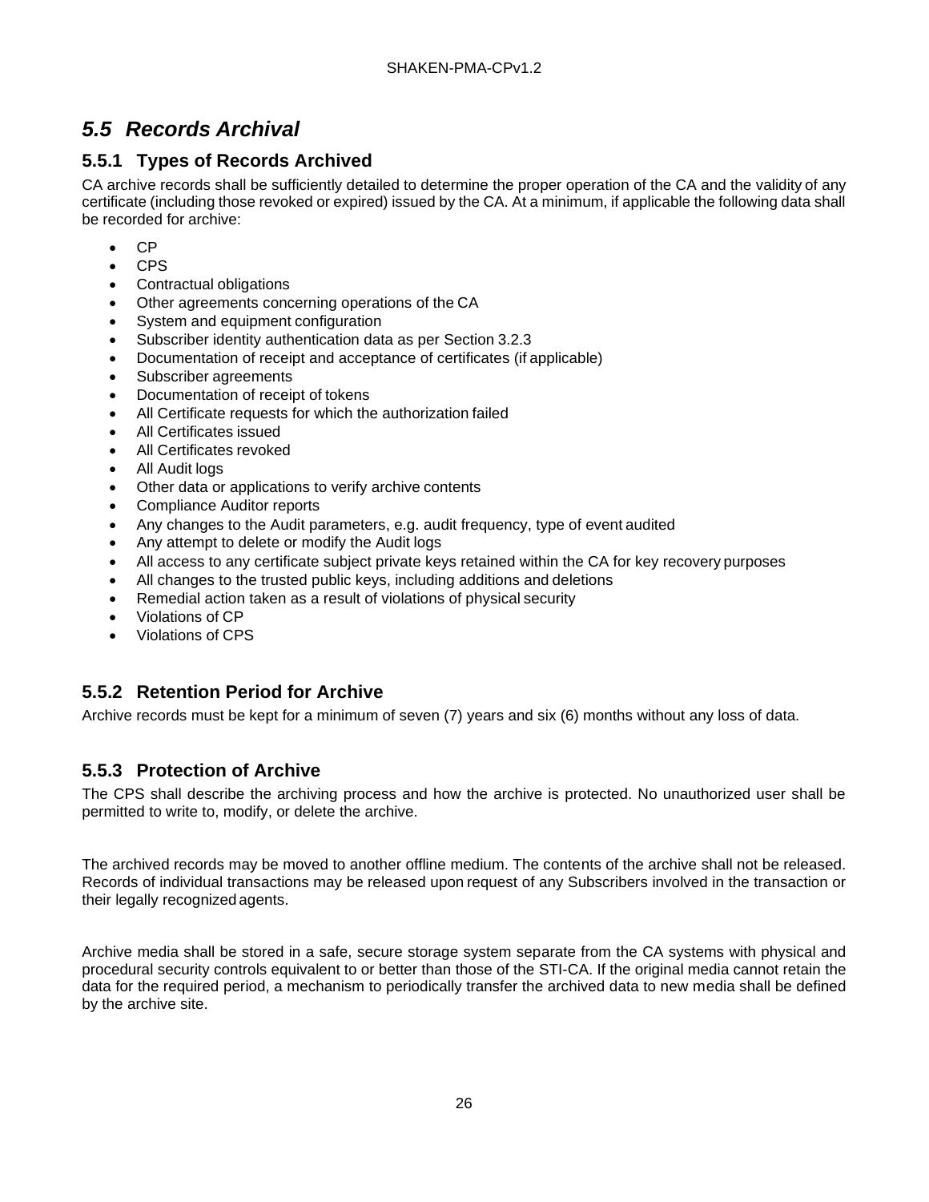## *5.5 Records Archival*

### 5.5.1 Types of Records Archived

CA archive records shall be sufficiently detailed to determine the proper operation of the CA and the validity of any certificate (including those revoked or expired) issued by the CA. At a minimum, if applicable the following data shall be recorded for archive:

- CP
- CPS
- Contractual obligations
- Other agreements concerning operations of the CA
- System and equipment configuration
- Subscriber identity authentication data as per Section 3.2.3
- Documentation of receipt and acceptance of certificates (if applicable)
- Subscriber agreements
- Documentation of receipt of tokens
- All Certificate requests for which the authorization failed
- All Certificates issued
- All Certificates revoked
- All Audit logs
- Other data or applications to verify archive contents
- Compliance Auditor reports
- Any changes to the Audit parameters, e.g. audit frequency, type of event audited
- Any attempt to delete or modify the Audit logs
- All access to any certificate subject private keys retained within the CA for key recovery purposes
- All changes to the trusted public keys, including additions and deletions
- Remedial action taken as a result of violations of physical security
- Violations of CP
- Violations of CPS

### 5.5.2 Retention Period for Archive

Archive records must be kept for a minimum of seven (7) years and six (6) months without any loss of data.

### 5.5.3 Protection of Archive

The CPS shall describe the archiving process and how the archive is protected. No unauthorized user shall be permitted to write to, modify, or delete the archive.

The archived records may be moved to another offline medium. The contents of the archive shall not be released. Records of individual transactions may be released upon request of any Subscribers involved in the transaction or their legally recognized agents.

Archive media shall be stored in a safe, secure storage system separate from the CA systems with physical and procedural security controls equivalent to or better than those of the STI-CA. If the original media cannot retain the data for the required period, a mechanism to periodically transfer the archived data to new media shall be defined by the archive site.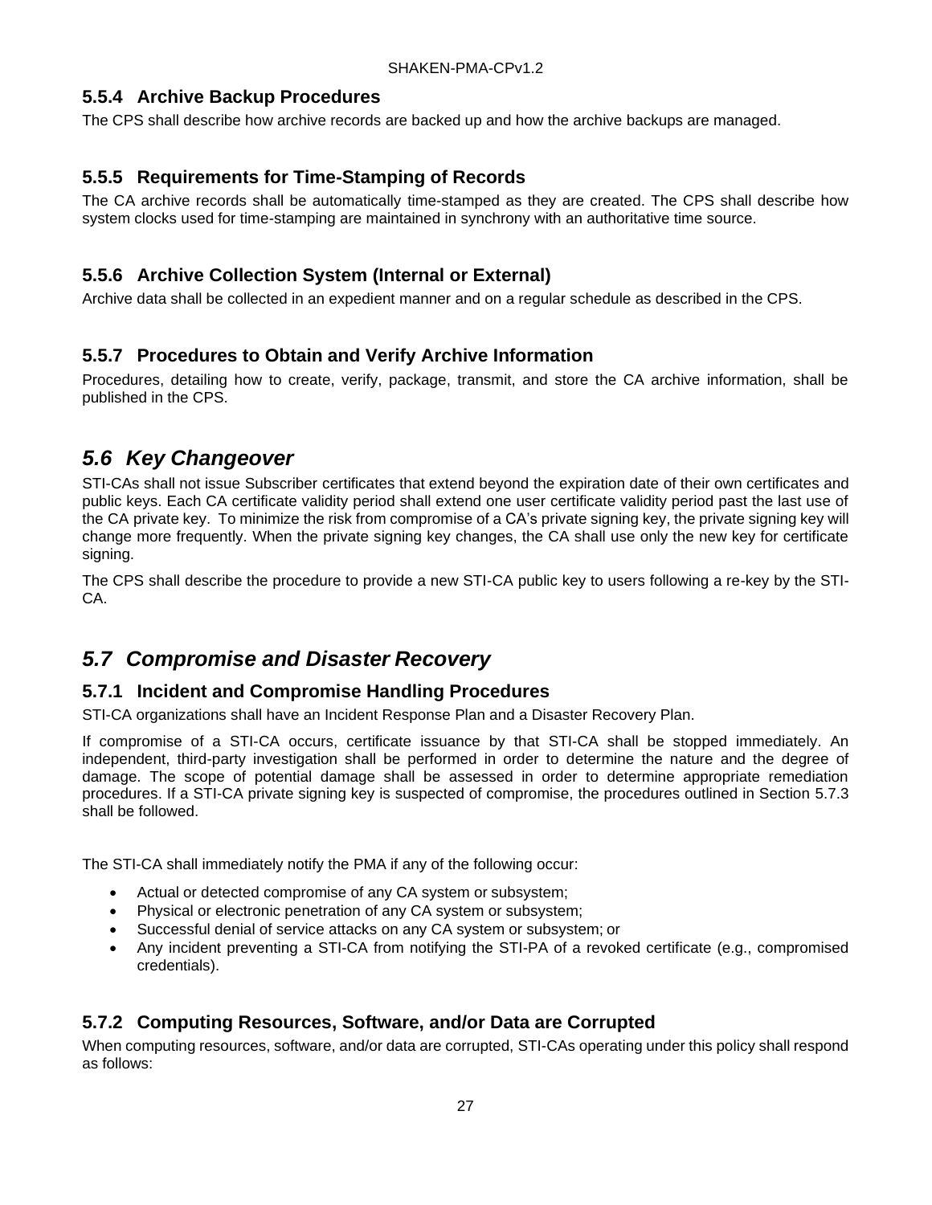### 5.5.4 Archive Backup Procedures

The CPS shall describe how archive records are backed up and how the archive backups are managed.

### 5.5.5 Requirements for Time-Stamping of Records

The CA archive records shall be automatically time-stamped as they are created. The CPS shall describe how system clocks used for time-stamping are maintained in synchrony with an authoritative time source.

### 5.5.6 Archive Collection System (Internal or External)

Archive data shall be collected in an expedient manner and on a regular schedule as described in the CPS.

### 5.5.7 Procedures to Obtain and Verify Archive Information

Procedures, detailing how to create, verify, package, transmit, and store the CA archive information, shall be published in the CPS.

## *5.6 Key Changeover*

STI-CAs shall not issue Subscriber certificates that extend beyond the expiration date of their own certificates and public keys. Each CA certificate validity period shall extend one user certificate validity period past the last use of the CA private key. To minimize the risk from compromise of a CA's private signing key, the private signing key will change more frequently. When the private signing key changes, the CA shall use only the new key for certificate signing.

The CPS shall describe the procedure to provide a new STI-CA public key to users following a re-key by the STI-CA.

## *5.7 Compromise and Disaster Recovery*

### 5.7.1 Incident and Compromise Handling Procedures

STI-CA organizations shall have an Incident Response Plan and a Disaster Recovery Plan.

If compromise of a STI-CA occurs, certificate issuance by that STI-CA shall be stopped immediately. An independent, third-party investigation shall be performed in order to determine the nature and the degree of damage. The scope of potential damage shall be assessed in order to determine appropriate remediation procedures. If a STI-CA private signing key is suspected of compromise, the procedures outlined in Section 5.7.3 shall be followed.

The STI-CA shall immediately notify the PMA if any of the following occur:

- Actual or detected compromise of any CA system or subsystem;
- Physical or electronic penetration of any CA system or subsystem;
- Successful denial of service attacks on any CA system or subsystem; or
- Any incident preventing a STI-CA from notifying the STI-PA of a revoked certificate (e.g., compromised credentials).

### 5.7.2 Computing Resources, Software, and/or Data are Corrupted

When computing resources, software, and/or data are corrupted, STI-CAs operating under this policy shall respond as follows: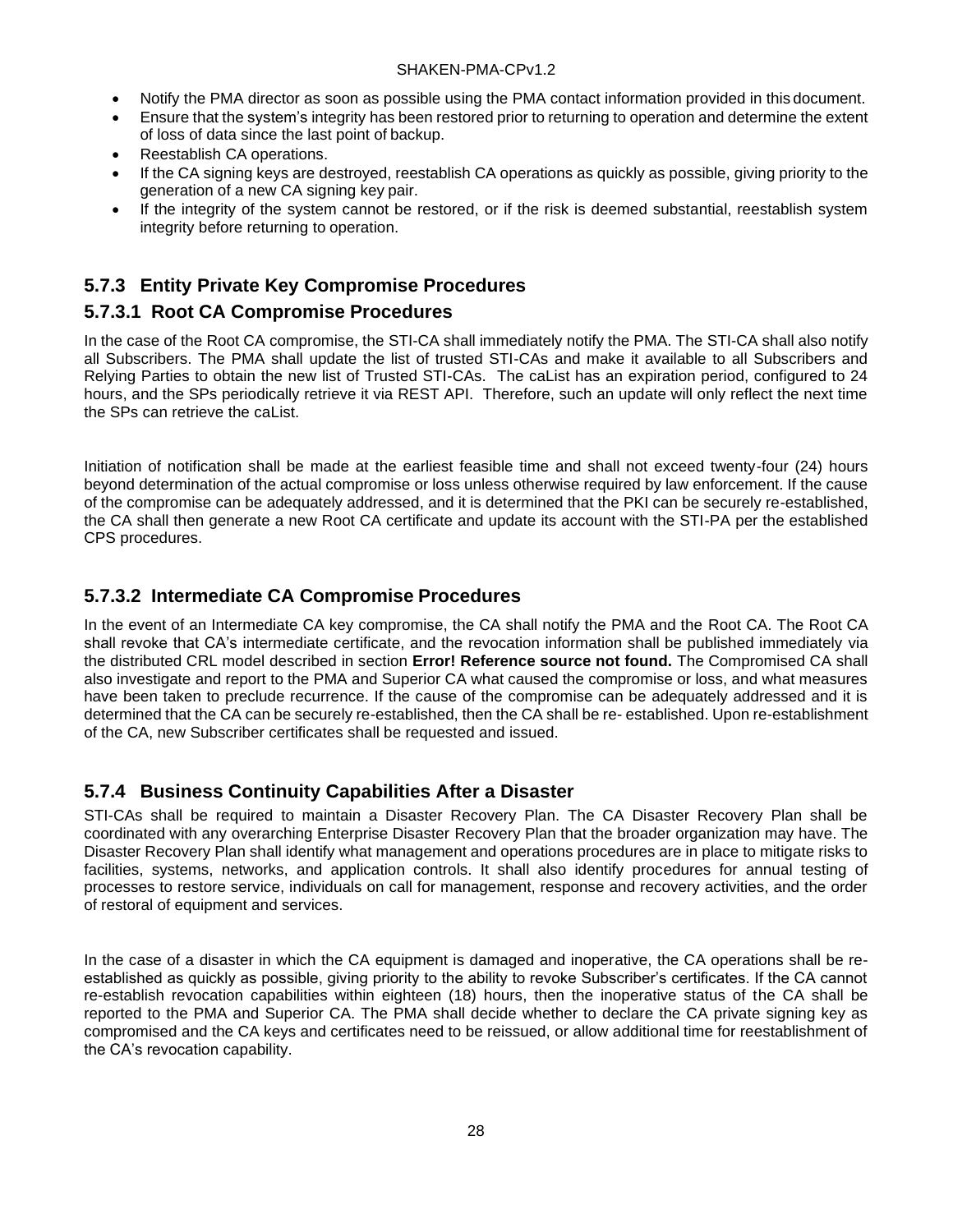- Notify the PMA director as soon as possible using the PMA contact information provided in this document.
- Ensure that the system's integrity has been restored prior to returning to operation and determine the extent of loss of data since the last point of backup.
- Reestablish CA operations.
- If the CA signing keys are destroyed, reestablish CA operations as quickly as possible, giving priority to the generation of a new CA signing key pair.
- If the integrity of the system cannot be restored, or if the risk is deemed substantial, reestablish system integrity before returning to operation.

### 5.7.3 Entity Private Key Compromise Procedures

#### 5.7.3.1 Root CA Compromise Procedures

In the case of the Root CA compromise, the STI-CA shall immediately notify the PMA. The STI-CA shall also notify all Subscribers. The PMA shall update the list of trusted STI-CAs and make it available to all Subscribers and Relying Parties to obtain the new list of Trusted STI-CAs. The caList has an expiration period, configured to 24 hours, and the SPs periodically retrieve it via REST API. Therefore, such an update will only reflect the next time the SPs can retrieve the caList.

Initiation of notification shall be made at the earliest feasible time and shall not exceed twenty-four (24) hours beyond determination of the actual compromise or loss unless otherwise required by law enforcement. If the cause of the compromise can be adequately addressed, and it is determined that the PKI can be securely re-established, the CA shall then generate a new Root CA certificate and update its account with the STI-PA per the established CPS procedures.

#### 5.7.3.2 Intermediate CA Compromise Procedures

In the event of an Intermediate CA key compromise, the CA shall notify the PMA and the Root CA. The Root CA shall revoke that CA's intermediate certificate, and the revocation information shall be published immediately via the distributed CRL model described in section **Error! Reference source not found.** The Compromised CA shall also investigate and report to the PMA and Superior CA what caused the compromise or loss, and what measures have been taken to preclude recurrence. If the cause of the compromise can be adequately addressed and it is determined that the CA can be securely re-established, then the CA shall be re- established. Upon re-establishment of the CA, new Subscriber certificates shall be requested and issued.

### 5.7.4 Business Continuity Capabilities After a Disaster

STI-CAs shall be required to maintain a Disaster Recovery Plan. The CA Disaster Recovery Plan shall be coordinated with any overarching Enterprise Disaster Recovery Plan that the broader organization may have. The Disaster Recovery Plan shall identify what management and operations procedures are in place to mitigate risks to facilities, systems, networks, and application controls. It shall also identify procedures for annual testing of processes to restore service, individuals on call for management, response and recovery activities, and the order of restoral of equipment and services.

In the case of a disaster in which the CA equipment is damaged and inoperative, the CA operations shall be re-established as quickly as possible, giving priority to the ability to revoke Subscriber's certificates. If the CA cannot re-establish revocation capabilities within eighteen (18) hours, then the inoperative status of the CA shall be reported to the PMA and Superior CA. The PMA shall decide whether to declare the CA private signing key as compromised and the CA keys and certificates need to be reissued, or allow additional time for reestablishment of the CA's revocation capability.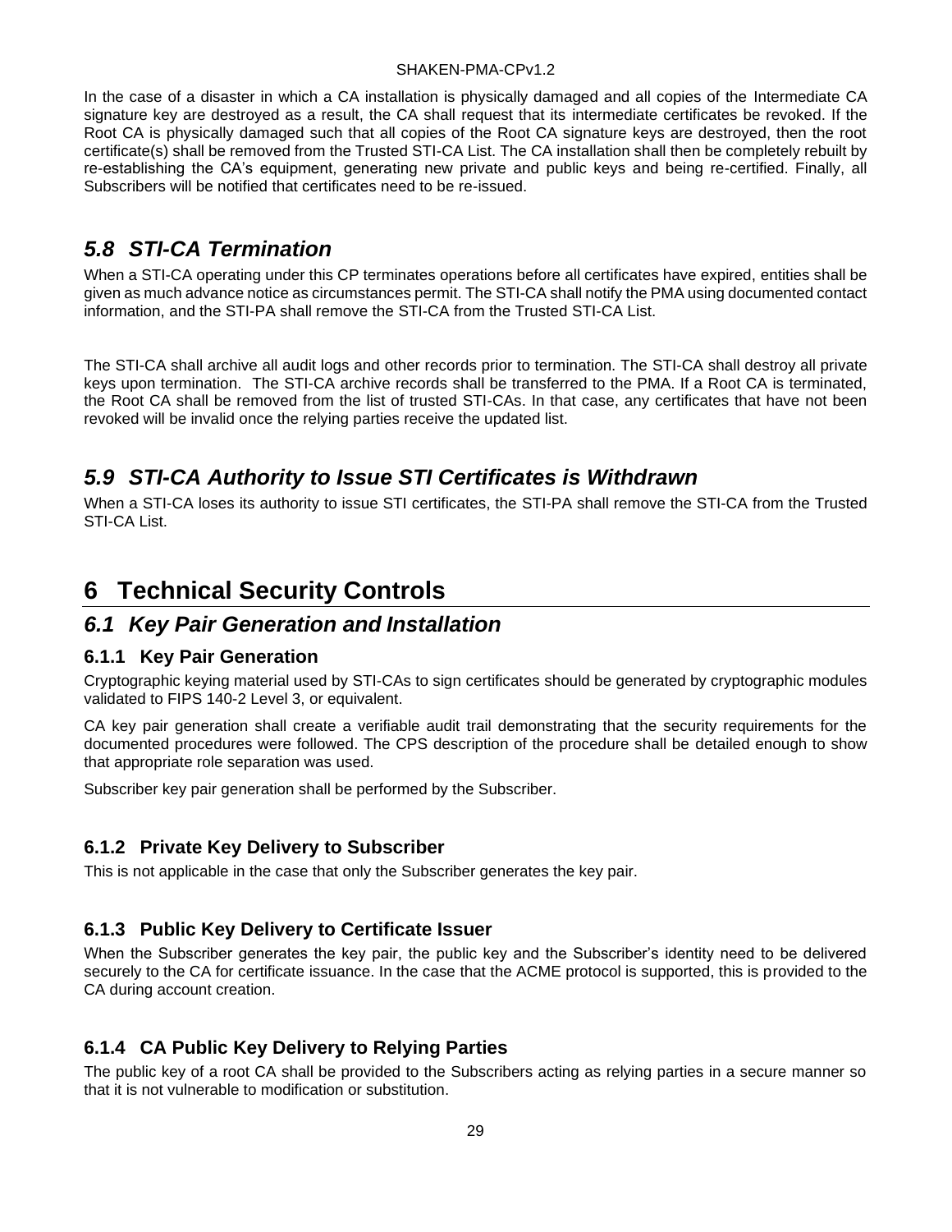In the case of a disaster in which a CA installation is physically damaged and all copies of the Intermediate CA signature key are destroyed as a result, the CA shall request that its intermediate certificates be revoked. If the Root CA is physically damaged such that all copies of the Root CA signature keys are destroyed, then the root certificate(s) shall be removed from the Trusted STI-CA List. The CA installation shall then be completely rebuilt by re-establishing the CA's equipment, generating new private and public keys and being re-certified. Finally, all Subscribers will be notified that certificates need to be re-issued.

## *5.8 STI-CA Termination*

When a STI-CA operating under this CP terminates operations before all certificates have expired, entities shall be given as much advance notice as circumstances permit. The STI-CA shall notify the PMA using documented contact information, and the STI-PA shall remove the STI-CA from the Trusted STI-CA List.

The STI-CA shall archive all audit logs and other records prior to termination. The STI-CA shall destroy all private keys upon termination. The STI-CA archive records shall be transferred to the PMA. If a Root CA is terminated, the Root CA shall be removed from the list of trusted STI-CAs. In that case, any certificates that have not been revoked will be invalid once the relying parties receive the updated list.

## *5.9 STI-CA Authority to Issue STI Certificates is Withdrawn*

When a STI-CA loses its authority to issue STI certificates, the STI-PA shall remove the STI-CA from the Trusted STI-CA List.

# 6 Technical Security Controls

## *6.1 Key Pair Generation and Installation*

### 6.1.1 Key Pair Generation

Cryptographic keying material used by STI-CAs to sign certificates should be generated by cryptographic modules validated to FIPS 140-2 Level 3, or equivalent.

CA key pair generation shall create a verifiable audit trail demonstrating that the security requirements for the documented procedures were followed. The CPS description of the procedure shall be detailed enough to show that appropriate role separation was used.

Subscriber key pair generation shall be performed by the Subscriber.

### 6.1.2 Private Key Delivery to Subscriber

This is not applicable in the case that only the Subscriber generates the key pair.

### 6.1.3 Public Key Delivery to Certificate Issuer

When the Subscriber generates the key pair, the public key and the Subscriber's identity need to be delivered securely to the CA for certificate issuance. In the case that the ACME protocol is supported, this is provided to the CA during account creation.

### 6.1.4 CA Public Key Delivery to Relying Parties

The public key of a root CA shall be provided to the Subscribers acting as relying parties in a secure manner so that it is not vulnerable to modification or substitution.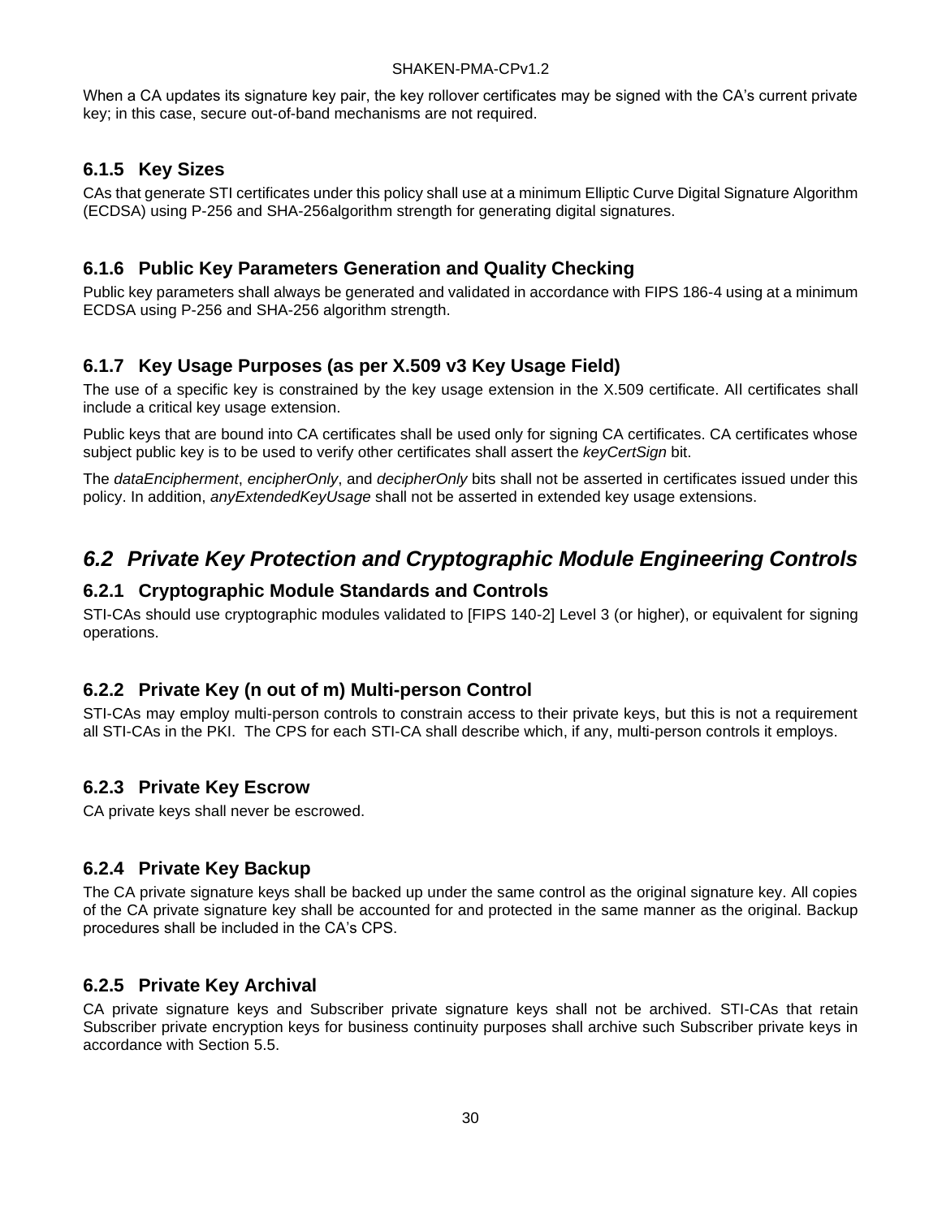When a CA updates its signature key pair, the key rollover certificates may be signed with the CA's current private key; in this case, secure out-of-band mechanisms are not required.

### 6.1.5 Key Sizes

CAs that generate STI certificates under this policy shall use at a minimum Elliptic Curve Digital Signature Algorithm (ECDSA) using P-256 and SHA-256algorithm strength for generating digital signatures.

### 6.1.6 Public Key Parameters Generation and Quality Checking

Public key parameters shall always be generated and validated in accordance with FIPS 186-4 using at a minimum ECDSA using P-256 and SHA-256 algorithm strength.

### 6.1.7 Key Usage Purposes (as per X.509 v3 Key Usage Field)

The use of a specific key is constrained by the key usage extension in the X.509 certificate. All certificates shall include a critical key usage extension.

Public keys that are bound into CA certificates shall be used only for signing CA certificates. CA certificates whose subject public key is to be used to verify other certificates shall assert the *keyCertSign* bit.

The *dataEncipherment*, *encipherOnly*, and *decipherOnly* bits shall not be asserted in certificates issued under this policy. In addition, *anyExtendedKeyUsage* shall not be asserted in extended key usage extensions.

## *6.2 Private Key Protection and Cryptographic Module Engineering Controls*

### 6.2.1 Cryptographic Module Standards and Controls

STI-CAs should use cryptographic modules validated to [FIPS 140-2] Level 3 (or higher), or equivalent for signing operations.

### 6.2.2 Private Key (n out of m) Multi-person Control

STI-CAs may employ multi-person controls to constrain access to their private keys, but this is not a requirement all STI-CAs in the PKI. The CPS for each STI-CA shall describe which, if any, multi-person controls it employs.

### 6.2.3 Private Key Escrow

CA private keys shall never be escrowed.

### 6.2.4 Private Key Backup

The CA private signature keys shall be backed up under the same control as the original signature key. All copies of the CA private signature key shall be accounted for and protected in the same manner as the original. Backup procedures shall be included in the CA's CPS.

### 6.2.5 Private Key Archival

CA private signature keys and Subscriber private signature keys shall not be archived. STI-CAs that retain Subscriber private encryption keys for business continuity purposes shall archive such Subscriber private keys in accordance with Section 5.5.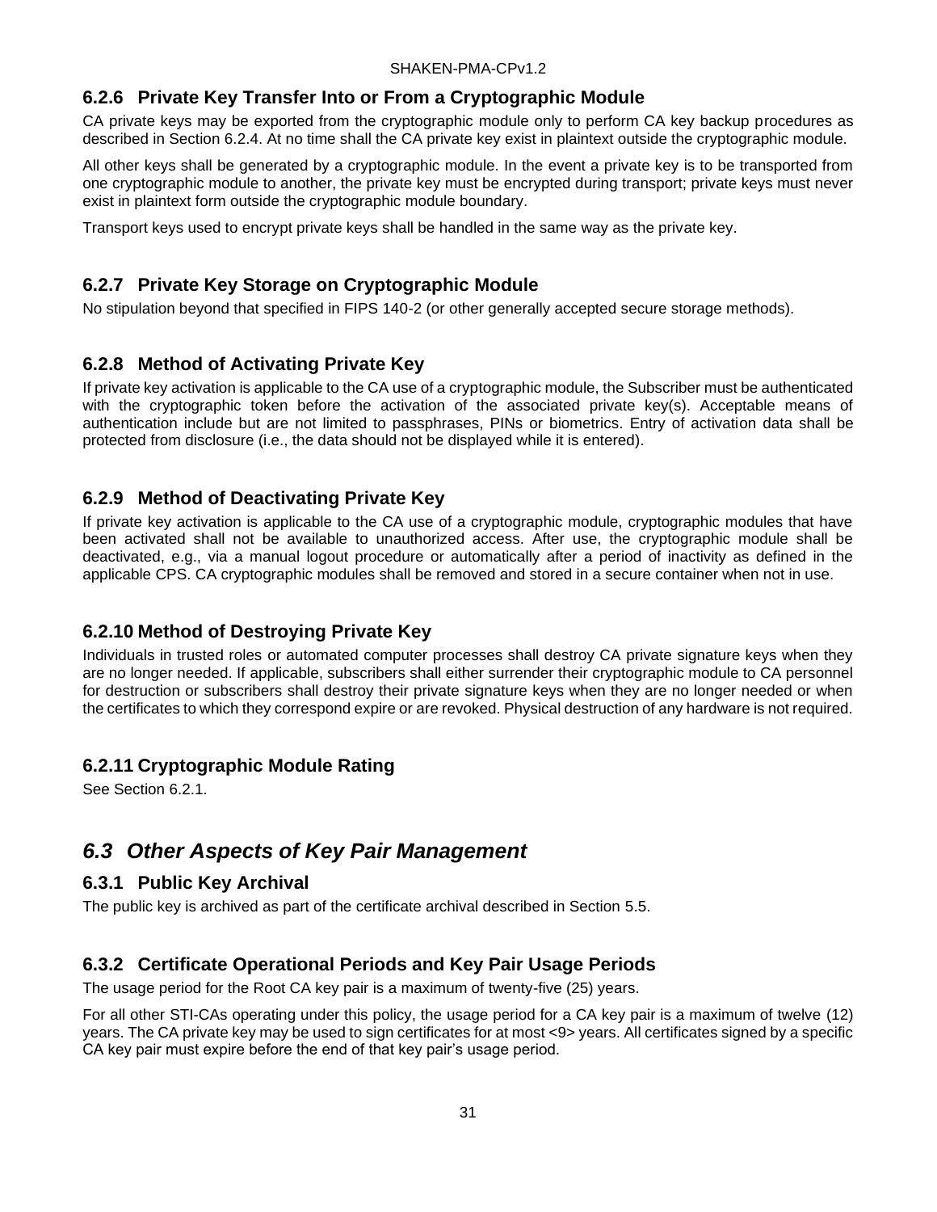### 6.2.6 Private Key Transfer Into or From a Cryptographic Module

CA private keys may be exported from the cryptographic module only to perform CA key backup procedures as described in Section 6.2.4. At no time shall the CA private key exist in plaintext outside the cryptographic module.

All other keys shall be generated by a cryptographic module. In the event a private key is to be transported from one cryptographic module to another, the private key must be encrypted during transport; private keys must never exist in plaintext form outside the cryptographic module boundary.

Transport keys used to encrypt private keys shall be handled in the same way as the private key.

### 6.2.7 Private Key Storage on Cryptographic Module

No stipulation beyond that specified in FIPS 140-2 (or other generally accepted secure storage methods).

### 6.2.8 Method of Activating Private Key

If private key activation is applicable to the CA use of a cryptographic module, the Subscriber must be authenticated with the cryptographic token before the activation of the associated private key(s). Acceptable means of authentication include but are not limited to passphrases, PINs or biometrics. Entry of activation data shall be protected from disclosure (i.e., the data should not be displayed while it is entered).

### 6.2.9 Method of Deactivating Private Key

If private key activation is applicable to the CA use of a cryptographic module, cryptographic modules that have been activated shall not be available to unauthorized access. After use, the cryptographic module shall be deactivated, e.g., via a manual logout procedure or automatically after a period of inactivity as defined in the applicable CPS. CA cryptographic modules shall be removed and stored in a secure container when not in use.

### 6.2.10 Method of Destroying Private Key

Individuals in trusted roles or automated computer processes shall destroy CA private signature keys when they are no longer needed. If applicable, subscribers shall either surrender their cryptographic module to CA personnel for destruction or subscribers shall destroy their private signature keys when they are no longer needed or when the certificates to which they correspond expire or are revoked. Physical destruction of any hardware is not required.

### 6.2.11 Cryptographic Module Rating

See Section 6.2.1.

## *6.3 Other Aspects of Key Pair Management*

### 6.3.1 Public Key Archival

The public key is archived as part of the certificate archival described in Section 5.5.

### 6.3.2 Certificate Operational Periods and Key Pair Usage Periods

The usage period for the Root CA key pair is a maximum of twenty-five (25) years.

For all other STI-CAs operating under this policy, the usage period for a CA key pair is a maximum of twelve (12) years. The CA private key may be used to sign certificates for at most <9> years. All certificates signed by a specific CA key pair must expire before the end of that key pair's usage period.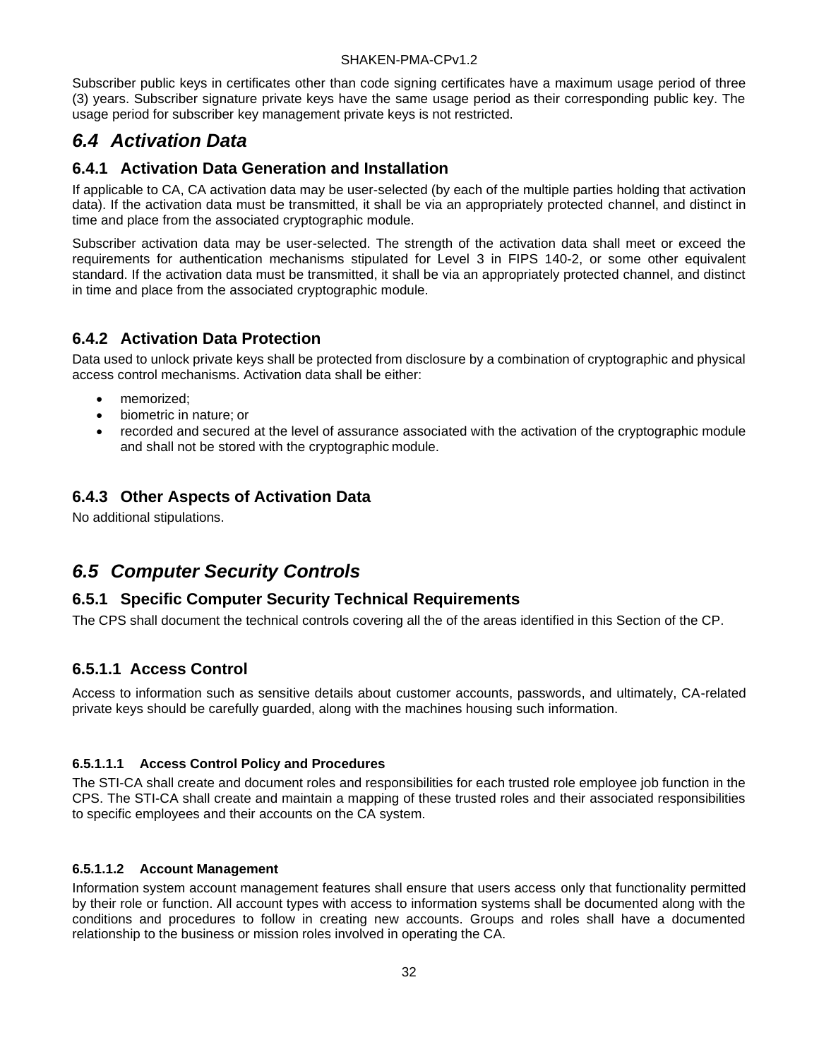Subscriber public keys in certificates other than code signing certificates have a maximum usage period of three (3) years. Subscriber signature private keys have the same usage period as their corresponding public key. The usage period for subscriber key management private keys is not restricted.

## *6.4 Activation Data*

### 6.4.1 Activation Data Generation and Installation

If applicable to CA, CA activation data may be user-selected (by each of the multiple parties holding that activation data). If the activation data must be transmitted, it shall be via an appropriately protected channel, and distinct in time and place from the associated cryptographic module.

Subscriber activation data may be user-selected. The strength of the activation data shall meet or exceed the requirements for authentication mechanisms stipulated for Level 3 in FIPS 140-2, or some other equivalent standard. If the activation data must be transmitted, it shall be via an appropriately protected channel, and distinct in time and place from the associated cryptographic module.

### 6.4.2 Activation Data Protection

Data used to unlock private keys shall be protected from disclosure by a combination of cryptographic and physical access control mechanisms. Activation data shall be either:

- memorized;
- biometric in nature; or
- recorded and secured at the level of assurance associated with the activation of the cryptographic module and shall not be stored with the cryptographic module.

### 6.4.3 Other Aspects of Activation Data

No additional stipulations.

## *6.5 Computer Security Controls*

### 6.5.1 Specific Computer Security Technical Requirements

The CPS shall document the technical controls covering all the of the areas identified in this Section of the CP.

### 6.5.1.1 Access Control

Access to information such as sensitive details about customer accounts, passwords, and ultimately, CA-related private keys should be carefully guarded, along with the machines housing such information.

#### 6.5.1.1.1 Access Control Policy and Procedures

The STI-CA shall create and document roles and responsibilities for each trusted role employee job function in the CPS. The STI-CA shall create and maintain a mapping of these trusted roles and their associated responsibilities to specific employees and their accounts on the CA system.

#### 6.5.1.1.2 Account Management

Information system account management features shall ensure that users access only that functionality permitted by their role or function. All account types with access to information systems shall be documented along with the conditions and procedures to follow in creating new accounts. Groups and roles shall have a documented relationship to the business or mission roles involved in operating the CA.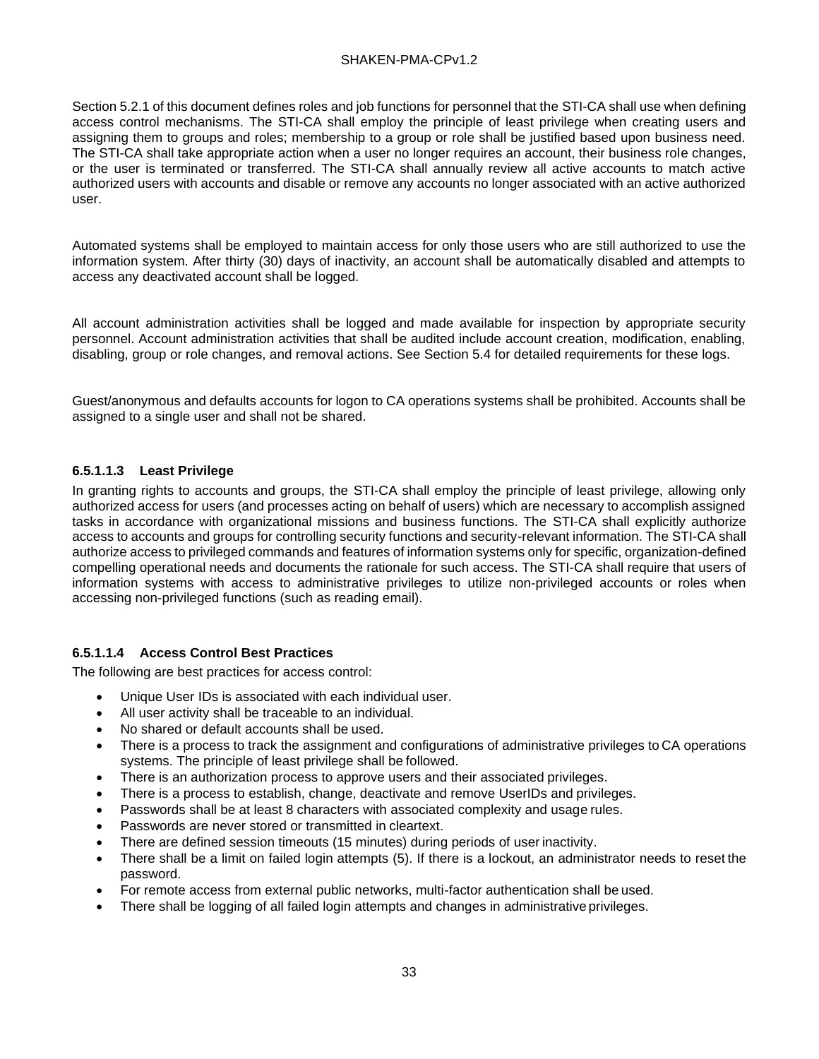Section 5.2.1 of this document defines roles and job functions for personnel that the STI-CA shall use when defining access control mechanisms. The STI-CA shall employ the principle of least privilege when creating users and assigning them to groups and roles; membership to a group or role shall be justified based upon business need. The STI-CA shall take appropriate action when a user no longer requires an account, their business role changes, or the user is terminated or transferred. The STI-CA shall annually review all active accounts to match active authorized users with accounts and disable or remove any accounts no longer associated with an active authorized user.

Automated systems shall be employed to maintain access for only those users who are still authorized to use the information system. After thirty (30) days of inactivity, an account shall be automatically disabled and attempts to access any deactivated account shall be logged.

All account administration activities shall be logged and made available for inspection by appropriate security personnel. Account administration activities that shall be audited include account creation, modification, enabling, disabling, group or role changes, and removal actions. See Section 5.4 for detailed requirements for these logs.

Guest/anonymous and defaults accounts for logon to CA operations systems shall be prohibited. Accounts shall be assigned to a single user and shall not be shared.

#### 6.5.1.1.3 Least Privilege

In granting rights to accounts and groups, the STI-CA shall employ the principle of least privilege, allowing only authorized access for users (and processes acting on behalf of users) which are necessary to accomplish assigned tasks in accordance with organizational missions and business functions. The STI-CA shall explicitly authorize access to accounts and groups for controlling security functions and security-relevant information. The STI-CA shall authorize access to privileged commands and features of information systems only for specific, organization-defined compelling operational needs and documents the rationale for such access. The STI-CA shall require that users of information systems with access to administrative privileges to utilize non-privileged accounts or roles when accessing non-privileged functions (such as reading email).

#### 6.5.1.1.4 Access Control Best Practices

The following are best practices for access control:

- Unique User IDs is associated with each individual user.
- All user activity shall be traceable to an individual.
- No shared or default accounts shall be used.
- There is a process to track the assignment and configurations of administrative privileges to CA operations systems. The principle of least privilege shall be followed.
- There is an authorization process to approve users and their associated privileges.
- There is a process to establish, change, deactivate and remove UserIDs and privileges.
- Passwords shall be at least 8 characters with associated complexity and usage rules.
- Passwords are never stored or transmitted in cleartext.
- There are defined session timeouts (15 minutes) during periods of user inactivity.
- There shall be a limit on failed login attempts (5). If there is a lockout, an administrator needs to reset the password.
- For remote access from external public networks, multi-factor authentication shall be used.
- There shall be logging of all failed login attempts and changes in administrative privileges.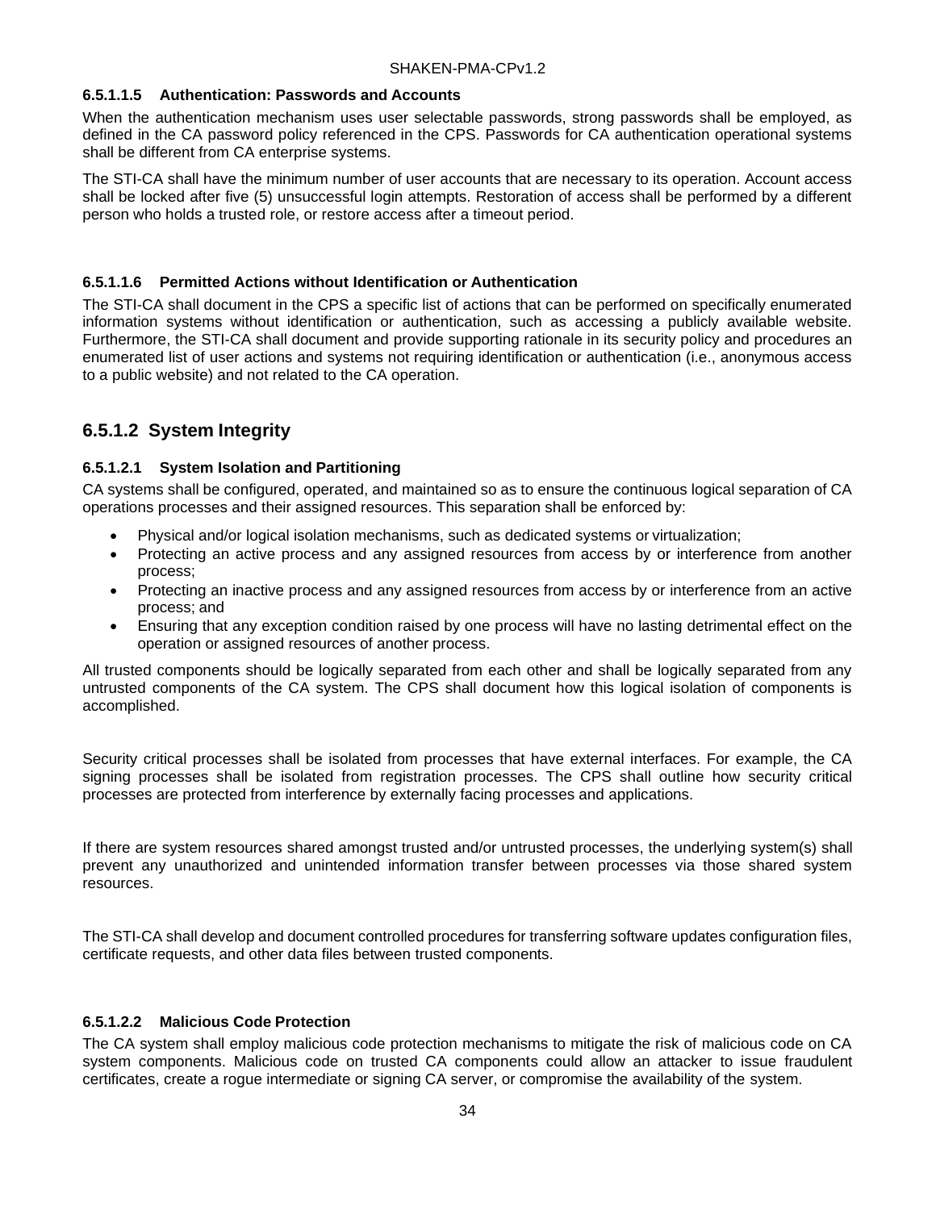#### 6.5.1.1.5 Authentication: Passwords and Accounts

When the authentication mechanism uses user selectable passwords, strong passwords shall be employed, as defined in the CA password policy referenced in the CPS. Passwords for CA authentication operational systems shall be different from CA enterprise systems.

The STI-CA shall have the minimum number of user accounts that are necessary to its operation. Account access shall be locked after five (5) unsuccessful login attempts. Restoration of access shall be performed by a different person who holds a trusted role, or restore access after a timeout period.

#### 6.5.1.1.6 Permitted Actions without Identification or Authentication

The STI-CA shall document in the CPS a specific list of actions that can be performed on specifically enumerated information systems without identification or authentication, such as accessing a publicly available website. Furthermore, the STI-CA shall document and provide supporting rationale in its security policy and procedures an enumerated list of user actions and systems not requiring identification or authentication (i.e., anonymous access to a public website) and not related to the CA operation.

### 6.5.1.2 System Integrity

#### 6.5.1.2.1 System Isolation and Partitioning

CA systems shall be configured, operated, and maintained so as to ensure the continuous logical separation of CA operations processes and their assigned resources. This separation shall be enforced by:

- Physical and/or logical isolation mechanisms, such as dedicated systems or virtualization;
- Protecting an active process and any assigned resources from access by or interference from another process;
- Protecting an inactive process and any assigned resources from access by or interference from an active process; and
- Ensuring that any exception condition raised by one process will have no lasting detrimental effect on the operation or assigned resources of another process.

All trusted components should be logically separated from each other and shall be logically separated from any untrusted components of the CA system. The CPS shall document how this logical isolation of components is accomplished.

Security critical processes shall be isolated from processes that have external interfaces. For example, the CA signing processes shall be isolated from registration processes. The CPS shall outline how security critical processes are protected from interference by externally facing processes and applications.

If there are system resources shared amongst trusted and/or untrusted processes, the underlying system(s) shall prevent any unauthorized and unintended information transfer between processes via those shared system resources.

The STI-CA shall develop and document controlled procedures for transferring software updates configuration files, certificate requests, and other data files between trusted components.

#### 6.5.1.2.2 Malicious Code Protection

The CA system shall employ malicious code protection mechanisms to mitigate the risk of malicious code on CA system components. Malicious code on trusted CA components could allow an attacker to issue fraudulent certificates, create a rogue intermediate or signing CA server, or compromise the availability of the system.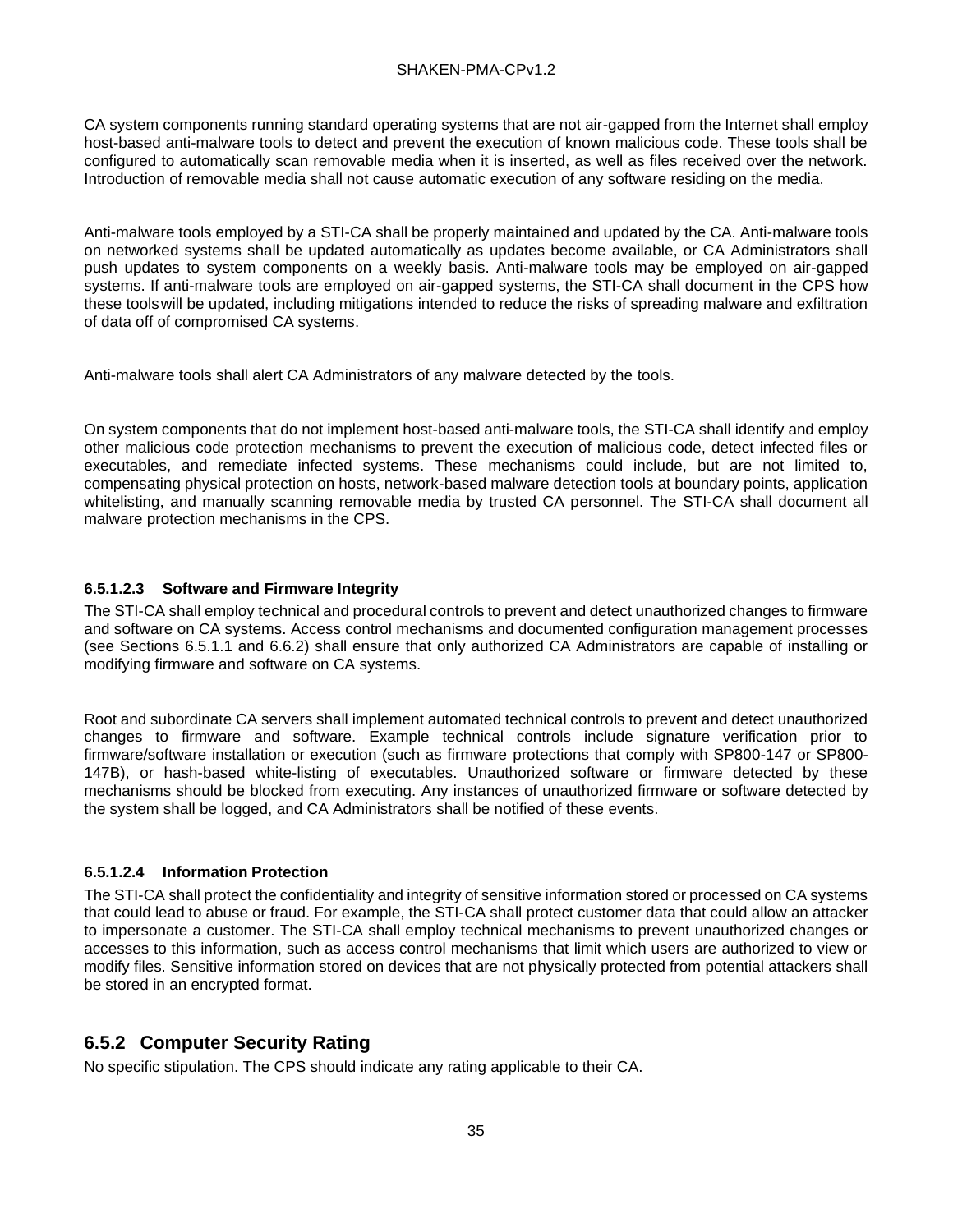CA system components running standard operating systems that are not air-gapped from the Internet shall employ host-based anti-malware tools to detect and prevent the execution of known malicious code. These tools shall be configured to automatically scan removable media when it is inserted, as well as files received over the network. Introduction of removable media shall not cause automatic execution of any software residing on the media.

Anti-malware tools employed by a STI-CA shall be properly maintained and updated by the CA. Anti-malware tools on networked systems shall be updated automatically as updates become available, or CA Administrators shall push updates to system components on a weekly basis. Anti-malware tools may be employed on air-gapped systems. If anti-malware tools are employed on air-gapped systems, the STI-CA shall document in the CPS how these tools will be updated, including mitigations intended to reduce the risks of spreading malware and exfiltration of data off of compromised CA systems.

Anti-malware tools shall alert CA Administrators of any malware detected by the tools.

On system components that do not implement host-based anti-malware tools, the STI-CA shall identify and employ other malicious code protection mechanisms to prevent the execution of malicious code, detect infected files or executables, and remediate infected systems. These mechanisms could include, but are not limited to, compensating physical protection on hosts, network-based malware detection tools at boundary points, application whitelisting, and manually scanning removable media by trusted CA personnel. The STI-CA shall document all malware protection mechanisms in the CPS.

#### 6.5.1.2.3 Software and Firmware Integrity

The STI-CA shall employ technical and procedural controls to prevent and detect unauthorized changes to firmware and software on CA systems. Access control mechanisms and documented configuration management processes (see Sections 6.5.1.1 and 6.6.2) shall ensure that only authorized CA Administrators are capable of installing or modifying firmware and software on CA systems.

Root and subordinate CA servers shall implement automated technical controls to prevent and detect unauthorized changes to firmware and software. Example technical controls include signature verification prior to firmware/software installation or execution (such as firmware protections that comply with SP800-147 or SP800-147B), or hash-based white-listing of executables. Unauthorized software or firmware detected by these mechanisms should be blocked from executing. Any instances of unauthorized firmware or software detected by the system shall be logged, and CA Administrators shall be notified of these events.

#### 6.5.1.2.4 Information Protection

The STI-CA shall protect the confidentiality and integrity of sensitive information stored or processed on CA systems that could lead to abuse or fraud. For example, the STI-CA shall protect customer data that could allow an attacker to impersonate a customer. The STI-CA shall employ technical mechanisms to prevent unauthorized changes or accesses to this information, such as access control mechanisms that limit which users are authorized to view or modify files. Sensitive information stored on devices that are not physically protected from potential attackers shall be stored in an encrypted format.

### 6.5.2 Computer Security Rating

No specific stipulation. The CPS should indicate any rating applicable to their CA.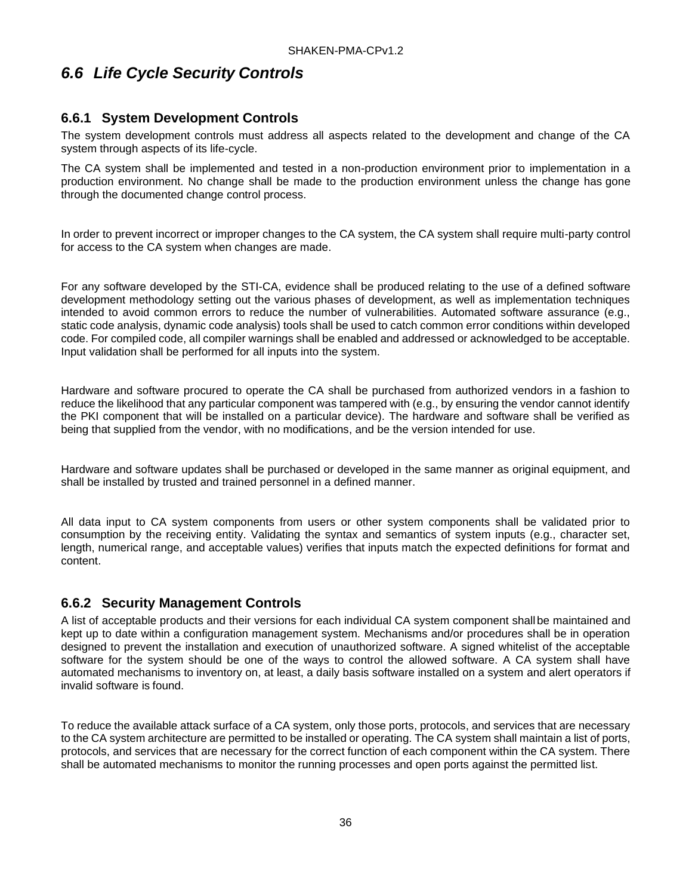## *6.6 Life Cycle Security Controls*

### 6.6.1 System Development Controls

The system development controls must address all aspects related to the development and change of the CA system through aspects of its life-cycle.

The CA system shall be implemented and tested in a non-production environment prior to implementation in a production environment. No change shall be made to the production environment unless the change has gone through the documented change control process.

In order to prevent incorrect or improper changes to the CA system, the CA system shall require multi-party control for access to the CA system when changes are made.

For any software developed by the STI-CA, evidence shall be produced relating to the use of a defined software development methodology setting out the various phases of development, as well as implementation techniques intended to avoid common errors to reduce the number of vulnerabilities. Automated software assurance (e.g., static code analysis, dynamic code analysis) tools shall be used to catch common error conditions within developed code. For compiled code, all compiler warnings shall be enabled and addressed or acknowledged to be acceptable. Input validation shall be performed for all inputs into the system.

Hardware and software procured to operate the CA shall be purchased from authorized vendors in a fashion to reduce the likelihood that any particular component was tampered with (e.g., by ensuring the vendor cannot identify the PKI component that will be installed on a particular device). The hardware and software shall be verified as being that supplied from the vendor, with no modifications, and be the version intended for use.

Hardware and software updates shall be purchased or developed in the same manner as original equipment, and shall be installed by trusted and trained personnel in a defined manner.

All data input to CA system components from users or other system components shall be validated prior to consumption by the receiving entity. Validating the syntax and semantics of system inputs (e.g., character set, length, numerical range, and acceptable values) verifies that inputs match the expected definitions for format and content.

### 6.6.2 Security Management Controls

A list of acceptable products and their versions for each individual CA system component shall be maintained and kept up to date within a configuration management system. Mechanisms and/or procedures shall be in operation designed to prevent the installation and execution of unauthorized software. A signed whitelist of the acceptable software for the system should be one of the ways to control the allowed software. A CA system shall have automated mechanisms to inventory on, at least, a daily basis software installed on a system and alert operators if invalid software is found.

To reduce the available attack surface of a CA system, only those ports, protocols, and services that are necessary to the CA system architecture are permitted to be installed or operating. The CA system shall maintain a list of ports, protocols, and services that are necessary for the correct function of each component within the CA system. There shall be automated mechanisms to monitor the running processes and open ports against the permitted list.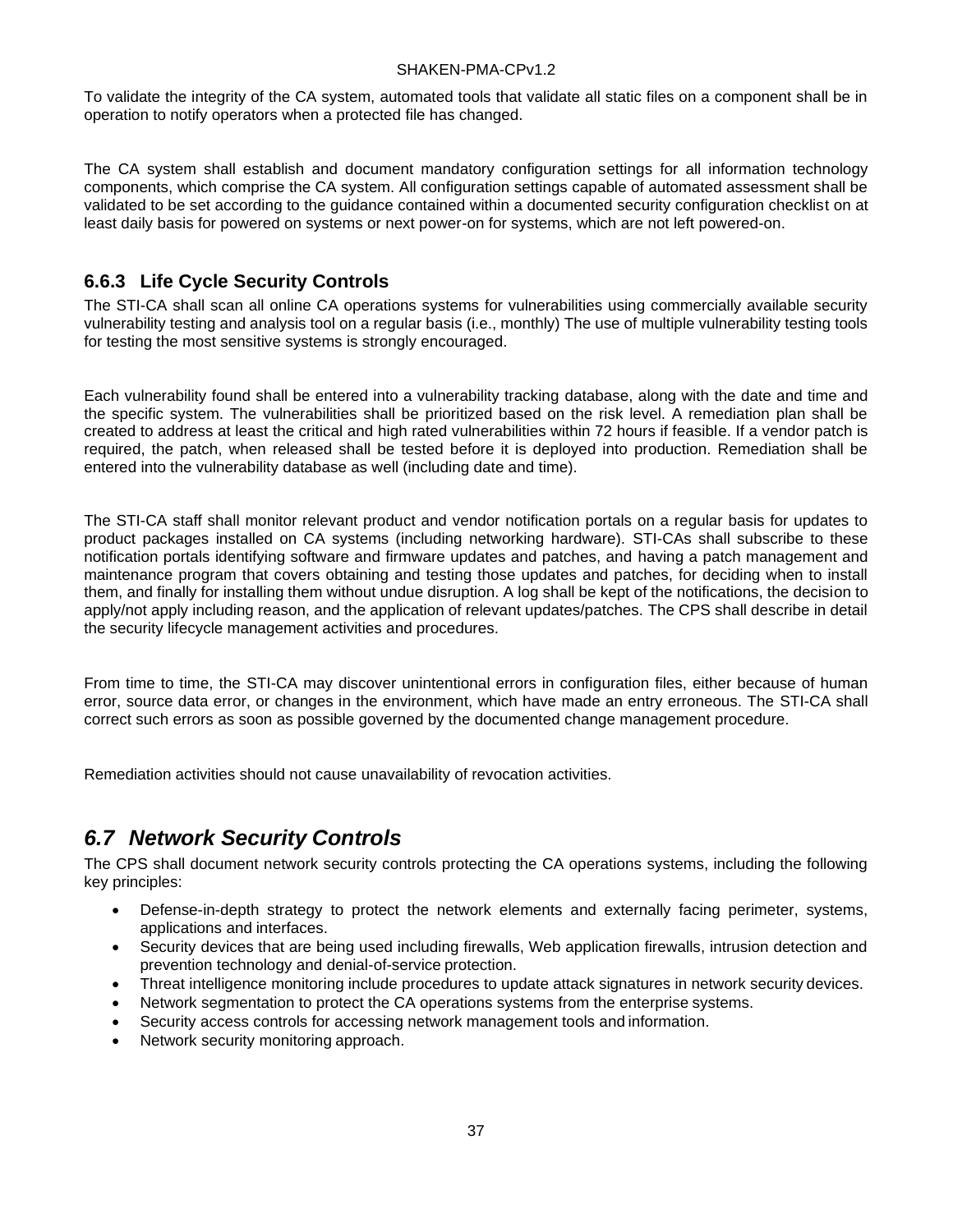To validate the integrity of the CA system, automated tools that validate all static files on a component shall be in operation to notify operators when a protected file has changed.

The CA system shall establish and document mandatory configuration settings for all information technology components, which comprise the CA system. All configuration settings capable of automated assessment shall be validated to be set according to the guidance contained within a documented security configuration checklist on at least daily basis for powered on systems or next power-on for systems, which are not left powered-on.

### 6.6.3 Life Cycle Security Controls

The STI-CA shall scan all online CA operations systems for vulnerabilities using commercially available security vulnerability testing and analysis tool on a regular basis (i.e., monthly) The use of multiple vulnerability testing tools for testing the most sensitive systems is strongly encouraged.

Each vulnerability found shall be entered into a vulnerability tracking database, along with the date and time and the specific system. The vulnerabilities shall be prioritized based on the risk level. A remediation plan shall be created to address at least the critical and high rated vulnerabilities within 72 hours if feasible. If a vendor patch is required, the patch, when released shall be tested before it is deployed into production. Remediation shall be entered into the vulnerability database as well (including date and time).

The STI-CA staff shall monitor relevant product and vendor notification portals on a regular basis for updates to product packages installed on CA systems (including networking hardware). STI-CAs shall subscribe to these notification portals identifying software and firmware updates and patches, and having a patch management and maintenance program that covers obtaining and testing those updates and patches, for deciding when to install them, and finally for installing them without undue disruption. A log shall be kept of the notifications, the decision to apply/not apply including reason, and the application of relevant updates/patches. The CPS shall describe in detail the security lifecycle management activities and procedures.

From time to time, the STI-CA may discover unintentional errors in configuration files, either because of human error, source data error, or changes in the environment, which have made an entry erroneous. The STI-CA shall correct such errors as soon as possible governed by the documented change management procedure.

Remediation activities should not cause unavailability of revocation activities.

## *6.7 Network Security Controls*

The CPS shall document network security controls protecting the CA operations systems, including the following key principles:

- Defense-in-depth strategy to protect the network elements and externally facing perimeter, systems, applications and interfaces.
- Security devices that are being used including firewalls, Web application firewalls, intrusion detection and prevention technology and denial-of-service protection.
- Threat intelligence monitoring include procedures to update attack signatures in network security devices.
- Network segmentation to protect the CA operations systems from the enterprise systems.
- Security access controls for accessing network management tools and information.
- Network security monitoring approach.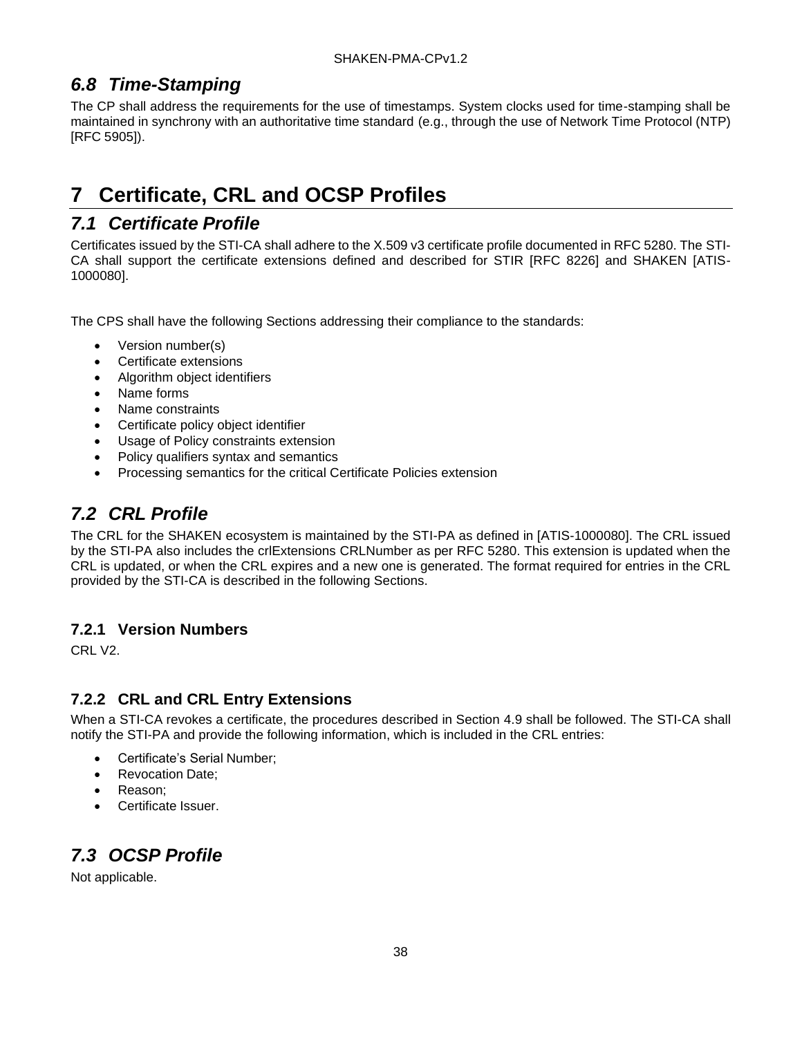## *6.8 Time-Stamping*

The CP shall address the requirements for the use of timestamps. System clocks used for time-stamping shall be maintained in synchrony with an authoritative time standard (e.g., through the use of Network Time Protocol (NTP) [RFC 5905]).

# 7 Certificate, CRL and OCSP Profiles

## *7.1 Certificate Profile*

Certificates issued by the STI-CA shall adhere to the X.509 v3 certificate profile documented in RFC 5280. The STI-CA shall support the certificate extensions defined and described for STIR [RFC 8226] and SHAKEN [ATIS-1000080].

The CPS shall have the following Sections addressing their compliance to the standards:

- Version number(s)
- Certificate extensions
- Algorithm object identifiers
- Name forms
- Name constraints
- Certificate policy object identifier
- Usage of Policy constraints extension
- Policy qualifiers syntax and semantics
- Processing semantics for the critical Certificate Policies extension

## *7.2 CRL Profile*

The CRL for the SHAKEN ecosystem is maintained by the STI-PA as defined in [ATIS-1000080]. The CRL issued by the STI-PA also includes the crlExtensions CRLNumber as per RFC 5280. This extension is updated when the CRL is updated, or when the CRL expires and a new one is generated. The format required for entries in the CRL provided by the STI-CA is described in the following Sections.

### 7.2.1 Version Numbers

CRL V2.

### 7.2.2 CRL and CRL Entry Extensions

When a STI-CA revokes a certificate, the procedures described in Section 4.9 shall be followed. The STI-CA shall notify the STI-PA and provide the following information, which is included in the CRL entries:

- Certificate's Serial Number;
- Revocation Date;
- Reason;
- Certificate Issuer.

## *7.3 OCSP Profile*

Not applicable.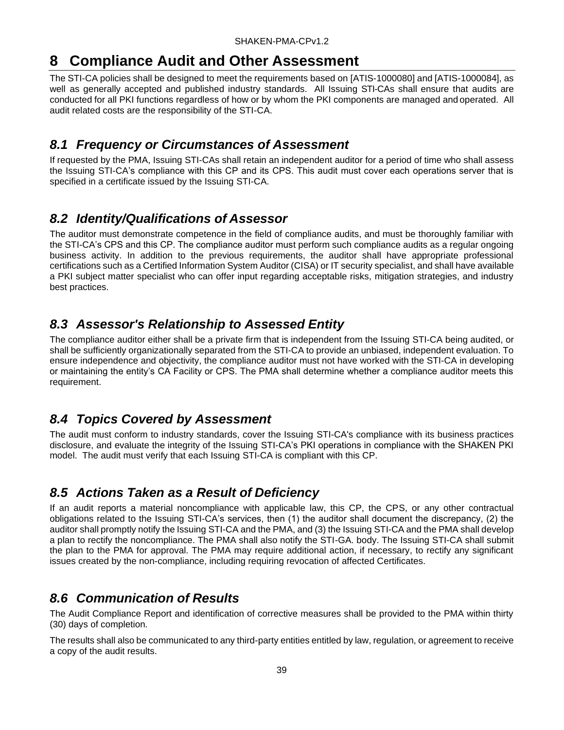# 8 Compliance Audit and Other Assessment

The STI-CA policies shall be designed to meet the requirements based on [ATIS-1000080] and [ATIS-1000084], as well as generally accepted and published industry standards. All Issuing STI-CAs shall ensure that audits are conducted for all PKI functions regardless of how or by whom the PKI components are managed and operated. All audit related costs are the responsibility of the STI-CA.

## *8.1 Frequency or Circumstances of Assessment*

If requested by the PMA, Issuing STI-CAs shall retain an independent auditor for a period of time who shall assess the Issuing STI-CA's compliance with this CP and its CPS. This audit must cover each operations server that is specified in a certificate issued by the Issuing STI-CA.

## *8.2 Identity/Qualifications of Assessor*

The auditor must demonstrate competence in the field of compliance audits, and must be thoroughly familiar with the STI-CA's CPS and this CP. The compliance auditor must perform such compliance audits as a regular ongoing business activity. In addition to the previous requirements, the auditor shall have appropriate professional certifications such as a Certified Information System Auditor (CISA) or IT security specialist, and shall have available a PKI subject matter specialist who can offer input regarding acceptable risks, mitigation strategies, and industry best practices.

## *8.3 Assessor's Relationship to Assessed Entity*

The compliance auditor either shall be a private firm that is independent from the Issuing STI-CA being audited, or shall be sufficiently organizationally separated from the STI-CA to provide an unbiased, independent evaluation. To ensure independence and objectivity, the compliance auditor must not have worked with the STI-CA in developing or maintaining the entity's CA Facility or CPS. The PMA shall determine whether a compliance auditor meets this requirement.

## *8.4 Topics Covered by Assessment*

The audit must conform to industry standards, cover the Issuing STI-CA's compliance with its business practices disclosure, and evaluate the integrity of the Issuing STI-CA's PKI operations in compliance with the SHAKEN PKI model. The audit must verify that each Issuing STI-CA is compliant with this CP.

## *8.5 Actions Taken as a Result of Deficiency*

If an audit reports a material noncompliance with applicable law, this CP, the CPS, or any other contractual obligations related to the Issuing STI-CA's services, then (1) the auditor shall document the discrepancy, (2) the auditor shall promptly notify the Issuing STI-CA and the PMA, and (3) the Issuing STI-CA and the PMA shall develop a plan to rectify the noncompliance. The PMA shall also notify the STI-GA. body. The Issuing STI-CA shall submit the plan to the PMA for approval. The PMA may require additional action, if necessary, to rectify any significant issues created by the non-compliance, including requiring revocation of affected Certificates.

## *8.6 Communication of Results*

The Audit Compliance Report and identification of corrective measures shall be provided to the PMA within thirty (30) days of completion.

The results shall also be communicated to any third-party entities entitled by law, regulation, or agreement to receive a copy of the audit results.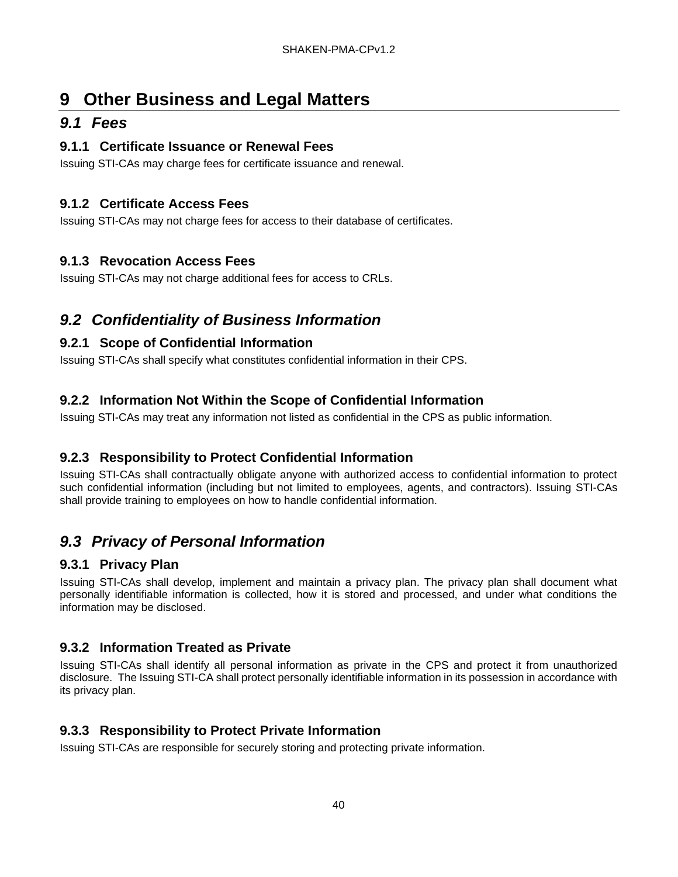# 9 Other Business and Legal Matters

## *9.1 Fees*

### 9.1.1 Certificate Issuance or Renewal Fees

Issuing STI-CAs may charge fees for certificate issuance and renewal.

### 9.1.2 Certificate Access Fees

Issuing STI-CAs may not charge fees for access to their database of certificates.

### 9.1.3 Revocation Access Fees

Issuing STI-CAs may not charge additional fees for access to CRLs.

## *9.2 Confidentiality of Business Information*

### 9.2.1 Scope of Confidential Information

Issuing STI-CAs shall specify what constitutes confidential information in their CPS.

### 9.2.2 Information Not Within the Scope of Confidential Information

Issuing STI-CAs may treat any information not listed as confidential in the CPS as public information.

### 9.2.3 Responsibility to Protect Confidential Information

Issuing STI-CAs shall contractually obligate anyone with authorized access to confidential information to protect such confidential information (including but not limited to employees, agents, and contractors). Issuing STI-CAs shall provide training to employees on how to handle confidential information.

## *9.3 Privacy of Personal Information*

### 9.3.1 Privacy Plan

Issuing STI-CAs shall develop, implement and maintain a privacy plan. The privacy plan shall document what personally identifiable information is collected, how it is stored and processed, and under what conditions the information may be disclosed.

### 9.3.2 Information Treated as Private

Issuing STI-CAs shall identify all personal information as private in the CPS and protect it from unauthorized disclosure. The Issuing STI-CA shall protect personally identifiable information in its possession in accordance with its privacy plan.

### 9.3.3 Responsibility to Protect Private Information

Issuing STI-CAs are responsible for securely storing and protecting private information.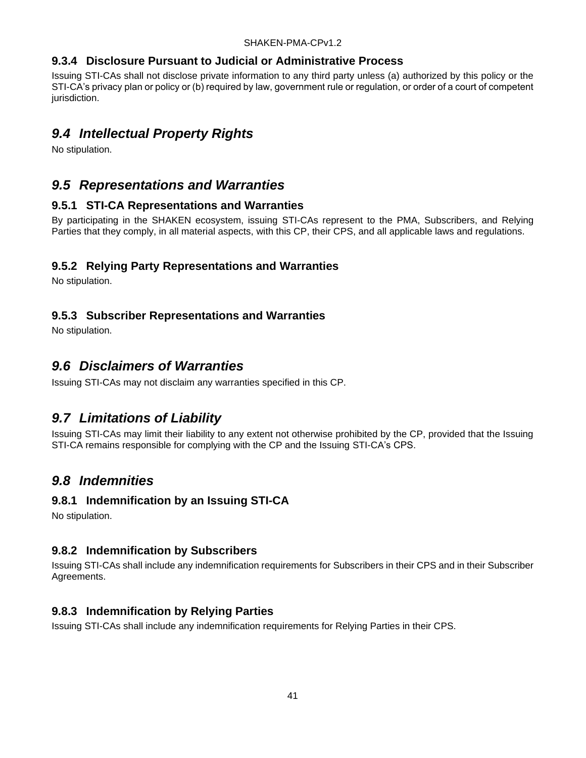### 9.3.4 Disclosure Pursuant to Judicial or Administrative Process

Issuing STI-CAs shall not disclose private information to any third party unless (a) authorized by this policy or the STI-CA's privacy plan or policy or (b) required by law, government rule or regulation, or order of a court of competent jurisdiction.

## *9.4 Intellectual Property Rights*

No stipulation.

## *9.5 Representations and Warranties*

### 9.5.1 STI-CA Representations and Warranties

By participating in the SHAKEN ecosystem, issuing STI-CAs represent to the PMA, Subscribers, and Relying Parties that they comply, in all material aspects, with this CP, their CPS, and all applicable laws and regulations.

### 9.5.2 Relying Party Representations and Warranties

No stipulation.

### 9.5.3 Subscriber Representations and Warranties

No stipulation.

## *9.6 Disclaimers of Warranties*

Issuing STI-CAs may not disclaim any warranties specified in this CP.

## *9.7 Limitations of Liability*

Issuing STI-CAs may limit their liability to any extent not otherwise prohibited by the CP, provided that the Issuing STI-CA remains responsible for complying with the CP and the Issuing STI-CA's CPS.

## *9.8 Indemnities*

### 9.8.1 Indemnification by an Issuing STI-CA

No stipulation.

### 9.8.2 Indemnification by Subscribers

Issuing STI-CAs shall include any indemnification requirements for Subscribers in their CPS and in their Subscriber Agreements.

### 9.8.3 Indemnification by Relying Parties

Issuing STI-CAs shall include any indemnification requirements for Relying Parties in their CPS.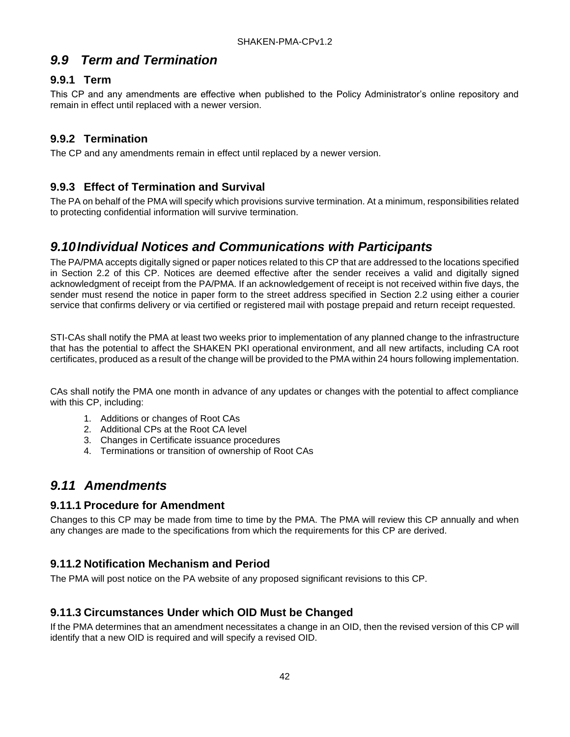## *9.9 Term and Termination*

### 9.9.1 Term

This CP and any amendments are effective when published to the Policy Administrator's online repository and remain in effect until replaced with a newer version.

### 9.9.2 Termination

The CP and any amendments remain in effect until replaced by a newer version.

### 9.9.3 Effect of Termination and Survival

The PA on behalf of the PMA will specify which provisions survive termination. At a minimum, responsibilities related to protecting confidential information will survive termination.

## *9.10 Individual Notices and Communications with Participants*

The PA/PMA accepts digitally signed or paper notices related to this CP that are addressed to the locations specified in Section 2.2 of this CP. Notices are deemed effective after the sender receives a valid and digitally signed acknowledgment of receipt from the PA/PMA. If an acknowledgement of receipt is not received within five days, the sender must resend the notice in paper form to the street address specified in Section 2.2 using either a courier service that confirms delivery or via certified or registered mail with postage prepaid and return receipt requested.

STI-CAs shall notify the PMA at least two weeks prior to implementation of any planned change to the infrastructure that has the potential to affect the SHAKEN PKI operational environment, and all new artifacts, including CA root certificates, produced as a result of the change will be provided to the PMA within 24 hours following implementation.

CAs shall notify the PMA one month in advance of any updates or changes with the potential to affect compliance with this CP, including:

1. Additions or changes of Root CAs
2. Additional CPs at the Root CA level
3. Changes in Certificate issuance procedures
4. Terminations or transition of ownership of Root CAs

## *9.11 Amendments*

### 9.11.1 Procedure for Amendment

Changes to this CP may be made from time to time by the PMA. The PMA will review this CP annually and when any changes are made to the specifications from which the requirements for this CP are derived.

### 9.11.2 Notification Mechanism and Period

The PMA will post notice on the PA website of any proposed significant revisions to this CP.

### 9.11.3 Circumstances Under which OID Must be Changed

If the PMA determines that an amendment necessitates a change in an OID, then the revised version of this CP will identify that a new OID is required and will specify a revised OID.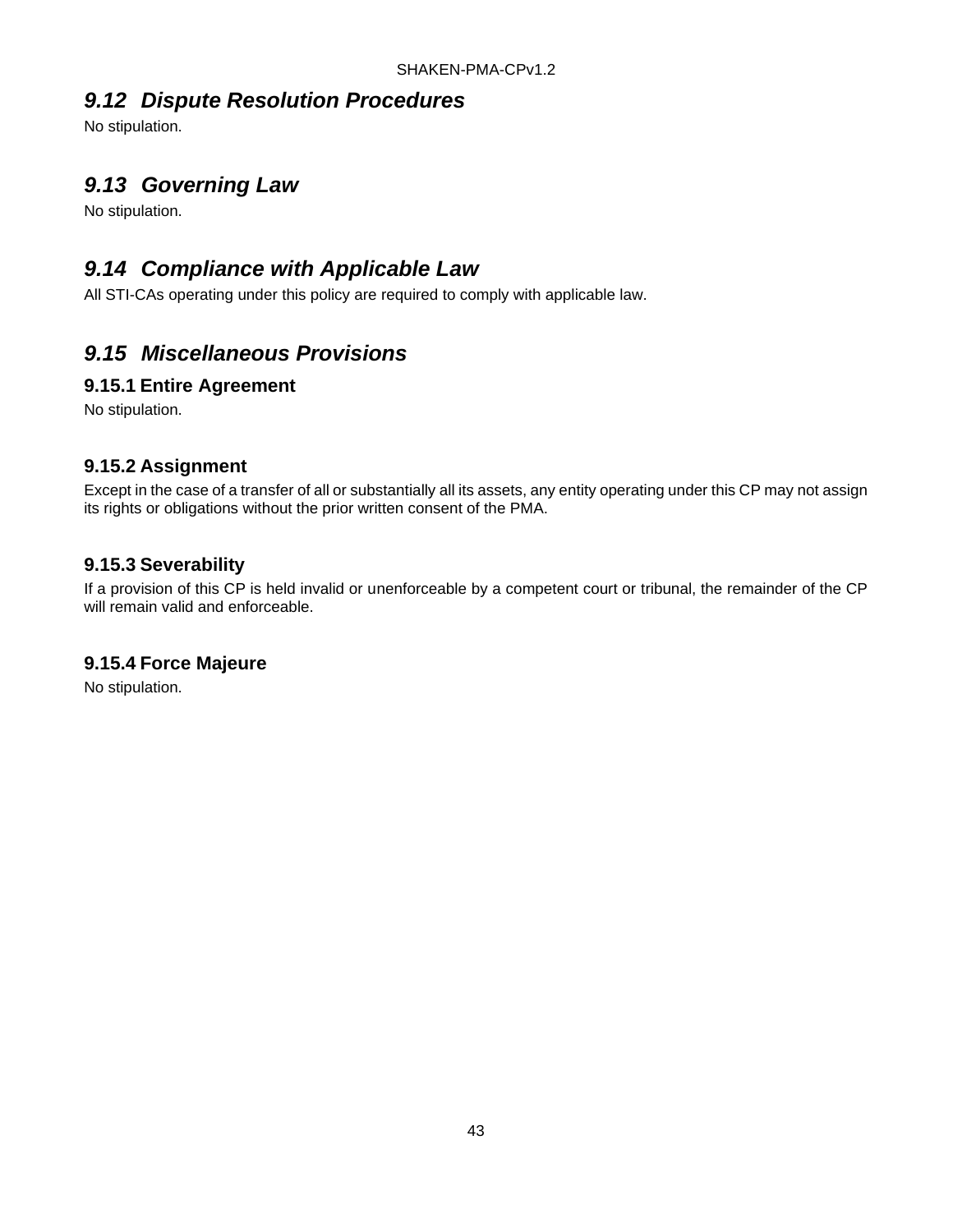## 9.12 Dispute Resolution Procedures

No stipulation.

## 9.13 Governing Law

No stipulation.

## 9.14 Compliance with Applicable Law

All STI-CAs operating under this policy are required to comply with applicable law.

## 9.15 Miscellaneous Provisions

### 9.15.1 Entire Agreement

No stipulation.

### 9.15.2 Assignment

Except in the case of a transfer of all or substantially all its assets, any entity operating under this CP may not assign its rights or obligations without the prior written consent of the PMA.

### 9.15.3 Severability

If a provision of this CP is held invalid or unenforceable by a competent court or tribunal, the remainder of the CP will remain valid and enforceable.

### 9.15.4 Force Majeure

No stipulation.